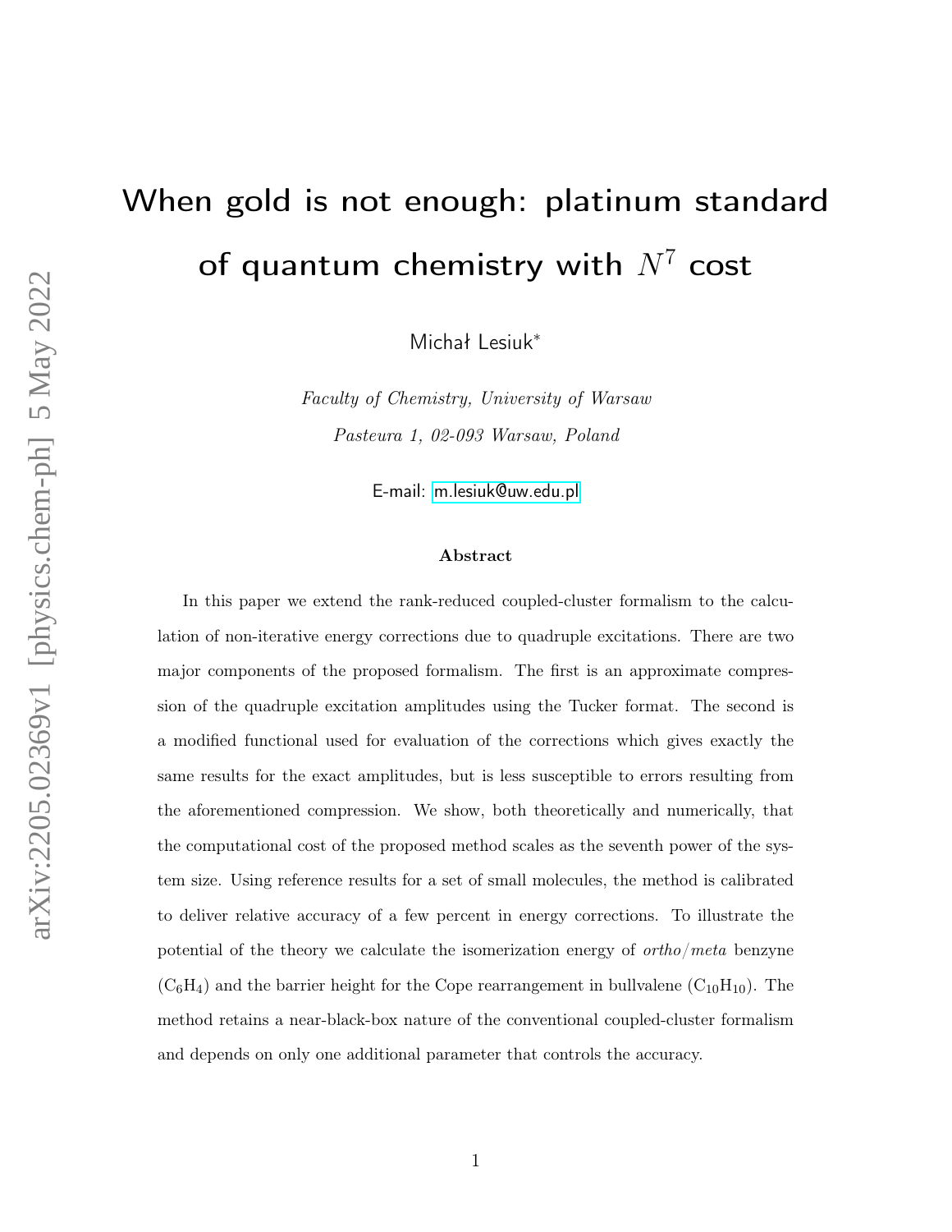# When gold is not enough: platinum standard of quantum chemistry with $N^7$ cost

Michał Lesiuk*

*Faculty of Chemistry, University of Warsaw*
*Pasteura 1, 02-093 Warsaw, Poland*

E-mail: m.lesiuk@uw.edu.pl

### Abstract

In this paper we extend the rank-reduced coupled-cluster formalism to the calculation of non-iterative energy corrections due to quadruple excitations. There are two major components of the proposed formalism. The first is an approximate compression of the quadruple excitation amplitudes using the Tucker format. The second is a modified functional used for evaluation of the corrections which gives exactly the same results for the exact amplitudes, but is less susceptible to errors resulting from the aforementioned compression. We show, both theoretically and numerically, that the computational cost of the proposed method scales as the seventh power of the system size. Using reference results for a set of small molecules, the method is calibrated to deliver relative accuracy of a few percent in energy corrections. To illustrate the potential of the theory we calculate the isomerization energy of *ortho*/*meta* benzyne ($C_6H_4$) and the barrier height for the Cope rearrangement in bullvalene ($C_{10}H_{10}$). The method retains a near-black-box nature of the conventional coupled-cluster formalism and depends on only one additional parameter that controls the accuracy.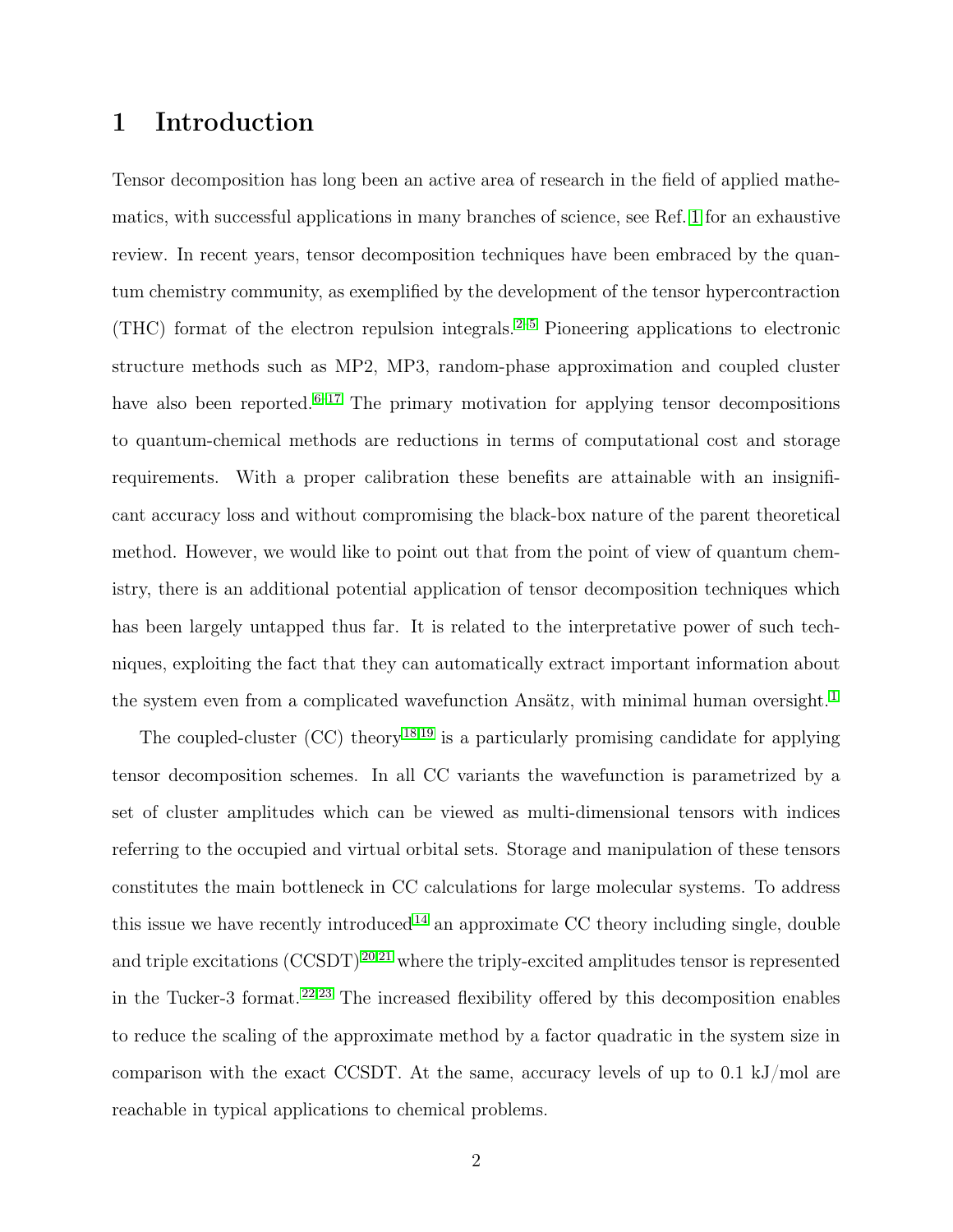# 1 Introduction

Tensor decomposition has long been an active area of research in the field of applied mathematics, with successful applications in many branches of science, see Ref. [1] for an exhaustive review. In recent years, tensor decomposition techniques have been embraced by the quantum chemistry community, as exemplified by the development of the tensor hypercontraction (THC) format of the electron repulsion integrals.[2–5] Pioneering applications to electronic structure methods such as MP2, MP3, random-phase approximation and coupled cluster have also been reported.[6–17] The primary motivation for applying tensor decompositions to quantum-chemical methods are reductions in terms of computational cost and storage requirements. With a proper calibration these benefits are attainable with an insignificant accuracy loss and without compromising the black-box nature of the parent theoretical method. However, we would like to point out that from the point of view of quantum chemistry, there is an additional potential application of tensor decomposition techniques which has been largely untapped thus far. It is related to the interpretative power of such techniques, exploiting the fact that they can automatically extract important information about the system even from a complicated wavefunction Ansätz, with minimal human oversight.[1]

The coupled-cluster (CC) theory[18,19] is a particularly promising candidate for applying tensor decomposition schemes. In all CC variants the wavefunction is parametrized by a set of cluster amplitudes which can be viewed as multi-dimensional tensors with indices referring to the occupied and virtual orbital sets. Storage and manipulation of these tensors constitutes the main bottleneck in CC calculations for large molecular systems. To address this issue we have recently introduced[14] an approximate CC theory including single, double and triple excitations (CCSDT)[20,21] where the triply-excited amplitudes tensor is represented in the Tucker-3 format.[22,23] The increased flexibility offered by this decomposition enables to reduce the scaling of the approximate method by a factor quadratic in the system size in comparison with the exact CCSDT. At the same, accuracy levels of up to 0.1 kJ/mol are reachable in typical applications to chemical problems.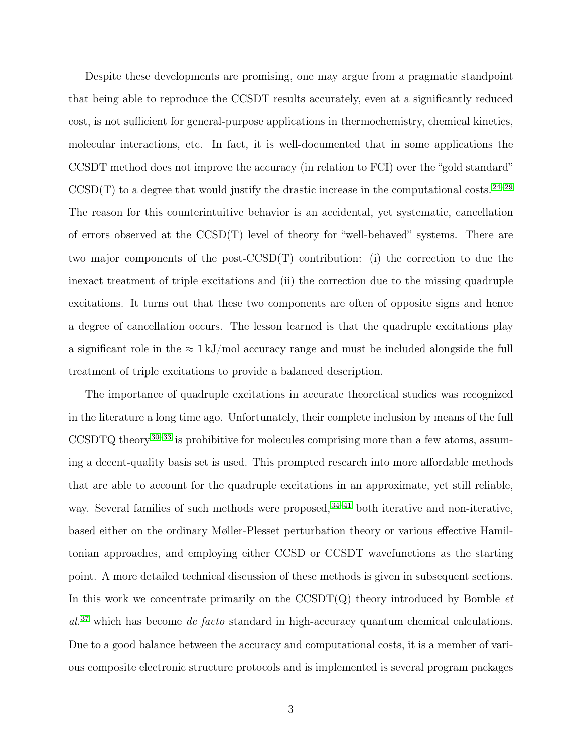Despite these developments are promising, one may argue from a pragmatic standpoint that being able to reproduce the CCSDT results accurately, even at a significantly reduced cost, is not sufficient for general-purpose applications in thermochemistry, chemical kinetics, molecular interactions, etc. In fact, it is well-documented that in some applications the CCSDT method does not improve the accuracy (in relation to FCI) over the "gold standard" CCSD(T) to a degree that would justify the drastic increase in the computational costs.[24–29] The reason for this counterintuitive behavior is an accidental, yet systematic, cancellation of errors observed at the CCSD(T) level of theory for "well-behaved" systems. There are two major components of the post-CCSD(T) contribution: (i) the correction to due the inexact treatment of triple excitations and (ii) the correction due to the missing quadruple excitations. It turns out that these two components are often of opposite signs and hence a degree of cancellation occurs. The lesson learned is that the quadruple excitations play a significant role in the $\approx 1\,\mathrm{kJ/mol}$ accuracy range and must be included alongside the full treatment of triple excitations to provide a balanced description.

The importance of quadruple excitations in accurate theoretical studies was recognized in the literature a long time ago. Unfortunately, their complete inclusion by means of the full CCSDTQ theory[30–33] is prohibitive for molecules comprising more than a few atoms, assuming a decent-quality basis set is used. This prompted research into more affordable methods that are able to account for the quadruple excitations in an approximate, yet still reliable, way. Several families of such methods were proposed,[34–41] both iterative and non-iterative, based either on the ordinary Møller-Plesset perturbation theory or various effective Hamiltonian approaches, and employing either CCSD or CCSDT wavefunctions as the starting point. A more detailed technical discussion of these methods is given in subsequent sections. In this work we concentrate primarily on the CCSDT(Q) theory introduced by Bomble *et al.*[37] which has become *de facto* standard in high-accuracy quantum chemical calculations. Due to a good balance between the accuracy and computational costs, it is a member of various composite electronic structure protocols and is implemented is several program packages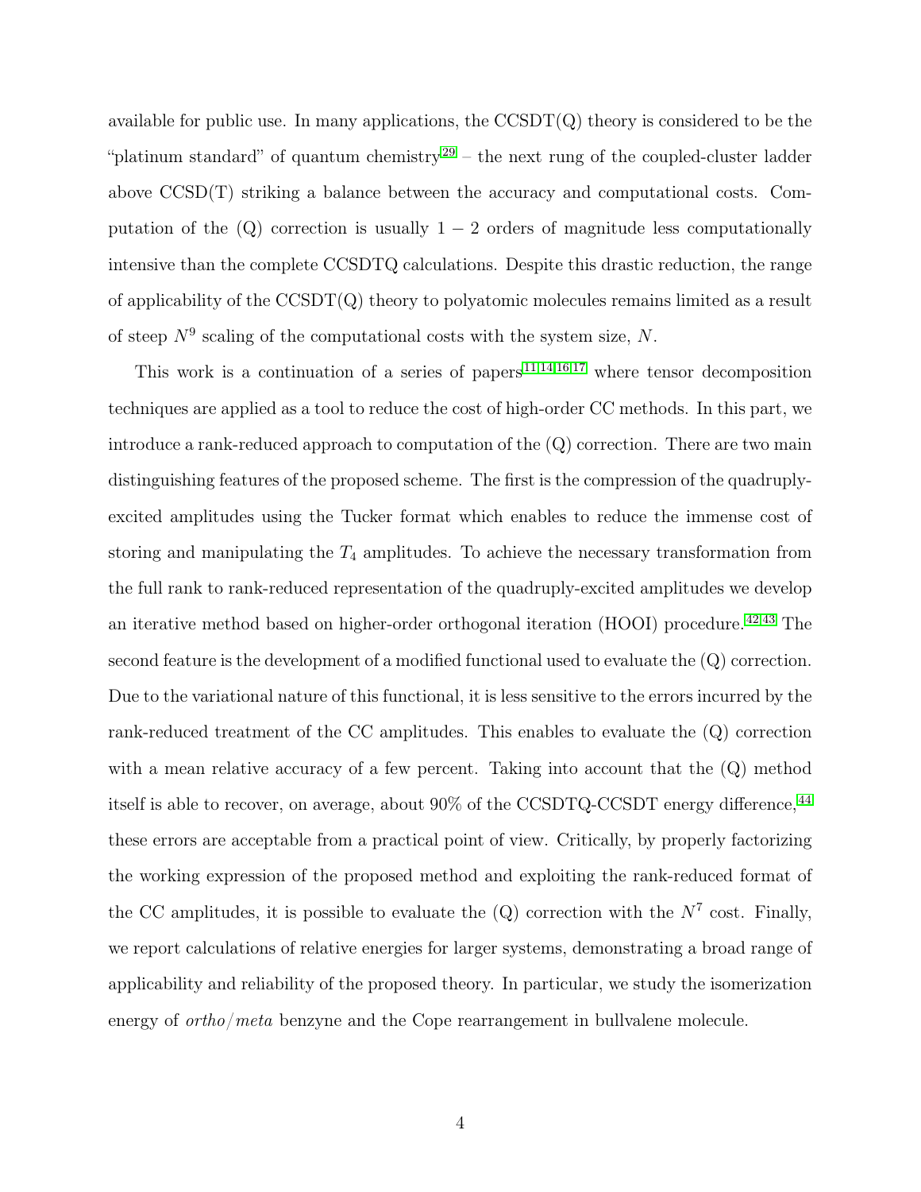available for public use. In many applications, the CCSDT(Q) theory is considered to be the "platinum standard" of quantum chemistry[29] – the next rung of the coupled-cluster ladder above CCSD(T) striking a balance between the accuracy and computational costs. Computation of the (Q) correction is usually $1-2$ orders of magnitude less computationally intensive than the complete CCSDTQ calculations. Despite this drastic reduction, the range of applicability of the CCSDT(Q) theory to polyatomic molecules remains limited as a result of steep $N^9$ scaling of the computational costs with the system size, $N$.

This work is a continuation of a series of papers[11,14,16,17] where tensor decomposition techniques are applied as a tool to reduce the cost of high-order CC methods. In this part, we introduce a rank-reduced approach to computation of the (Q) correction. There are two main distinguishing features of the proposed scheme. The first is the compression of the quadruply-excited amplitudes using the Tucker format which enables to reduce the immense cost of storing and manipulating the $T_4$ amplitudes. To achieve the necessary transformation from the full rank to rank-reduced representation of the quadruply-excited amplitudes we develop an iterative method based on higher-order orthogonal iteration (HOOI) procedure.[42,43] The second feature is the development of a modified functional used to evaluate the (Q) correction. Due to the variational nature of this functional, it is less sensitive to the errors incurred by the rank-reduced treatment of the CC amplitudes. This enables to evaluate the (Q) correction with a mean relative accuracy of a few percent. Taking into account that the (Q) method itself is able to recover, on average, about 90% of the CCSDTQ-CCSDT energy difference,[44] these errors are acceptable from a practical point of view. Critically, by properly factorizing the working expression of the proposed method and exploiting the rank-reduced format of the CC amplitudes, it is possible to evaluate the (Q) correction with the $N^7$ cost. Finally, we report calculations of relative energies for larger systems, demonstrating a broad range of applicability and reliability of the proposed theory. In particular, we study the isomerization energy of *ortho*/*meta* benzyne and the Cope rearrangement in bullvalene molecule.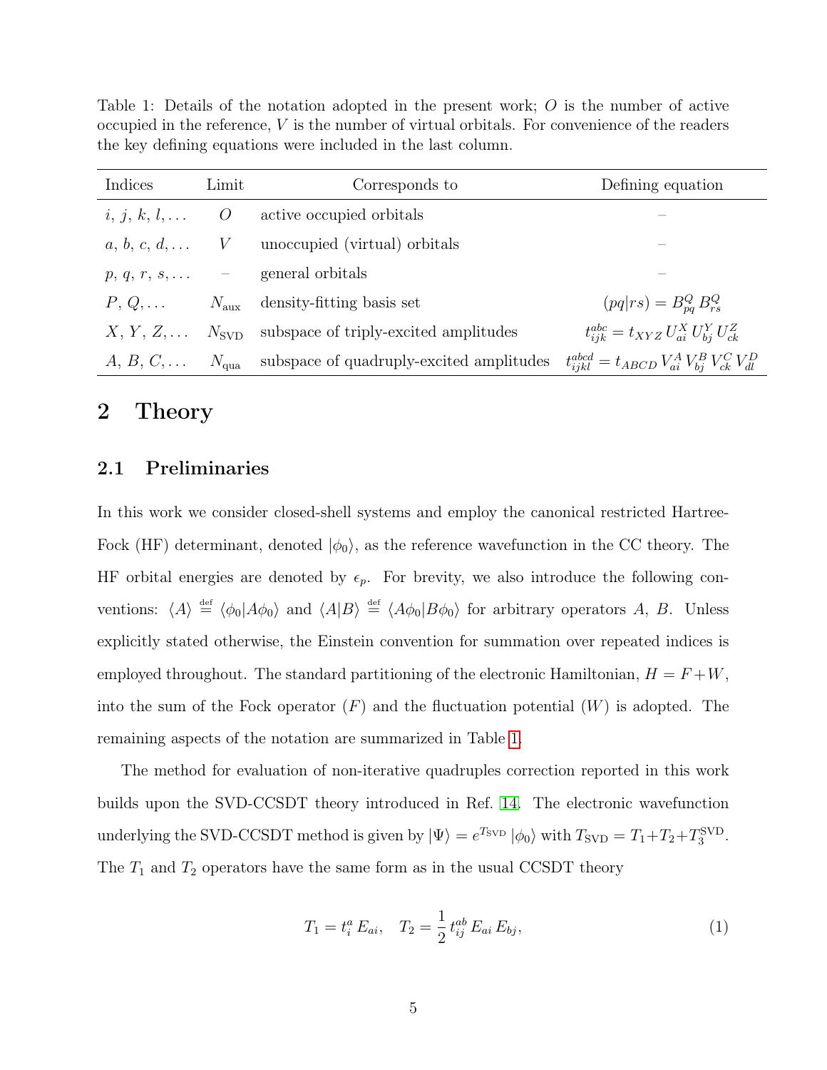Table 1: Details of the notation adopted in the present work; $O$ is the number of active occupied in the reference, $V$ is the number of virtual orbitals. For convenience of the readers the key defining equations were included in the last column.

| Indices | Limit | Corresponds to | Defining equation |
| --- | --- | --- | --- |
| $i, j, k, l, \ldots$ | $O$ | active occupied orbitals | – |
| $a, b, c, d, \ldots$ | $V$ | unoccupied (virtual) orbitals | – |
| $p, q, r, s, \ldots$ | – | general orbitals | – |
| $P, Q, \ldots$ | $N_{\text{aux}}$ | density-fitting basis set | $(pq\|rs) = B_{pq}^{Q}\, B_{rs}^{Q}$ |
| $X, Y, Z, \ldots$ | $N_{\text{SVD}}$ | subspace of triply-excited amplitudes | $t_{ijk}^{abc} = t_{XYZ}\, U_{ai}^{X}\, U_{bj}^{Y}\, U_{ck}^{Z}$ |
| $A, B, C, \ldots$ | $N_{\text{qua}}$ | subspace of quadruply-excited amplitudes | $t_{ijkl}^{abcd} = t_{ABCD}\, V_{ai}^{A}\, V_{bj}^{B}\, V_{ck}^{C}\, V_{dl}^{D}$ |

# 2 Theory

## 2.1 Preliminaries

In this work we consider closed-shell systems and employ the canonical restricted Hartree-Fock (HF) determinant, denoted $|\phi_0\rangle$, as the reference wavefunction in the CC theory. The HF orbital energies are denoted by $\epsilon_p$. For brevity, we also introduce the following conventions: $\langle A \rangle \overset{\text{def}}{=} \langle \phi_0 | A \phi_0 \rangle$ and $\langle A | B \rangle \overset{\text{def}}{=} \langle A\phi_0 | B \phi_0 \rangle$ for arbitrary operators $A$, $B$. Unless explicitly stated otherwise, the Einstein convention for summation over repeated indices is employed throughout. The standard partitioning of the electronic Hamiltonian, $H = F + W$, into the sum of the Fock operator ($F$) and the fluctuation potential ($W$) is adopted. The remaining aspects of the notation are summarized in Table 1.

The method for evaluation of non-iterative quadruples correction reported in this work builds upon the SVD-CCSDT theory introduced in Ref. 14. The electronic wavefunction underlying the SVD-CCSDT method is given by $|\Psi\rangle = e^{T_{\text{SVD}}} |\phi_0\rangle$ with $T_{\text{SVD}} = T_1 + T_2 + T_3^{\text{SVD}}$. The $T_1$ and $T_2$ operators have the same form as in the usual CCSDT theory

$$T_1 = t_i^a\, E_{ai}, \quad T_2 = \frac{1}{2}\, t_{ij}^{ab}\, E_{ai}\, E_{bj}, \tag{1}$$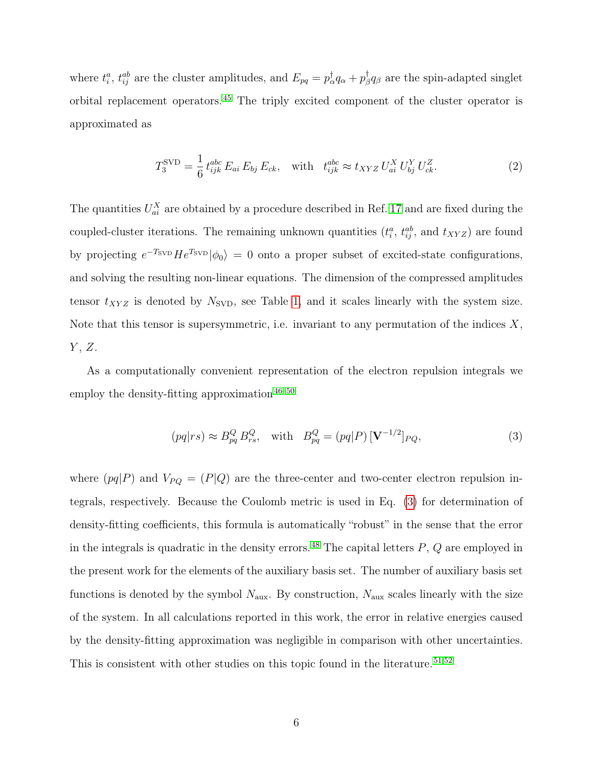where $t_i^a$, $t_{ij}^{ab}$ are the cluster amplitudes, and $E_{pq} = p_\alpha^\dagger q_\alpha + p_\beta^\dagger q_\beta$ are the spin-adapted singlet orbital replacement operators.[45] The triply excited component of the cluster operator is approximated as

$$T_3^{\mathrm{SVD}} = \frac{1}{6}\, t_{ijk}^{abc}\, E_{ai}\, E_{bj}\, E_{ck}, \quad \text{with} \quad t_{ijk}^{abc} \approx t_{XYZ}\, U_{ai}^X\, U_{bj}^Y\, U_{ck}^Z. \tag{2}$$

The quantities $U_{ai}^X$ are obtained by a procedure described in Ref. 17 and are fixed during the coupled-cluster iterations. The remaining unknown quantities ($t_i^a$, $t_{ij}^{ab}$, and $t_{XYZ}$) are found by projecting $e^{-T_{\mathrm{SVD}}} H e^{T_{\mathrm{SVD}}} |\phi_0\rangle = 0$ onto a proper subset of excited-state configurations, and solving the resulting non-linear equations. The dimension of the compressed amplitudes tensor $t_{XYZ}$ is denoted by $N_{\mathrm{SVD}}$, see Table 1, and it scales linearly with the system size. Note that this tensor is supersymmetric, i.e. invariant to any permutation of the indices $X$, $Y$, $Z$.

As a computationally convenient representation of the electron repulsion integrals we employ the density-fitting approximation[46–50]

$$(pq|rs) \approx B_{pq}^Q\, B_{rs}^Q, \quad \text{with} \quad B_{pq}^Q = (pq|P)\, [\mathbf{V}^{-1/2}]_{PQ}, \tag{3}$$

where $(pq|P)$ and $V_{PQ} = (P|Q)$ are the three-center and two-center electron repulsion integrals, respectively. Because the Coulomb metric is used in Eq. (3) for determination of density-fitting coefficients, this formula is automatically "robust" in the sense that the error in the integrals is quadratic in the density errors.[48] The capital letters $P$, $Q$ are employed in the present work for the elements of the auxiliary basis set. The number of auxiliary basis set functions is denoted by the symbol $N_{\mathrm{aux}}$. By construction, $N_{\mathrm{aux}}$ scales linearly with the size of the system. In all calculations reported in this work, the error in relative energies caused by the density-fitting approximation was negligible in comparison with other uncertainties. This is consistent with other studies on this topic found in the literature.[51,52]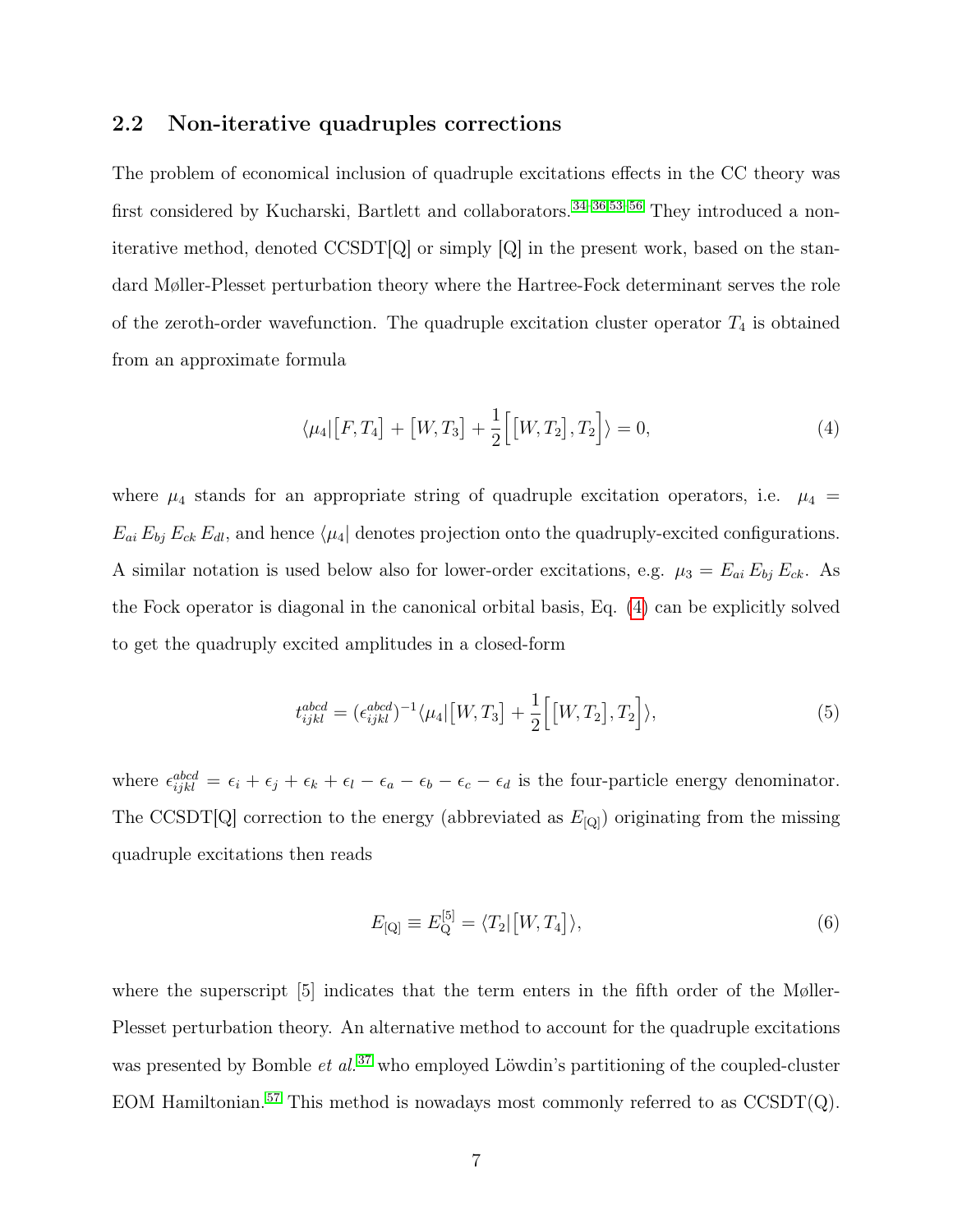### 2.2 Non-iterative quadruples corrections

The problem of economical inclusion of quadruple excitations effects in the CC theory was first considered by Kucharski, Bartlett and collaborators.[34–36,53–56] They introduced a non-iterative method, denoted CCSDT[Q] or simply [Q] in the present work, based on the standard Møller-Plesset perturbation theory where the Hartree-Fock determinant serves the role of the zeroth-order wavefunction. The quadruple excitation cluster operator $T_4$ is obtained from an approximate formula

$$\langle \mu_4 | \big[F, T_4\big] + \big[W, T_3\big] + \frac{1}{2}\Big[\big[W, T_2\big], T_2\Big] \rangle = 0, \tag{4}$$

where $\mu_4$ stands for an appropriate string of quadruple excitation operators, i.e. $\mu_4 = E_{ai}\, E_{bj}\, E_{ck}\, E_{dl}$, and hence $\langle \mu_4 |$ denotes projection onto the quadruply-excited configurations. A similar notation is used below also for lower-order excitations, e.g. $\mu_3 = E_{ai}\, E_{bj}\, E_{ck}$. As the Fock operator is diagonal in the canonical orbital basis, Eq. (4) can be explicitly solved to get the quadruply excited amplitudes in a closed-form

$$t_{ijkl}^{abcd} = (\epsilon_{ijkl}^{abcd})^{-1} \langle \mu_4 | \big[W, T_3\big] + \frac{1}{2}\Big[\big[W, T_2\big], T_2\Big] \rangle, \tag{5}$$

where $\epsilon_{ijkl}^{abcd} = \epsilon_i + \epsilon_j + \epsilon_k + \epsilon_l - \epsilon_a - \epsilon_b - \epsilon_c - \epsilon_d$ is the four-particle energy denominator. The CCSDT[Q] correction to the energy (abbreviated as $E_{[\mathrm{Q}]}$) originating from the missing quadruple excitations then reads

$$E_{[\mathrm{Q}]} \equiv E_{\mathrm{Q}}^{[5]} = \langle T_2 | \big[W, T_4\big] \rangle, \tag{6}$$

where the superscript [5] indicates that the term enters in the fifth order of the Møller-Plesset perturbation theory. An alternative method to account for the quadruple excitations was presented by Bomble *et al.*[37] who employed Löwdin's partitioning of the coupled-cluster EOM Hamiltonian.[57] This method is nowadays most commonly referred to as CCSDT(Q).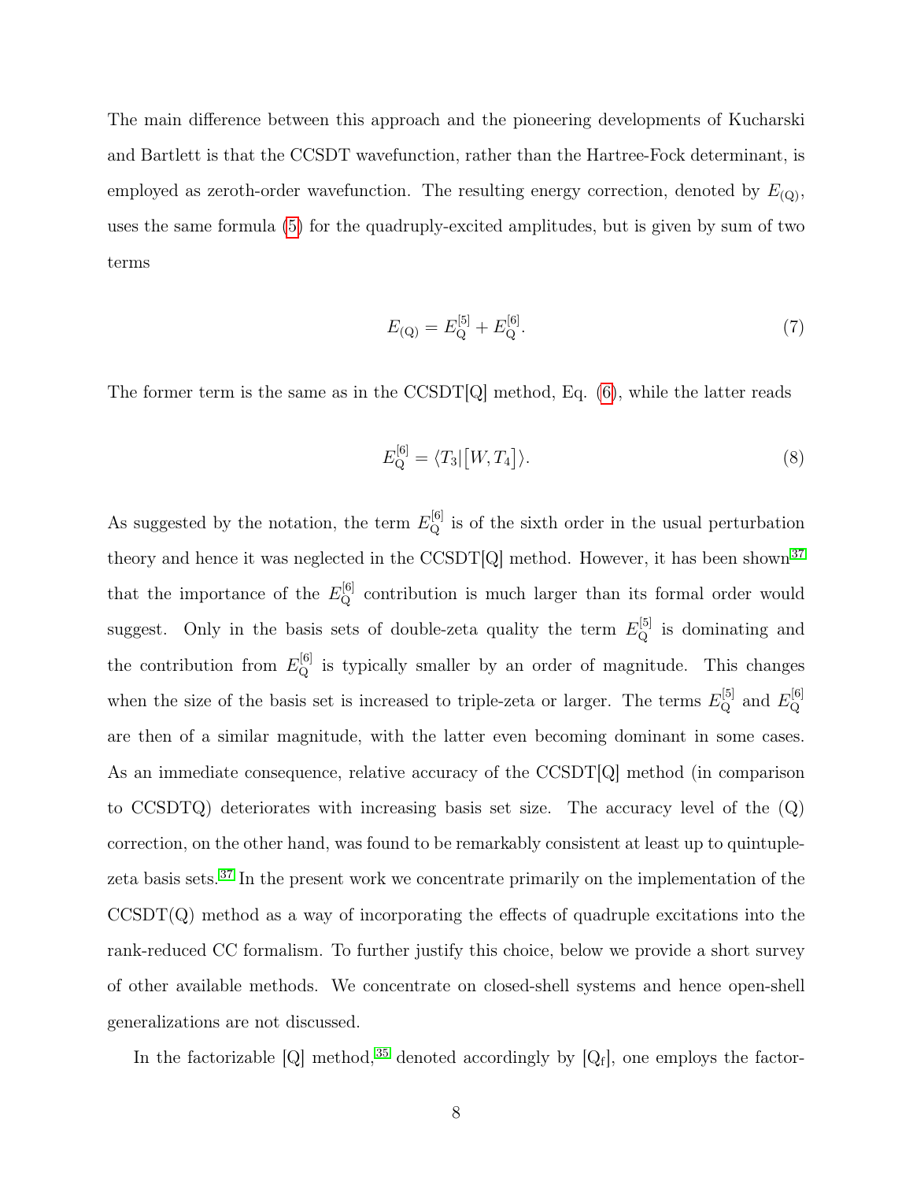The main difference between this approach and the pioneering developments of Kucharski and Bartlett is that the CCSDT wavefunction, rather than the Hartree-Fock determinant, is employed as zeroth-order wavefunction. The resulting energy correction, denoted by $E_{(\mathrm{Q})}$, uses the same formula (5) for the quadruply-excited amplitudes, but is given by sum of two terms

$$E_{(\mathrm{Q})} = E_{\mathrm{Q}}^{[5]} + E_{\mathrm{Q}}^{[6]}. \tag{7}$$

The former term is the same as in the CCSDT[Q] method, Eq. (6), while the latter reads

$$E_{\mathrm{Q}}^{[6]} = \langle T_3 | \big[ W, T_4 \big] \rangle. \tag{8}$$

As suggested by the notation, the term $E_{\mathrm{Q}}^{[6]}$ is of the sixth order in the usual perturbation theory and hence it was neglected in the CCSDT[Q] method. However, it has been shown[37] that the importance of the $E_{\mathrm{Q}}^{[6]}$ contribution is much larger than its formal order would suggest. Only in the basis sets of double-zeta quality the term $E_{\mathrm{Q}}^{[5]}$ is dominating and the contribution from $E_{\mathrm{Q}}^{[6]}$ is typically smaller by an order of magnitude. This changes when the size of the basis set is increased to triple-zeta or larger. The terms $E_{\mathrm{Q}}^{[5]}$ and $E_{\mathrm{Q}}^{[6]}$ are then of a similar magnitude, with the latter even becoming dominant in some cases. As an immediate consequence, relative accuracy of the CCSDT[Q] method (in comparison to CCSDTQ) deteriorates with increasing basis set size. The accuracy level of the (Q) correction, on the other hand, was found to be remarkably consistent at least up to quintuple-zeta basis sets.[37] In the present work we concentrate primarily on the implementation of the CCSDT(Q) method as a way of incorporating the effects of quadruple excitations into the rank-reduced CC formalism. To further justify this choice, below we provide a short survey of other available methods. We concentrate on closed-shell systems and hence open-shell generalizations are not discussed.

In the factorizable [Q] method,[35] denoted accordingly by [$\mathrm{Q_f}$], one employs the factor-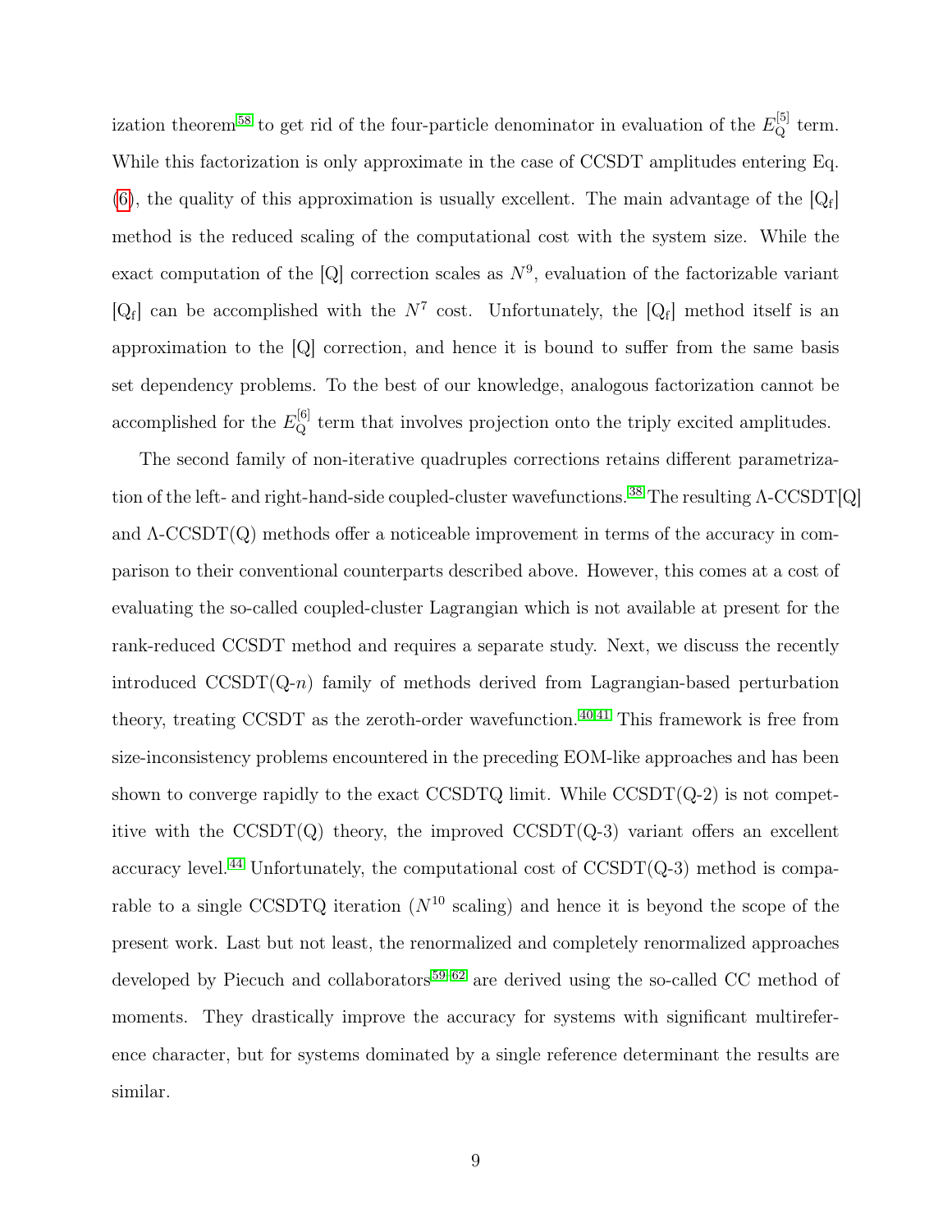ization theorem[58] to get rid of the four-particle denominator in evaluation of the $E_{\rm Q}^{[5]}$ term. While this factorization is only approximate in the case of CCSDT amplitudes entering Eq. (6), the quality of this approximation is usually excellent. The main advantage of the [$\rm Q_f$] method is the reduced scaling of the computational cost with the system size. While the exact computation of the [Q] correction scales as $N^9$, evaluation of the factorizable variant [$\rm Q_f$] can be accomplished with the $N^7$ cost. Unfortunately, the [$\rm Q_f$] method itself is an approximation to the [Q] correction, and hence it is bound to suffer from the same basis set dependency problems. To the best of our knowledge, analogous factorization cannot be accomplished for the $E_{\rm Q}^{[6]}$ term that involves projection onto the triply excited amplitudes.

The second family of non-iterative quadruples corrections retains different parametrization of the left- and right-hand-side coupled-cluster wavefunctions.[38] The resulting Λ-CCSDT[Q] and Λ-CCSDT(Q) methods offer a noticeable improvement in terms of the accuracy in comparison to their conventional counterparts described above. However, this comes at a cost of evaluating the so-called coupled-cluster Lagrangian which is not available at present for the rank-reduced CCSDT method and requires a separate study. Next, we discuss the recently introduced CCSDT(Q-$n$) family of methods derived from Lagrangian-based perturbation theory, treating CCSDT as the zeroth-order wavefunction.[40,41] This framework is free from size-inconsistency problems encountered in the preceding EOM-like approaches and has been shown to converge rapidly to the exact CCSDTQ limit. While CCSDT(Q-2) is not competitive with the CCSDT(Q) theory, the improved CCSDT(Q-3) variant offers an excellent accuracy level.[44] Unfortunately, the computational cost of CCSDT(Q-3) method is comparable to a single CCSDTQ iteration ($N^{10}$ scaling) and hence it is beyond the scope of the present work. Last but not least, the renormalized and completely renormalized approaches developed by Piecuch and collaborators[59–62] are derived using the so-called CC method of moments. They drastically improve the accuracy for systems with significant multireference character, but for systems dominated by a single reference determinant the results are similar.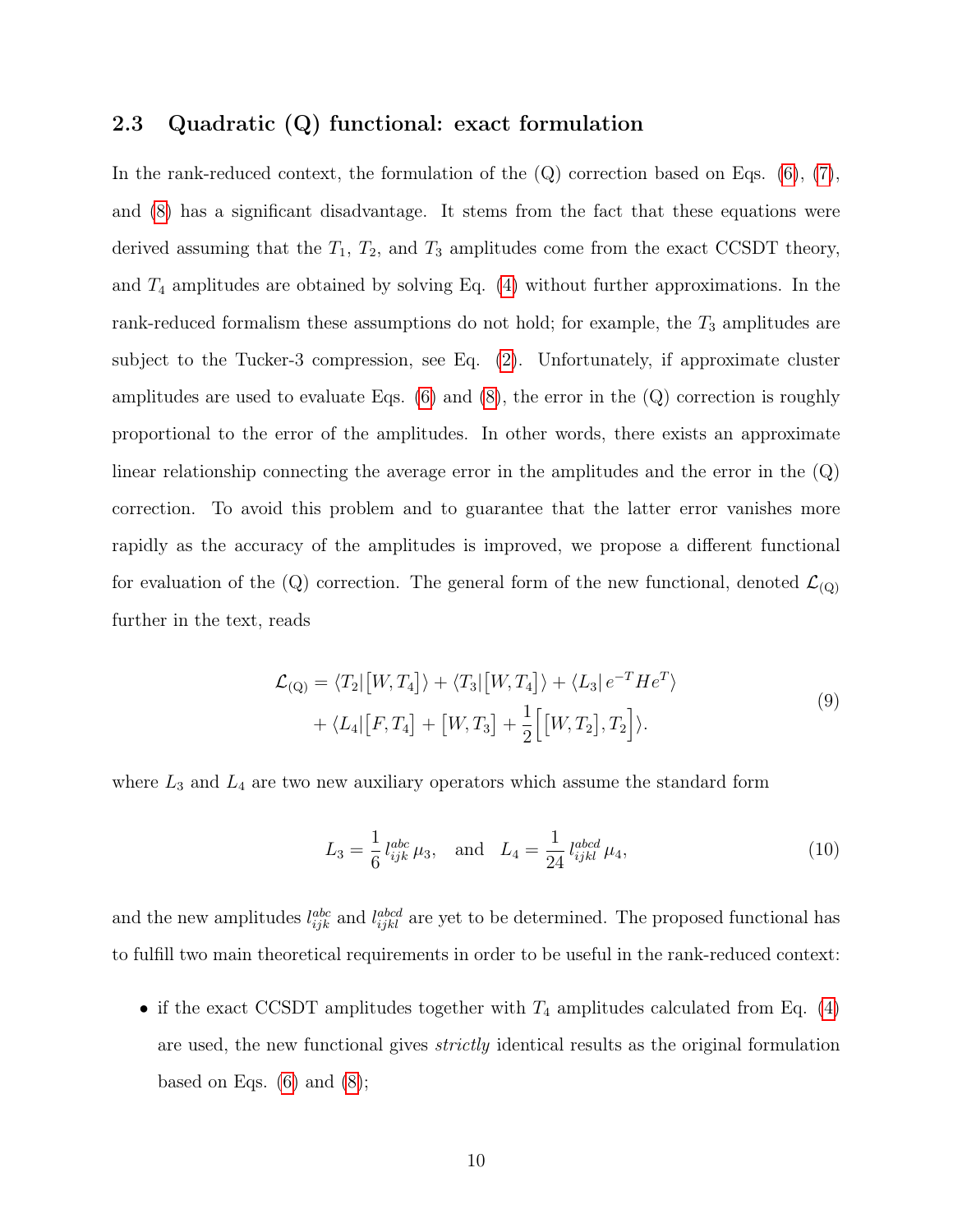### 2.3 Quadratic (Q) functional: exact formulation

In the rank-reduced context, the formulation of the (Q) correction based on Eqs. (6), (7), and (8) has a significant disadvantage. It stems from the fact that these equations were derived assuming that the $T_1$, $T_2$, and $T_3$ amplitudes come from the exact CCSDT theory, and $T_4$ amplitudes are obtained by solving Eq. (4) without further approximations. In the rank-reduced formalism these assumptions do not hold; for example, the $T_3$ amplitudes are subject to the Tucker-3 compression, see Eq. (2). Unfortunately, if approximate cluster amplitudes are used to evaluate Eqs. (6) and (8), the error in the (Q) correction is roughly proportional to the error of the amplitudes. In other words, there exists an approximate linear relationship connecting the average error in the amplitudes and the error in the (Q) correction. To avoid this problem and to guarantee that the latter error vanishes more rapidly as the accuracy of the amplitudes is improved, we propose a different functional for evaluation of the (Q) correction. The general form of the new functional, denoted $\mathcal{L}_{(Q)}$ further in the text, reads

$$
\begin{aligned}
\mathcal{L}_{(Q)} &= \langle T_2|\big[W,T_4\big]\rangle + \langle T_3|\big[W,T_4\big]\rangle + \langle L_3|\, e^{-T} H e^{T}\rangle \\
&\quad + \langle L_4|\big[F,T_4\big] + \big[W,T_3\big] + \frac{1}{2}\Big[\big[W,T_2\big],T_2\Big]\rangle.
\end{aligned}
\tag{9}
$$

where $L_3$ and $L_4$ are two new auxiliary operators which assume the standard form

$$
L_3 = \frac{1}{6}\, l_{ijk}^{abc}\, \mu_3, \quad \text{and} \quad L_4 = \frac{1}{24}\, l_{ijkl}^{abcd}\, \mu_4,
\tag{10}
$$

and the new amplitudes $l_{ijk}^{abc}$ and $l_{ijkl}^{abcd}$ are yet to be determined. The proposed functional has to fulfill two main theoretical requirements in order to be useful in the rank-reduced context:

- if the exact CCSDT amplitudes together with $T_4$ amplitudes calculated from Eq. (4) are used, the new functional gives *strictly* identical results as the original formulation based on Eqs. (6) and (8);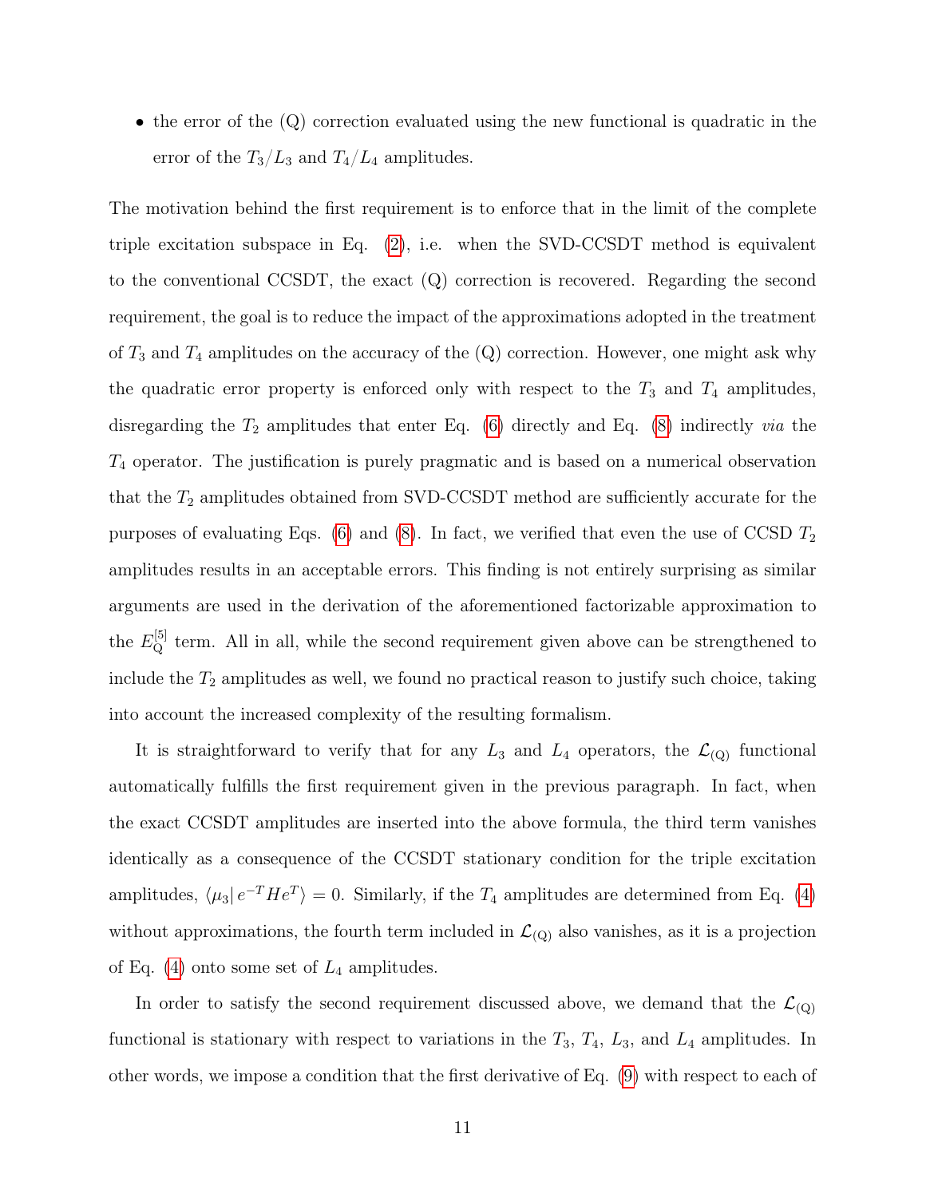- the error of the (Q) correction evaluated using the new functional is quadratic in the error of the $T_3/L_3$ and $T_4/L_4$ amplitudes.

The motivation behind the first requirement is to enforce that in the limit of the complete triple excitation subspace in Eq. (2), i.e. when the SVD-CCSDT method is equivalent to the conventional CCSDT, the exact (Q) correction is recovered. Regarding the second requirement, the goal is to reduce the impact of the approximations adopted in the treatment of $T_3$ and $T_4$ amplitudes on the accuracy of the (Q) correction. However, one might ask why the quadratic error property is enforced only with respect to the $T_3$ and $T_4$ amplitudes, disregarding the $T_2$ amplitudes that enter Eq. (6) directly and Eq. (8) indirectly *via* the $T_4$ operator. The justification is purely pragmatic and is based on a numerical observation that the $T_2$ amplitudes obtained from SVD-CCSDT method are sufficiently accurate for the purposes of evaluating Eqs. (6) and (8). In fact, we verified that even the use of CCSD $T_2$ amplitudes results in an acceptable errors. This finding is not entirely surprising as similar arguments are used in the derivation of the aforementioned factorizable approximation to the $E_{\mathrm{Q}}^{[5]}$ term. All in all, while the second requirement given above can be strengthened to include the $T_2$ amplitudes as well, we found no practical reason to justify such choice, taking into account the increased complexity of the resulting formalism.

It is straightforward to verify that for any $L_3$ and $L_4$ operators, the $\mathcal{L}_{(\mathrm{Q})}$ functional automatically fulfills the first requirement given in the previous paragraph. In fact, when the exact CCSDT amplitudes are inserted into the above formula, the third term vanishes identically as a consequence of the CCSDT stationary condition for the triple excitation amplitudes, $\langle\mu_3|\, e^{-T}He^{T}\rangle = 0$. Similarly, if the $T_4$ amplitudes are determined from Eq. (4) without approximations, the fourth term included in $\mathcal{L}_{(\mathrm{Q})}$ also vanishes, as it is a projection of Eq. (4) onto some set of $L_4$ amplitudes.

In order to satisfy the second requirement discussed above, we demand that the $\mathcal{L}_{(\mathrm{Q})}$ functional is stationary with respect to variations in the $T_3$, $T_4$, $L_3$, and $L_4$ amplitudes. In other words, we impose a condition that the first derivative of Eq. (9) with respect to each of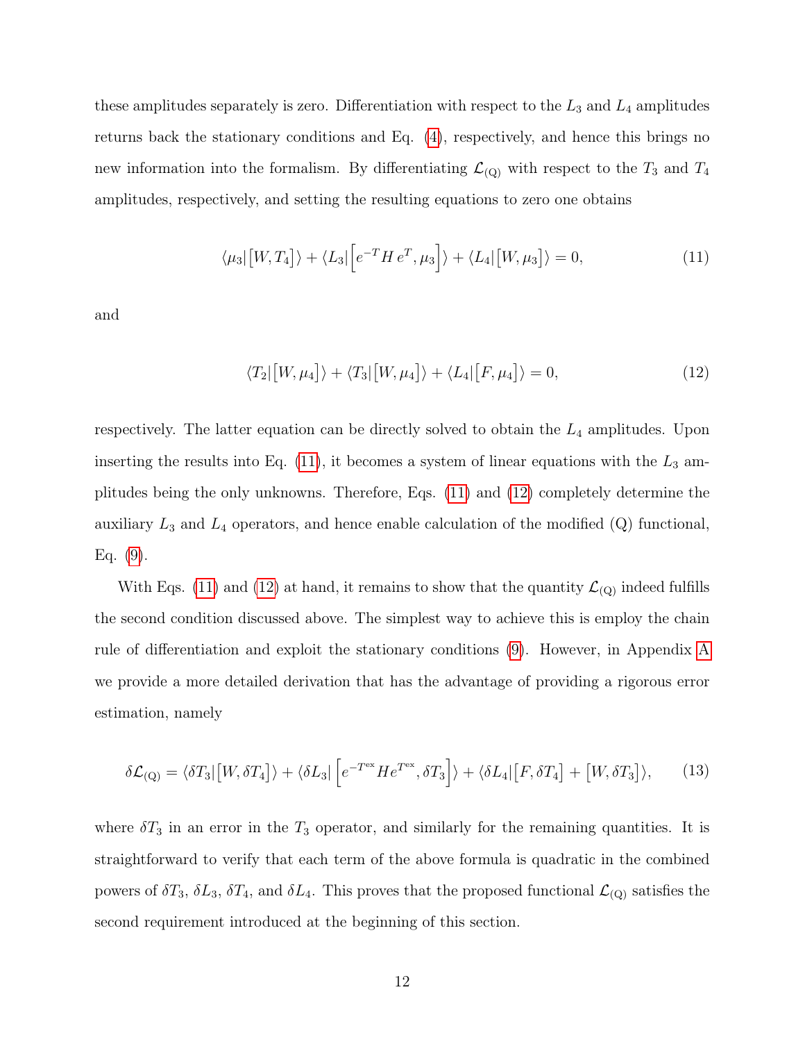these amplitudes separately is zero. Differentiation with respect to the $L_3$ and $L_4$ amplitudes returns back the stationary conditions and Eq. (4), respectively, and hence this brings no new information into the formalism. By differentiating $\mathcal{L}_{(\mathrm{Q})}$ with respect to the $T_3$ and $T_4$ amplitudes, respectively, and setting the resulting equations to zero one obtains

$$\langle \mu_3 | \big[ W, T_4 \big] \rangle + \langle L_3 | \Big[ e^{-T} H \, e^{T}, \mu_3 \Big] \rangle + \langle L_4 | \big[ W, \mu_3 \big] \rangle = 0, \tag{11}$$

and

$$\langle T_2 | \big[ W, \mu_4 \big] \rangle + \langle T_3 | \big[ W, \mu_4 \big] \rangle + \langle L_4 | \big[ F, \mu_4 \big] \rangle = 0, \tag{12}$$

respectively. The latter equation can be directly solved to obtain the $L_4$ amplitudes. Upon inserting the results into Eq. (11), it becomes a system of linear equations with the $L_3$ amplitudes being the only unknowns. Therefore, Eqs. (11) and (12) completely determine the auxiliary $L_3$ and $L_4$ operators, and hence enable calculation of the modified (Q) functional, Eq. (9).

With Eqs. (11) and (12) at hand, it remains to show that the quantity $\mathcal{L}_{(\mathrm{Q})}$ indeed fulfills the second condition discussed above. The simplest way to achieve this is employ the chain rule of differentiation and exploit the stationary conditions (9). However, in Appendix A we provide a more detailed derivation that has the advantage of providing a rigorous error estimation, namely

$$\delta \mathcal{L}_{(\mathrm{Q})} = \langle \delta T_3 | \big[ W, \delta T_4 \big] \rangle + \langle \delta L_3 | \Big[ e^{-T^{\mathrm{ex}}} H e^{T^{\mathrm{ex}}}, \delta T_3 \Big] \rangle + \langle \delta L_4 | \big[ F, \delta T_4 \big] + \big[ W, \delta T_3 \big] \rangle, \tag{13}$$

where $\delta T_3$ in an error in the $T_3$ operator, and similarly for the remaining quantities. It is straightforward to verify that each term of the above formula is quadratic in the combined powers of $\delta T_3$, $\delta L_3$, $\delta T_4$, and $\delta L_4$. This proves that the proposed functional $\mathcal{L}_{(\mathrm{Q})}$ satisfies the second requirement introduced at the beginning of this section.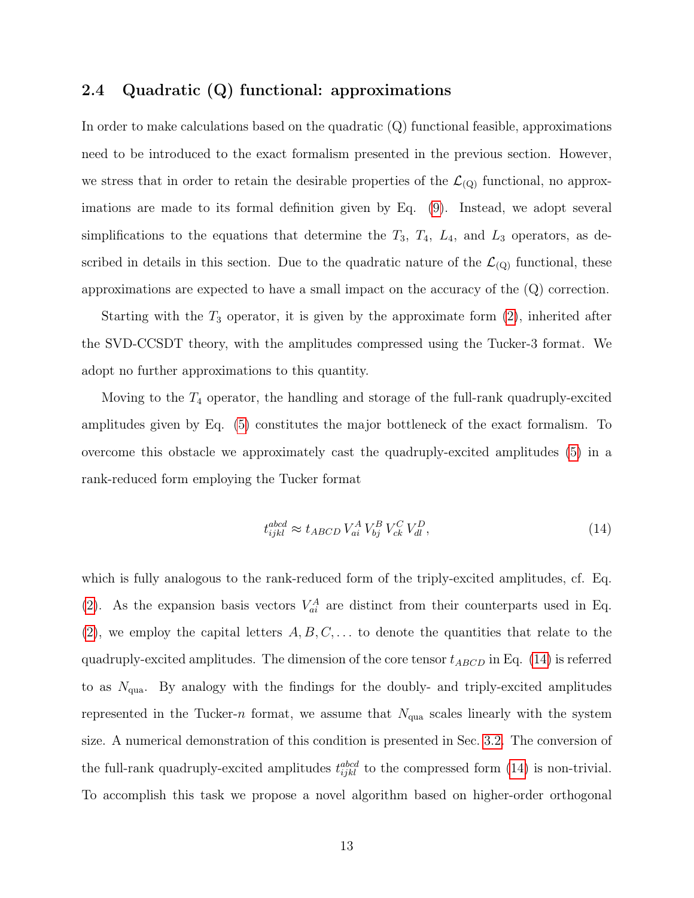### 2.4 Quadratic (Q) functional: approximations

In order to make calculations based on the quadratic (Q) functional feasible, approximations need to be introduced to the exact formalism presented in the previous section. However, we stress that in order to retain the desirable properties of the $\mathcal{L}_{(\text{Q})}$ functional, no approximations are made to its formal definition given by Eq. (9). Instead, we adopt several simplifications to the equations that determine the $T_3$, $T_4$, $L_4$, and $L_3$ operators, as described in details in this section. Due to the quadratic nature of the $\mathcal{L}_{(\text{Q})}$ functional, these approximations are expected to have a small impact on the accuracy of the (Q) correction.

Starting with the $T_3$ operator, it is given by the approximate form (2), inherited after the SVD-CCSDT theory, with the amplitudes compressed using the Tucker-3 format. We adopt no further approximations to this quantity.

Moving to the $T_4$ operator, the handling and storage of the full-rank quadruply-excited amplitudes given by Eq. (5) constitutes the major bottleneck of the exact formalism. To overcome this obstacle we approximately cast the quadruply-excited amplitudes (5) in a rank-reduced form employing the Tucker format

$$t_{ijkl}^{abcd} \approx t_{ABCD}\, V_{ai}^{A}\, V_{bj}^{B}\, V_{ck}^{C}\, V_{dl}^{D}, \tag{14}$$

which is fully analogous to the rank-reduced form of the triply-excited amplitudes, cf. Eq. (2). As the expansion basis vectors $V_{ai}^{A}$ are distinct from their counterparts used in Eq. (2), we employ the capital letters $A, B, C, \ldots$ to denote the quantities that relate to the quadruply-excited amplitudes. The dimension of the core tensor $t_{ABCD}$ in Eq. (14) is referred to as $N_{\text{qua}}$. By analogy with the findings for the doubly- and triply-excited amplitudes represented in the Tucker-$n$ format, we assume that $N_{\text{qua}}$ scales linearly with the system size. A numerical demonstration of this condition is presented in Sec. 3.2. The conversion of the full-rank quadruply-excited amplitudes $t_{ijkl}^{abcd}$ to the compressed form (14) is non-trivial. To accomplish this task we propose a novel algorithm based on higher-order orthogonal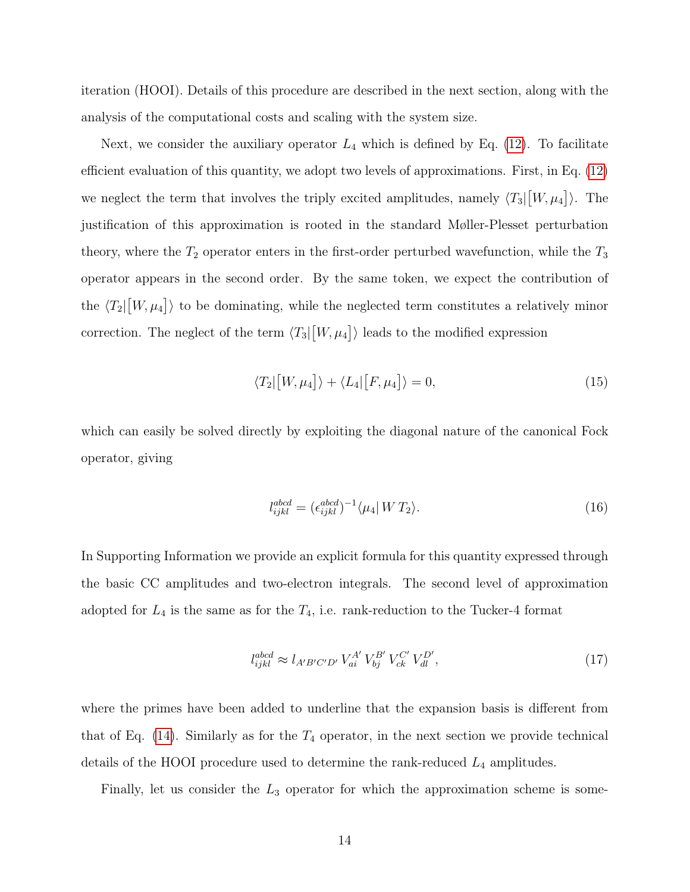iteration (HOOI). Details of this procedure are described in the next section, along with the analysis of the computational costs and scaling with the system size.

Next, we consider the auxiliary operator $L_4$ which is defined by Eq. (12). To facilitate efficient evaluation of this quantity, we adopt two levels of approximations. First, in Eq. (12) we neglect the term that involves the triply excited amplitudes, namely $\langle T_3|\big[W, \mu_4\big]\rangle$. The justification of this approximation is rooted in the standard Møller-Plesset perturbation theory, where the $T_2$ operator enters in the first-order perturbed wavefunction, while the $T_3$ operator appears in the second order. By the same token, we expect the contribution of the $\langle T_2|\big[W, \mu_4\big]\rangle$ to be dominating, while the neglected term constitutes a relatively minor correction. The neglect of the term $\langle T_3|\big[W, \mu_4\big]\rangle$ leads to the modified expression

$$\langle T_2|\big[W, \mu_4\big]\rangle + \langle L_4|\big[F, \mu_4\big]\rangle = 0, \tag{15}$$

which can easily be solved directly by exploiting the diagonal nature of the canonical Fock operator, giving

$$l_{ijkl}^{abcd} = (\epsilon_{ijkl}^{abcd})^{-1}\langle \mu_4|\, W\, T_2\rangle. \tag{16}$$

In Supporting Information we provide an explicit formula for this quantity expressed through the basic CC amplitudes and two-electron integrals. The second level of approximation adopted for $L_4$ is the same as for the $T_4$, i.e. rank-reduction to the Tucker-4 format

$$l_{ijkl}^{abcd} \approx l_{A'B'C'D'}\, V_{ai}^{A'}\, V_{bj}^{B'}\, V_{ck}^{C'}\, V_{dl}^{D'}, \tag{17}$$

where the primes have been added to underline that the expansion basis is different from that of Eq. (14). Similarly as for the $T_4$ operator, in the next section we provide technical details of the HOOI procedure used to determine the rank-reduced $L_4$ amplitudes.

Finally, let us consider the $L_3$ operator for which the approximation scheme is some-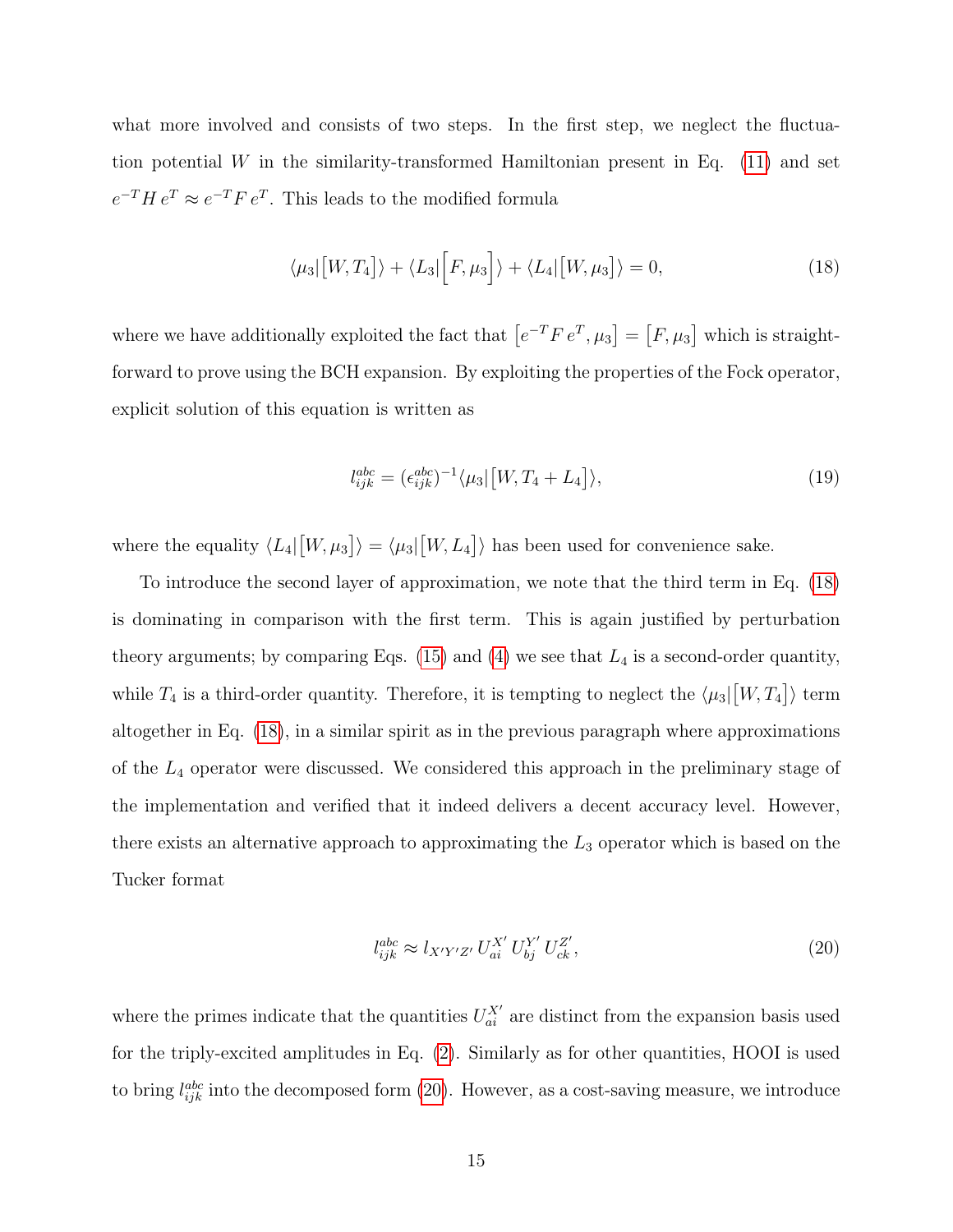what more involved and consists of two steps. In the first step, we neglect the fluctuation potential $W$ in the similarity-transformed Hamiltonian present in Eq. (11) and set $e^{-T} H\, e^{T} \approx e^{-T} F\, e^{T}$. This leads to the modified formula

$$\langle \mu_3 | \big[ W, T_4 \big] \rangle + \langle L_3 | \Big[ F, \mu_3 \Big] \rangle + \langle L_4 | \big[ W, \mu_3 \big] \rangle = 0, \tag{18}$$

where we have additionally exploited the fact that $\big[ e^{-T} F\, e^{T}, \mu_3 \big] = \big[ F, \mu_3 \big]$ which is straightforward to prove using the BCH expansion. By exploiting the properties of the Fock operator, explicit solution of this equation is written as

$$l_{ijk}^{abc} = (\epsilon_{ijk}^{abc})^{-1} \langle \mu_3 | \big[ W, T_4 + L_4 \big] \rangle, \tag{19}$$

where the equality $\langle L_4 | \big[ W, \mu_3 \big] \rangle = \langle \mu_3 | \big[ W, L_4 \big] \rangle$ has been used for convenience sake.

To introduce the second layer of approximation, we note that the third term in Eq. (18) is dominating in comparison with the first term. This is again justified by perturbation theory arguments; by comparing Eqs. (15) and (4) we see that $L_4$ is a second-order quantity, while $T_4$ is a third-order quantity. Therefore, it is tempting to neglect the $\langle \mu_3 | \big[ W, T_4 \big] \rangle$ term altogether in Eq. (18), in a similar spirit as in the previous paragraph where approximations of the $L_4$ operator were discussed. We considered this approach in the preliminary stage of the implementation and verified that it indeed delivers a decent accuracy level. However, there exists an alternative approach to approximating the $L_3$ operator which is based on the Tucker format

$$l_{ijk}^{abc} \approx l_{X'Y'Z'}\, U_{ai}^{X'}\, U_{bj}^{Y'}\, U_{ck}^{Z'}, \tag{20}$$

where the primes indicate that the quantities $U_{ai}^{X'}$ are distinct from the expansion basis used for the triply-excited amplitudes in Eq. (2). Similarly as for other quantities, HOOI is used to bring $l_{ijk}^{abc}$ into the decomposed form (20). However, as a cost-saving measure, we introduce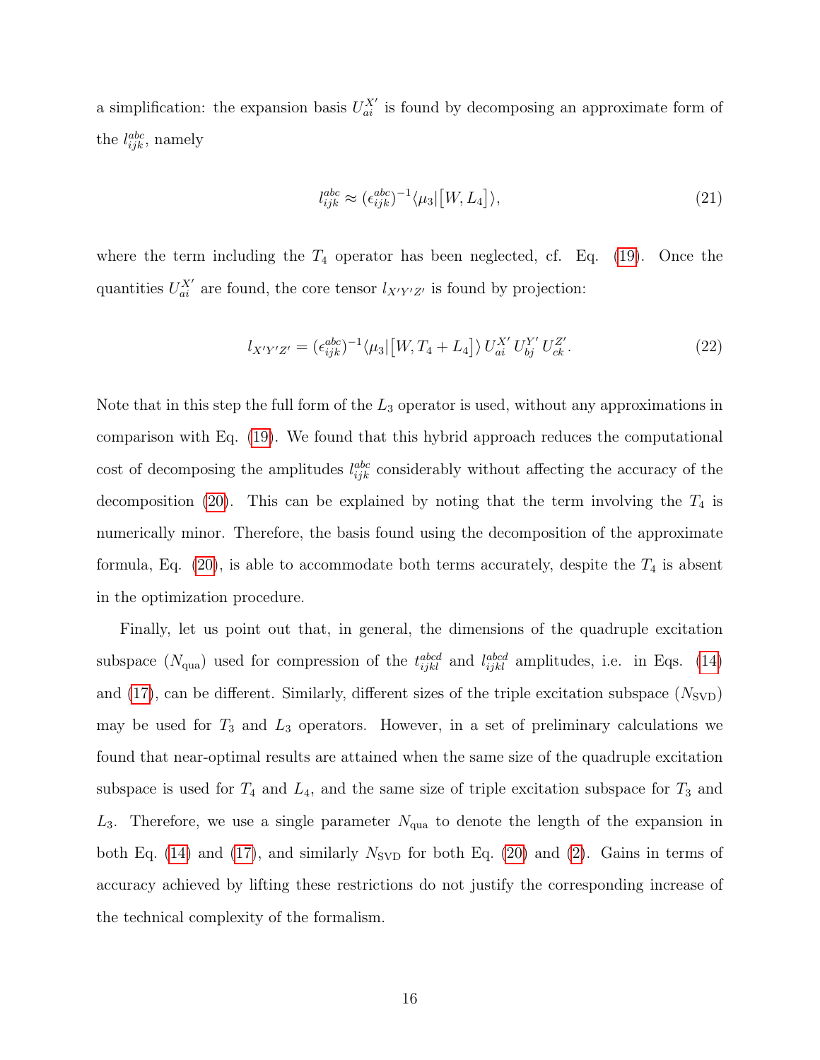a simplification: the expansion basis $U_{ai}^{X'}$ is found by decomposing an approximate form of the $l_{ijk}^{abc}$, namely

$$l_{ijk}^{abc} \approx (\epsilon_{ijk}^{abc})^{-1} \langle \mu_3 | \big[ W, L_4 \big] \rangle, \tag{21}$$

where the term including the $T_4$ operator has been neglected, cf. Eq. (19). Once the quantities $U_{ai}^{X'}$ are found, the core tensor $l_{X'Y'Z'}$ is found by projection:

$$l_{X'Y'Z'} = (\epsilon_{ijk}^{abc})^{-1} \langle \mu_3 | \big[ W, T_4 + L_4 \big] \rangle \, U_{ai}^{X'} \, U_{bj}^{Y'} \, U_{ck}^{Z'}. \tag{22}$$

Note that in this step the full form of the $L_3$ operator is used, without any approximations in comparison with Eq. (19). We found that this hybrid approach reduces the computational cost of decomposing the amplitudes $l_{ijk}^{abc}$ considerably without affecting the accuracy of the decomposition (20). This can be explained by noting that the term involving the $T_4$ is numerically minor. Therefore, the basis found using the decomposition of the approximate formula, Eq. (20), is able to accommodate both terms accurately, despite the $T_4$ is absent in the optimization procedure.

Finally, let us point out that, in general, the dimensions of the quadruple excitation subspace ($N_{\text{qua}}$) used for compression of the $t_{ijkl}^{abcd}$ and $l_{ijkl}^{abcd}$ amplitudes, i.e. in Eqs. (14) and (17), can be different. Similarly, different sizes of the triple excitation subspace ($N_{\text{SVD}}$) may be used for $T_3$ and $L_3$ operators. However, in a set of preliminary calculations we found that near-optimal results are attained when the same size of the quadruple excitation subspace is used for $T_4$ and $L_4$, and the same size of triple excitation subspace for $T_3$ and $L_3$. Therefore, we use a single parameter $N_{\text{qua}}$ to denote the length of the expansion in both Eq. (14) and (17), and similarly $N_{\text{SVD}}$ for both Eq. (20) and (2). Gains in terms of accuracy achieved by lifting these restrictions do not justify the corresponding increase of the technical complexity of the formalism.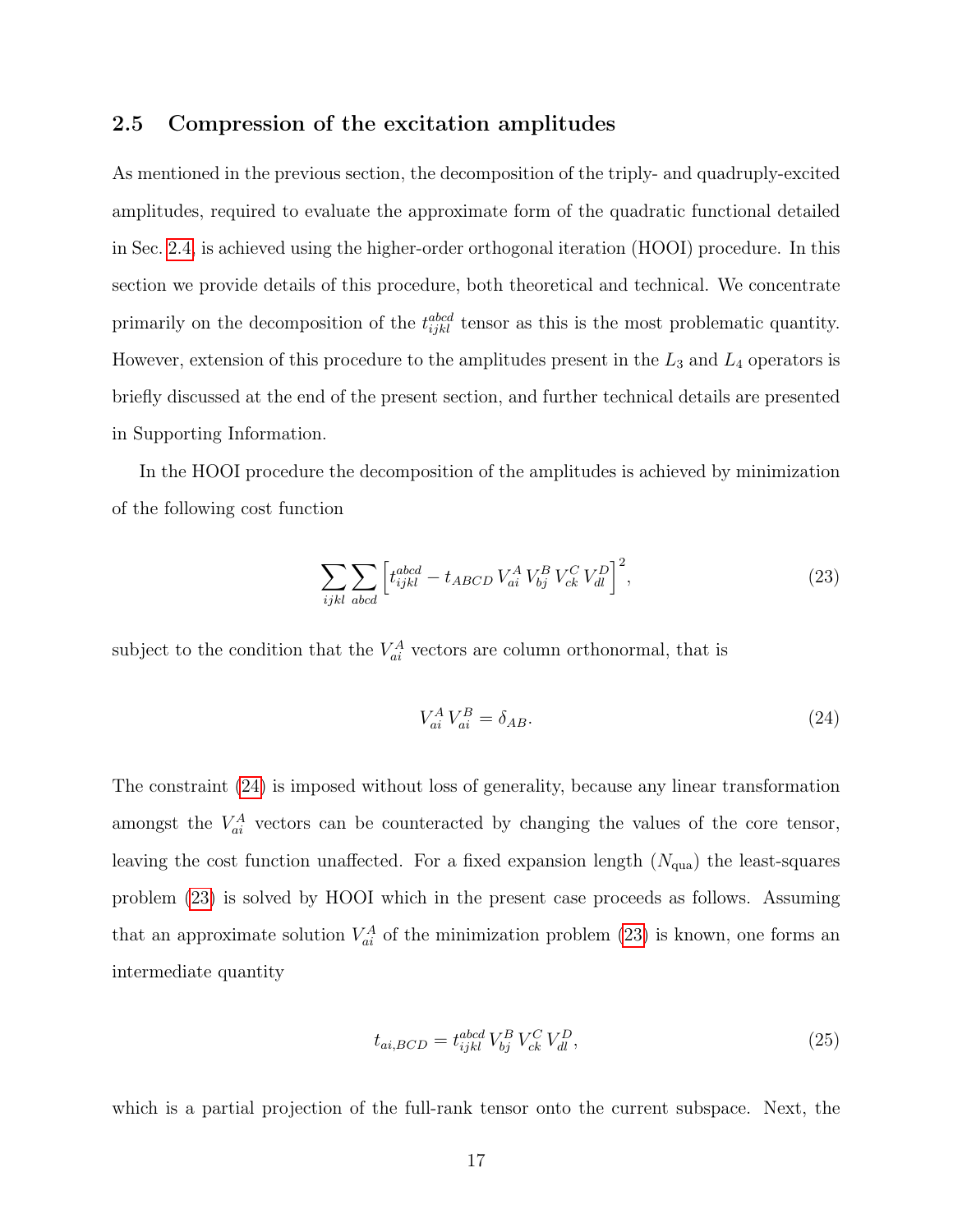### 2.5 Compression of the excitation amplitudes

As mentioned in the previous section, the decomposition of the triply- and quadruply-excited amplitudes, required to evaluate the approximate form of the quadratic functional detailed in Sec. 2.4, is achieved using the higher-order orthogonal iteration (HOOI) procedure. In this section we provide details of this procedure, both theoretical and technical. We concentrate primarily on the decomposition of the $t_{ijkl}^{abcd}$ tensor as this is the most problematic quantity. However, extension of this procedure to the amplitudes present in the $L_3$ and $L_4$ operators is briefly discussed at the end of the present section, and further technical details are presented in Supporting Information.

In the HOOI procedure the decomposition of the amplitudes is achieved by minimization of the following cost function

$$\sum_{ijkl}\sum_{abcd}\left[t_{ijkl}^{abcd} - t_{ABCD}\,V_{ai}^{A}\,V_{bj}^{B}\,V_{ck}^{C}\,V_{dl}^{D}\right]^2, \tag{23}$$

subject to the condition that the $V_{ai}^{A}$ vectors are column orthonormal, that is

$$V_{ai}^{A}\,V_{ai}^{B} = \delta_{AB}. \tag{24}$$

The constraint (24) is imposed without loss of generality, because any linear transformation amongst the $V_{ai}^{A}$ vectors can be counteracted by changing the values of the core tensor, leaving the cost function unaffected. For a fixed expansion length ($N_{\mathrm{qua}}$) the least-squares problem (23) is solved by HOOI which in the present case proceeds as follows. Assuming that an approximate solution $V_{ai}^{A}$ of the minimization problem (23) is known, one forms an intermediate quantity

$$t_{ai,BCD} = t_{ijkl}^{abcd}\,V_{bj}^{B}\,V_{ck}^{C}\,V_{dl}^{D}, \tag{25}$$

which is a partial projection of the full-rank tensor onto the current subspace. Next, the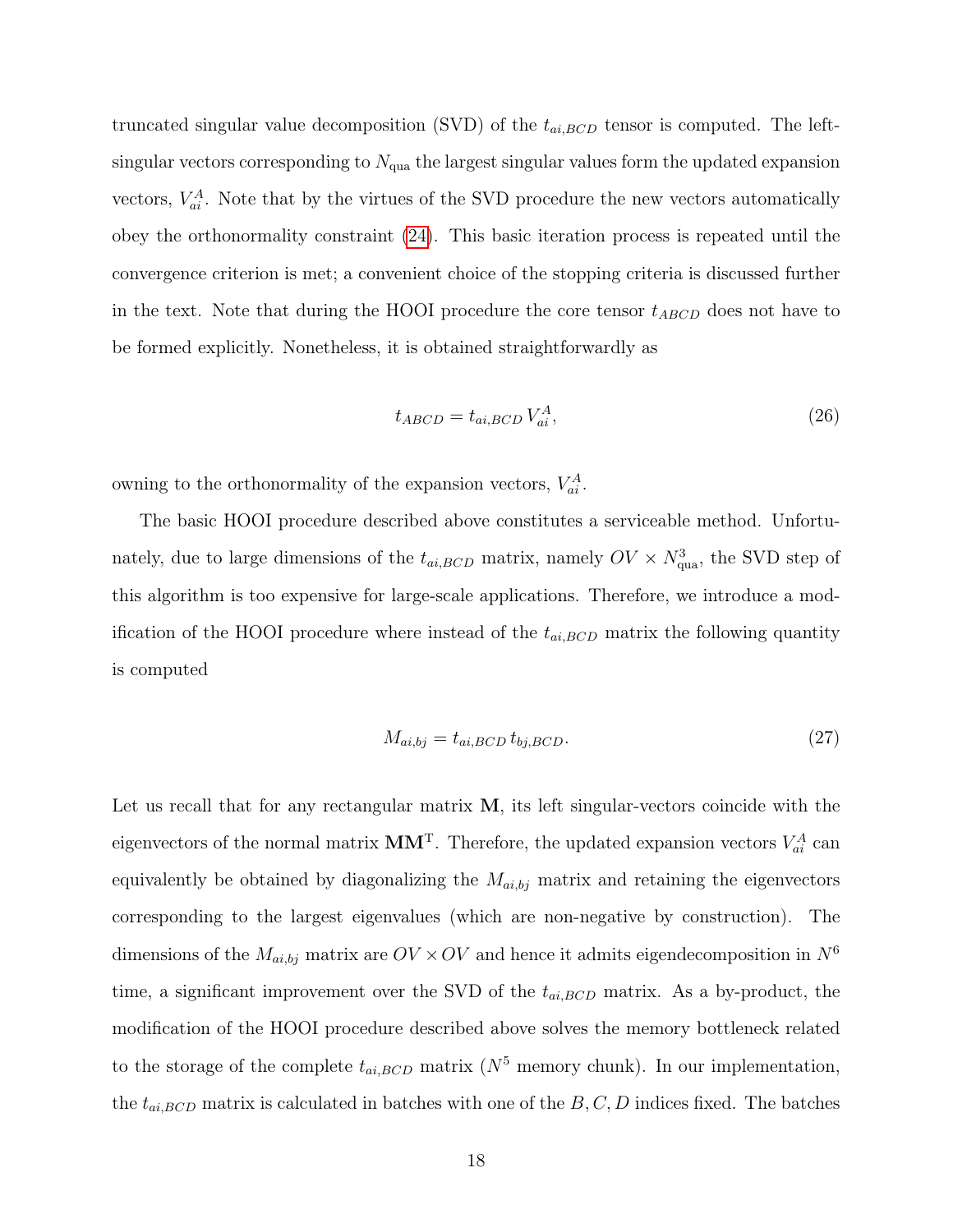truncated singular value decomposition (SVD) of the $t_{ai,BCD}$ tensor is computed. The left-singular vectors corresponding to $N_{\text{qua}}$ the largest singular values form the updated expansion vectors, $V^A_{ai}$. Note that by the virtues of the SVD procedure the new vectors automatically obey the orthonormality constraint (24). This basic iteration process is repeated until the convergence criterion is met; a convenient choice of the stopping criteria is discussed further in the text. Note that during the HOOI procedure the core tensor $t_{ABCD}$ does not have to be formed explicitly. Nonetheless, it is obtained straightforwardly as

$$t_{ABCD} = t_{ai,BCD}\, V^A_{ai}, \tag{26}$$

owning to the orthonormality of the expansion vectors, $V^A_{ai}$.

The basic HOOI procedure described above constitutes a serviceable method. Unfortunately, due to large dimensions of the $t_{ai,BCD}$ matrix, namely $OV \times N^3_{\text{qua}}$, the SVD step of this algorithm is too expensive for large-scale applications. Therefore, we introduce a modification of the HOOI procedure where instead of the $t_{ai,BCD}$ matrix the following quantity is computed

$$M_{ai,bj} = t_{ai,BCD}\, t_{bj,BCD}. \tag{27}$$

Let us recall that for any rectangular matrix $\mathbf{M}$, its left singular-vectors coincide with the eigenvectors of the normal matrix $\mathbf{M}\mathbf{M}^{\mathrm{T}}$. Therefore, the updated expansion vectors $V^A_{ai}$ can equivalently be obtained by diagonalizing the $M_{ai,bj}$ matrix and retaining the eigenvectors corresponding to the largest eigenvalues (which are non-negative by construction). The dimensions of the $M_{ai,bj}$ matrix are $OV \times OV$ and hence it admits eigendecomposition in $N^6$ time, a significant improvement over the SVD of the $t_{ai,BCD}$ matrix. As a by-product, the modification of the HOOI procedure described above solves the memory bottleneck related to the storage of the complete $t_{ai,BCD}$ matrix ($N^5$ memory chunk). In our implementation, the $t_{ai,BCD}$ matrix is calculated in batches with one of the $B, C, D$ indices fixed. The batches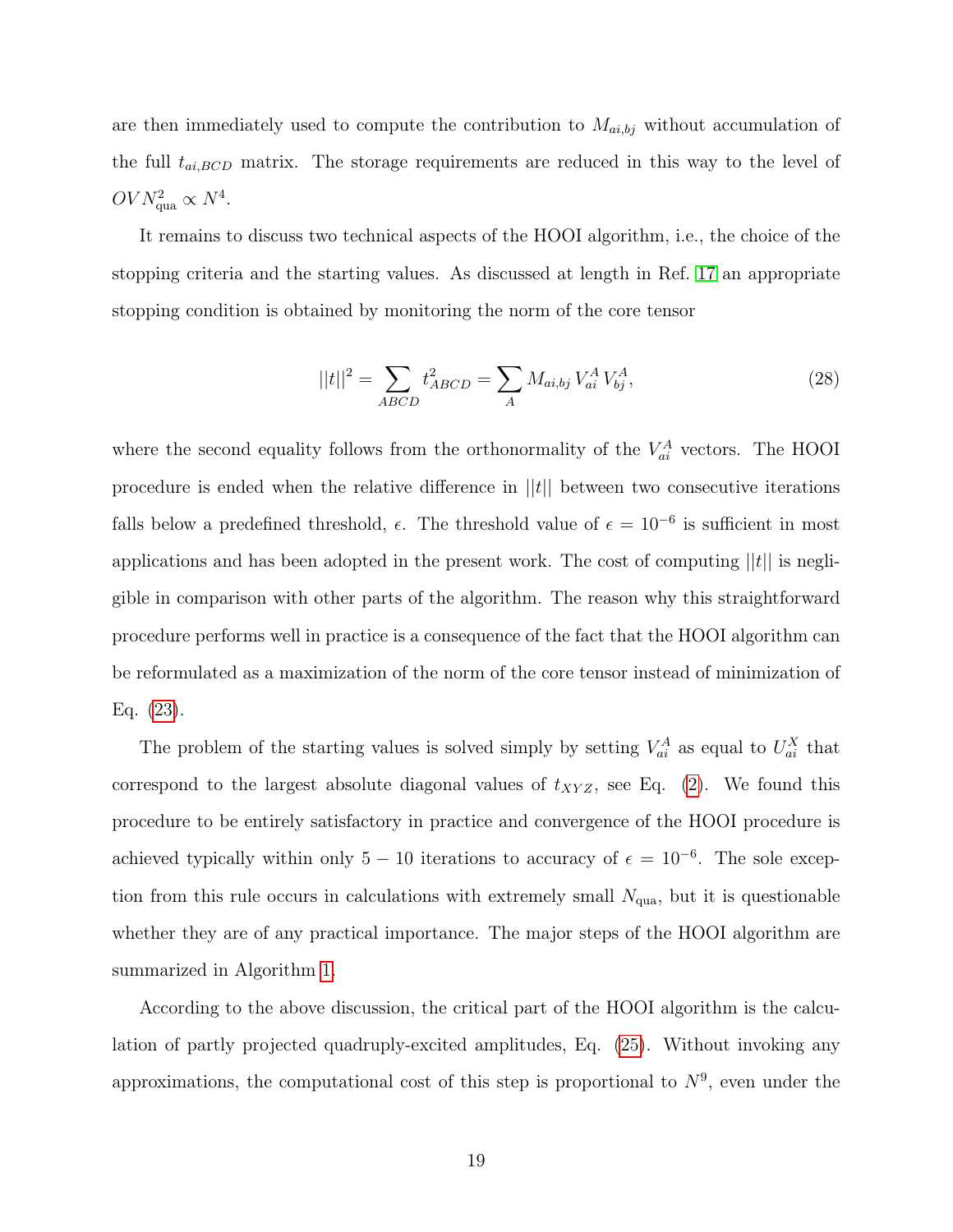are then immediately used to compute the contribution to $M_{ai,bj}$ without accumulation of the full $t_{ai,BCD}$ matrix. The storage requirements are reduced in this way to the level of $OVN_{\text{qua}}^2 \propto N^4$.

It remains to discuss two technical aspects of the HOOI algorithm, i.e., the choice of the stopping criteria and the starting values. As discussed at length in Ref. 17 an appropriate stopping condition is obtained by monitoring the norm of the core tensor

$$||t||^2 = \sum_{ABCD} t_{ABCD}^2 = \sum_{A} M_{ai,bj}\, V_{ai}^A\, V_{bj}^A, \tag{28}$$

where the second equality follows from the orthonormality of the $V_{ai}^A$ vectors. The HOOI procedure is ended when the relative difference in $||t||$ between two consecutive iterations falls below a predefined threshold, $\epsilon$. The threshold value of $\epsilon = 10^{-6}$ is sufficient in most applications and has been adopted in the present work. The cost of computing $||t||$ is negligible in comparison with other parts of the algorithm. The reason why this straightforward procedure performs well in practice is a consequence of the fact that the HOOI algorithm can be reformulated as a maximization of the norm of the core tensor instead of minimization of Eq. (23).

The problem of the starting values is solved simply by setting $V_{ai}^A$ as equal to $U_{ai}^X$ that correspond to the largest absolute diagonal values of $t_{XYZ}$, see Eq. (2). We found this procedure to be entirely satisfactory in practice and convergence of the HOOI procedure is achieved typically within only $5-10$ iterations to accuracy of $\epsilon = 10^{-6}$. The sole exception from this rule occurs in calculations with extremely small $N_{\text{qua}}$, but it is questionable whether they are of any practical importance. The major steps of the HOOI algorithm are summarized in Algorithm 1.

According to the above discussion, the critical part of the HOOI algorithm is the calculation of partly projected quadruply-excited amplitudes, Eq. (25). Without invoking any approximations, the computational cost of this step is proportional to $N^9$, even under the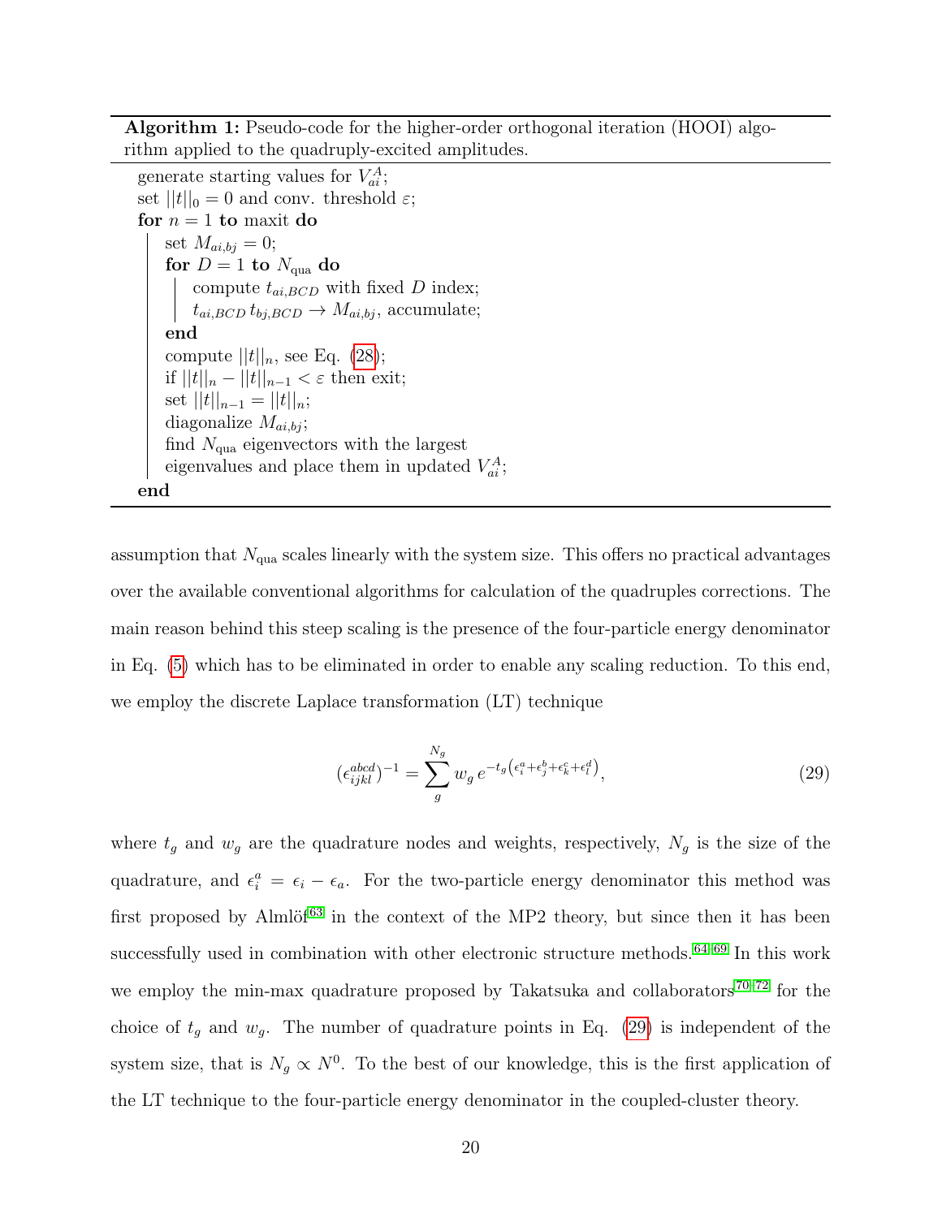**Algorithm 1:** Pseudo-code for the higher-order orthogonal iteration (HOOI) algorithm applied to the quadruply-excited amplitudes.

```
generate starting values for V_{ai}^A;
set ||t||_0 = 0 and conv. threshold ε;
for n = 1 to maxit do
    set M_{ai,bj} = 0;
    for D = 1 to N_qua do
        compute t_{ai,BCD} with fixed D index;
        t_{ai,BCD} t_{bj,BCD} → M_{ai,bj}, accumulate;
    end
    compute ||t||_n, see Eq. (28);
    if ||t||_n − ||t||_{n−1} < ε then exit;
    set ||t||_{n−1} = ||t||_n;
    diagonalize M_{ai,bj};
    find N_qua eigenvectors with the largest
    eigenvalues and place them in updated V_{ai}^A;
end
```

assumption that $N_{\text{qua}}$ scales linearly with the system size. This offers no practical advantages over the available conventional algorithms for calculation of the quadruples corrections. The main reason behind this steep scaling is the presence of the four-particle energy denominator in Eq. (5) which has to be eliminated in order to enable any scaling reduction. To this end, we employ the discrete Laplace transformation (LT) technique

$$(\epsilon_{ijkl}^{abcd})^{-1} = \sum_{g}^{N_g} w_g \, e^{-t_g\left(\epsilon_i^a + \epsilon_j^b + \epsilon_k^c + \epsilon_l^d\right)}, \tag{29}$$

where $t_g$ and $w_g$ are the quadrature nodes and weights, respectively, $N_g$ is the size of the quadrature, and $\epsilon_i^a = \epsilon_i - \epsilon_a$. For the two-particle energy denominator this method was first proposed by Almlöf[63] in the context of the MP2 theory, but since then it has been successfully used in combination with other electronic structure methods.[64–69] In this work we employ the min-max quadrature proposed by Takatsuka and collaborators[70–72] for the choice of $t_g$ and $w_g$. The number of quadrature points in Eq. (29) is independent of the system size, that is $N_g \propto N^0$. To the best of our knowledge, this is the first application of the LT technique to the four-particle energy denominator in the coupled-cluster theory.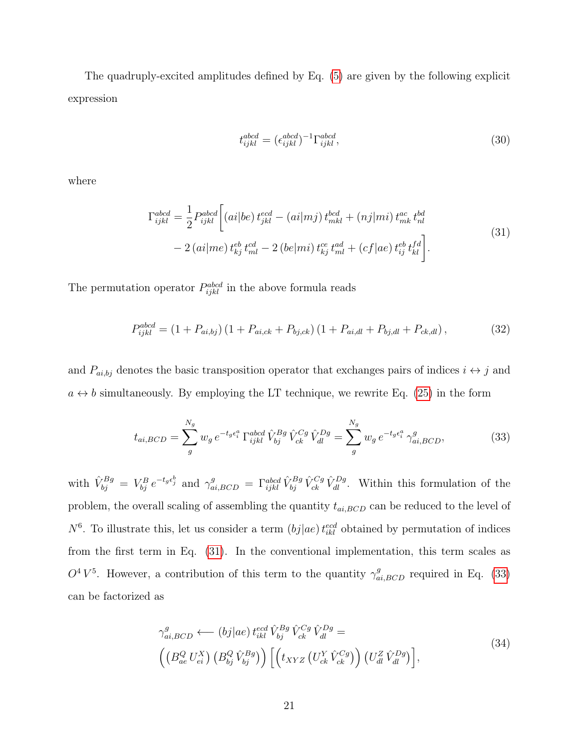The quadruply-excited amplitudes defined by Eq. (5) are given by the following explicit expression

$$
t_{ijkl}^{abcd} = (\epsilon_{ijkl}^{abcd})^{-1} \Gamma_{ijkl}^{abcd}, \tag{30}
$$

where

$$
\begin{aligned}
\Gamma_{ijkl}^{abcd} = \frac{1}{2} P_{ijkl}^{abcd} \Big[ & (ai|be)\, t_{jkl}^{ecd} - (ai|mj)\, t_{mkl}^{bcd} + (nj|mi)\, t_{mk}^{ac}\, t_{nl}^{bd} \\
& - 2\,(ai|me)\, t_{kj}^{eb}\, t_{ml}^{cd} - 2\,(be|mi)\, t_{kj}^{ce}\, t_{ml}^{ad} + (cf|ae)\, t_{ij}^{eb}\, t_{kl}^{fd} \Big].
\end{aligned} \tag{31}
$$

The permutation operator $P_{ijkl}^{abcd}$ in the above formula reads

$$
P_{ijkl}^{abcd} = (1 + P_{ai,bj})\,(1 + P_{ai,ck} + P_{bj,ck})\,(1 + P_{ai,dl} + P_{bj,dl} + P_{ck,dl}), \tag{32}
$$

and $P_{ai,bj}$ denotes the basic transposition operator that exchanges pairs of indices $i \leftrightarrow j$ and $a \leftrightarrow b$ simultaneously. By employing the LT technique, we rewrite Eq. (25) in the form

$$
t_{ai,BCD} = \sum_{g}^{N_g} w_g\, e^{-t_g \epsilon_i^a}\, \Gamma_{ijkl}^{abcd}\, \hat{V}_{bj}^{Bg}\, \hat{V}_{ck}^{Cg}\, \hat{V}_{dl}^{Dg} = \sum_{g}^{N_g} w_g\, e^{-t_g \epsilon_i^a}\, \gamma_{ai,BCD}^{g}, \tag{33}
$$

with $\hat{V}_{bj}^{Bg} = V_{bj}^{B}\, e^{-t_g \epsilon_j^b}$ and $\gamma_{ai,BCD}^{g} = \Gamma_{ijkl}^{abcd}\, \hat{V}_{bj}^{Bg}\, \hat{V}_{ck}^{Cg}\, \hat{V}_{dl}^{Dg}$. Within this formulation of the problem, the overall scaling of assembling the quantity $t_{ai,BCD}$ can be reduced to the level of $N^6$. To illustrate this, let us consider a term $(bj|ae)\, t_{ikl}^{ecd}$ obtained by permutation of indices from the first term in Eq. (31). In the conventional implementation, this term scales as $O^4 V^5$. However, a contribution of this term to the quantity $\gamma_{ai,BCD}^{g}$ required in Eq. (33) can be factorized as

$$
\begin{aligned}
& \gamma_{ai,BCD}^{g} \longleftarrow (bj|ae)\, t_{ikl}^{ecd}\, \hat{V}_{bj}^{Bg}\, \hat{V}_{ck}^{Cg}\, \hat{V}_{dl}^{Dg} = \\
& \Big( (B_{ae}^{Q}\, U_{ei}^{X})\, (B_{bj}^{Q}\, \hat{V}_{bj}^{Bg}) \Big) \Big[ \Big( t_{XYZ}\, (U_{ck}^{Y}\, \hat{V}_{ck}^{Cg}) \Big)\, (U_{dl}^{Z}\, \hat{V}_{dl}^{Dg}) \Big],
\end{aligned} \tag{34}
$$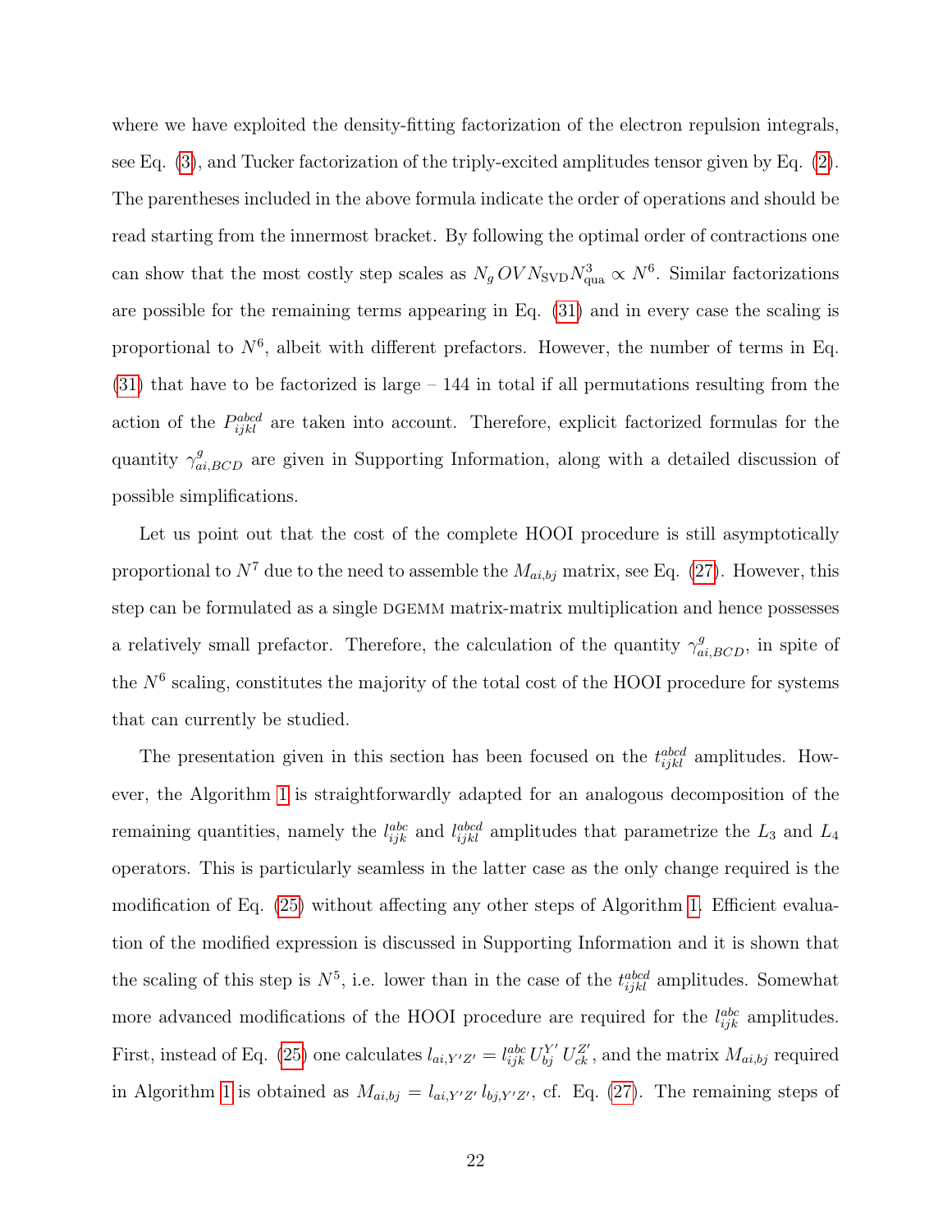where we have exploited the density-fitting factorization of the electron repulsion integrals, see Eq. (3), and Tucker factorization of the triply-excited amplitudes tensor given by Eq. (2). The parentheses included in the above formula indicate the order of operations and should be read starting from the innermost bracket. By following the optimal order of contractions one can show that the most costly step scales as $N_g\,OV N_{\text{SVD}} N_{\text{qua}}^3 \propto N^6$. Similar factorizations are possible for the remaining terms appearing in Eq. (31) and in every case the scaling is proportional to $N^6$, albeit with different prefactors. However, the number of terms in Eq. (31) that have to be factorized is large – 144 in total if all permutations resulting from the action of the $P_{ijkl}^{abcd}$ are taken into account. Therefore, explicit factorized formulas for the quantity $\gamma_{ai,BCD}^{g}$ are given in Supporting Information, along with a detailed discussion of possible simplifications.

Let us point out that the cost of the complete HOOI procedure is still asymptotically proportional to $N^7$ due to the need to assemble the $M_{ai,bj}$ matrix, see Eq. (27). However, this step can be formulated as a single DGEMM matrix-matrix multiplication and hence possesses a relatively small prefactor. Therefore, the calculation of the quantity $\gamma_{ai,BCD}^{g}$, in spite of the $N^6$ scaling, constitutes the majority of the total cost of the HOOI procedure for systems that can currently be studied.

The presentation given in this section has been focused on the $t_{ijkl}^{abcd}$ amplitudes. However, the Algorithm 1 is straightforwardly adapted for an analogous decomposition of the remaining quantities, namely the $l_{ijk}^{abc}$ and $l_{ijkl}^{abcd}$ amplitudes that parametrize the $L_3$ and $L_4$ operators. This is particularly seamless in the latter case as the only change required is the modification of Eq. (25) without affecting any other steps of Algorithm 1. Efficient evaluation of the modified expression is discussed in Supporting Information and it is shown that the scaling of this step is $N^5$, i.e. lower than in the case of the $t_{ijkl}^{abcd}$ amplitudes. Somewhat more advanced modifications of the HOOI procedure are required for the $l_{ijk}^{abc}$ amplitudes. First, instead of Eq. (25) one calculates $l_{ai,Y'Z'} = l_{ijk}^{abc}\, U_{bj}^{Y'}\, U_{ck}^{Z'}$, and the matrix $M_{ai,bj}$ required in Algorithm 1 is obtained as $M_{ai,bj} = l_{ai,Y'Z'}\, l_{bj,Y'Z'}$, cf. Eq. (27). The remaining steps of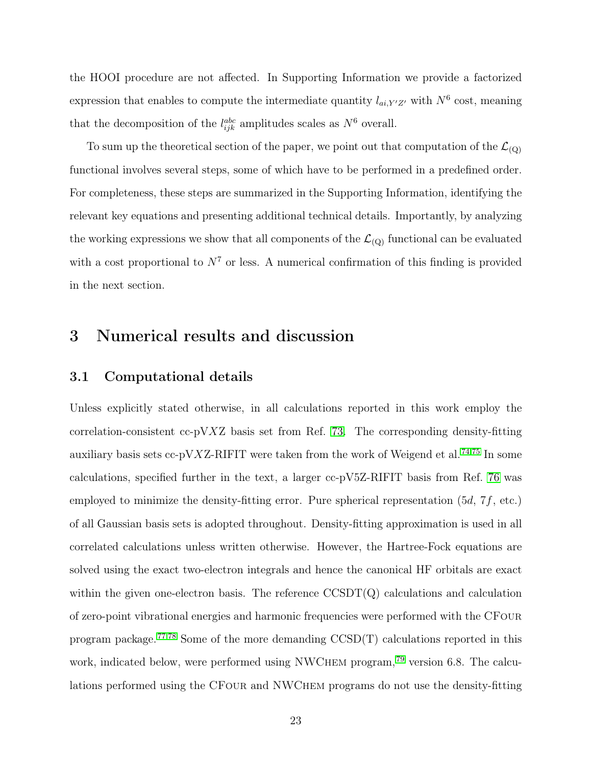the HOOI procedure are not affected. In Supporting Information we provide a factorized expression that enables to compute the intermediate quantity $l_{ai,Y'Z'}$ with $N^6$ cost, meaning that the decomposition of the $l_{ijk}^{abc}$ amplitudes scales as $N^6$ overall.

To sum up the theoretical section of the paper, we point out that computation of the $\mathcal{L}_{(Q)}$ functional involves several steps, some of which have to be performed in a predefined order. For completeness, these steps are summarized in the Supporting Information, identifying the relevant key equations and presenting additional technical details. Importantly, by analyzing the working expressions we show that all components of the $\mathcal{L}_{(Q)}$ functional can be evaluated with a cost proportional to $N^7$ or less. A numerical confirmation of this finding is provided in the next section.

# 3 Numerical results and discussion

## 3.1 Computational details

Unless explicitly stated otherwise, in all calculations reported in this work employ the correlation-consistent cc-pV$X$Z basis set from Ref. [73]. The corresponding density-fitting auxiliary basis sets cc-pV$X$Z-RIFIT were taken from the work of Weigend et al.[74,75] In some calculations, specified further in the text, a larger cc-pV5Z-RIFIT basis from Ref. [76] was employed to minimize the density-fitting error. Pure spherical representation ($5d$, $7f$, etc.) of all Gaussian basis sets is adopted throughout. Density-fitting approximation is used in all correlated calculations unless written otherwise. However, the Hartree-Fock equations are solved using the exact two-electron integrals and hence the canonical HF orbitals are exact within the given one-electron basis. The reference CCSDT(Q) calculations and calculation of zero-point vibrational energies and harmonic frequencies were performed with the CFour program package.[77,78] Some of the more demanding CCSD(T) calculations reported in this work, indicated below, were performed using NWChem program,[79] version 6.8. The calculations performed using the CFour and NWChem programs do not use the density-fitting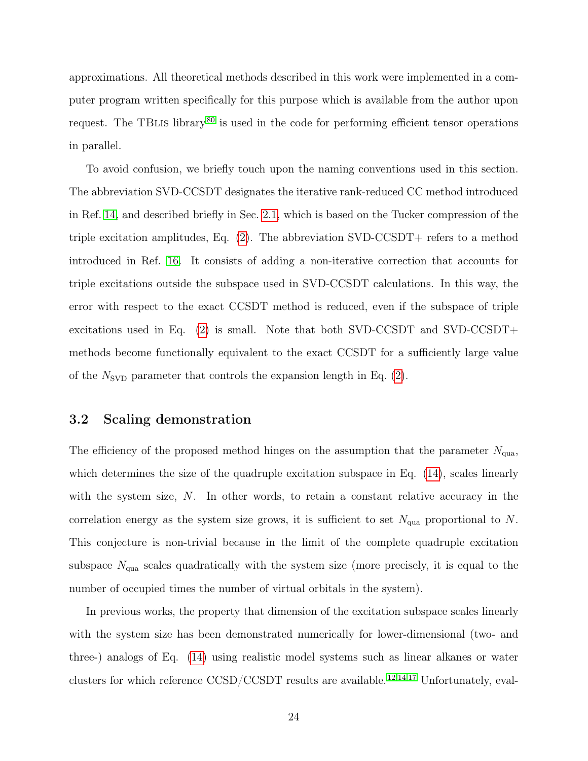approximations. All theoretical methods described in this work were implemented in a computer program written specifically for this purpose which is available from the author upon request. The TBlis library[80] is used in the code for performing efficient tensor operations in parallel.

To avoid confusion, we briefly touch upon the naming conventions used in this section. The abbreviation SVD-CCSDT designates the iterative rank-reduced CC method introduced in Ref. 14, and described briefly in Sec. 2.1, which is based on the Tucker compression of the triple excitation amplitudes, Eq. (2). The abbreviation SVD-CCSDT+ refers to a method introduced in Ref. 16. It consists of adding a non-iterative correction that accounts for triple excitations outside the subspace used in SVD-CCSDT calculations. In this way, the error with respect to the exact CCSDT method is reduced, even if the subspace of triple excitations used in Eq. (2) is small. Note that both SVD-CCSDT and SVD-CCSDT+ methods become functionally equivalent to the exact CCSDT for a sufficiently large value of the $N_{\mathrm{SVD}}$ parameter that controls the expansion length in Eq. (2).

### 3.2 Scaling demonstration

The efficiency of the proposed method hinges on the assumption that the parameter $N_{\mathrm{qua}}$, which determines the size of the quadruple excitation subspace in Eq. (14), scales linearly with the system size, $N$. In other words, to retain a constant relative accuracy in the correlation energy as the system size grows, it is sufficient to set $N_{\mathrm{qua}}$ proportional to $N$. This conjecture is non-trivial because in the limit of the complete quadruple excitation subspace $N_{\mathrm{qua}}$ scales quadratically with the system size (more precisely, it is equal to the number of occupied times the number of virtual orbitals in the system).

In previous works, the property that dimension of the excitation subspace scales linearly with the system size has been demonstrated numerically for lower-dimensional (two- and three-) analogs of Eq. (14) using realistic model systems such as linear alkanes or water clusters for which reference CCSD/CCSDT results are available.[12,14,17] Unfortunately, eval-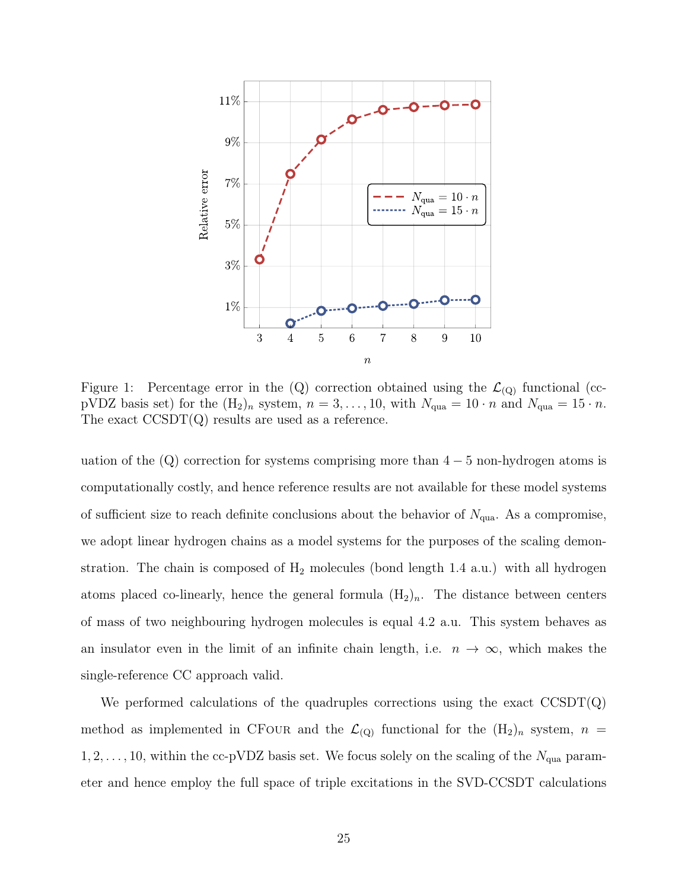11%
9%
7%
5%
3%
1%
Relative error
3 4 5 6 7 8 9 10
$n$
$N_{\text{qua}} = 10 \cdot n$
$N_{\text{qua}} = 15 \cdot n$

Figure 1: Percentage error in the (Q) correction obtained using the $\mathcal{L}_{(Q)}$ functional (cc-pVDZ basis set) for the $(H_2)_n$ system, $n = 3, \ldots, 10$, with $N_{\text{qua}} = 10 \cdot n$ and $N_{\text{qua}} = 15 \cdot n$. The exact CCSDT(Q) results are used as a reference.

uation of the (Q) correction for systems comprising more than $4-5$ non-hydrogen atoms is computationally costly, and hence reference results are not available for these model systems of sufficient size to reach definite conclusions about the behavior of $N_{\text{qua}}$. As a compromise, we adopt linear hydrogen chains as a model systems for the purposes of the scaling demonstration. The chain is composed of $H_2$ molecules (bond length 1.4 a.u.) with all hydrogen atoms placed co-linearly, hence the general formula $(H_2)_n$. The distance between centers of mass of two neighbouring hydrogen molecules is equal 4.2 a.u. This system behaves as an insulator even in the limit of an infinite chain length, i.e. $n \rightarrow \infty$, which makes the single-reference CC approach valid.

We performed calculations of the quadruples corrections using the exact CCSDT(Q) method as implemented in CFour and the $\mathcal{L}_{(Q)}$ functional for the $(H_2)_n$ system, $n = 1, 2, \ldots, 10$, within the cc-pVDZ basis set. We focus solely on the scaling of the $N_{\text{qua}}$ parameter and hence employ the full space of triple excitations in the SVD-CCSDT calculations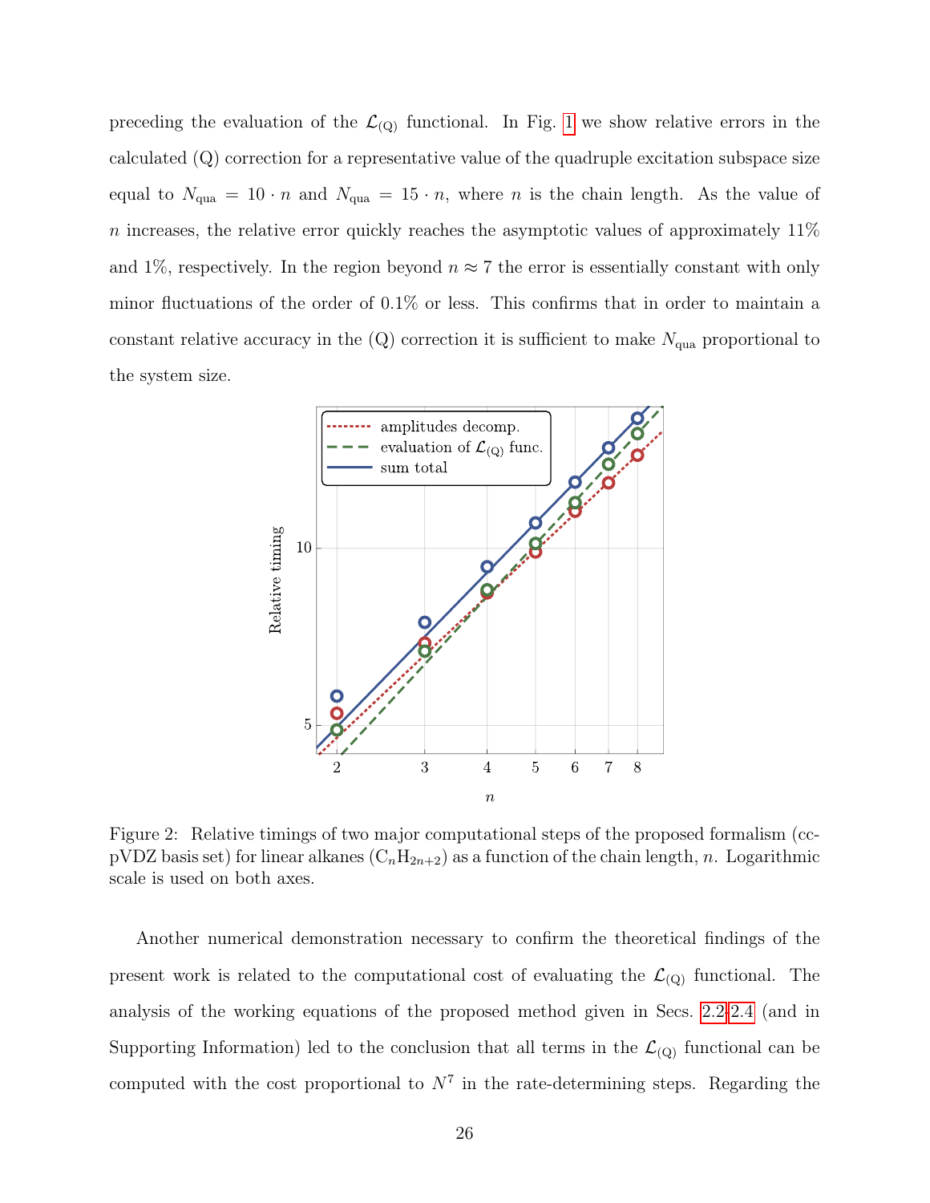preceding the evaluation of the $\mathcal{L}_{(\mathrm{Q})}$ functional. In Fig. 1 we show relative errors in the calculated (Q) correction for a representative value of the quadruple excitation subspace size equal to $N_{\mathrm{qua}} = 10 \cdot n$ and $N_{\mathrm{qua}} = 15 \cdot n$, where $n$ is the chain length. As the value of $n$ increases, the relative error quickly reaches the asymptotic values of approximately 11% and 1%, respectively. In the region beyond $n \approx 7$ the error is essentially constant with only minor fluctuations of the order of 0.1% or less. This confirms that in order to maintain a constant relative accuracy in the (Q) correction it is sufficient to make $N_{\mathrm{qua}}$ proportional to the system size.

amplitudes decomp.
evaluation of $\mathcal{L}_{(\mathrm{Q})}$ func.
sum total
Relative timing
10
5
2
3
4
5
6
7
8
$n$

Figure 2: Relative timings of two major computational steps of the proposed formalism (cc-pVDZ basis set) for linear alkanes ($C_nH_{2n+2}$) as a function of the chain length, $n$. Logarithmic scale is used on both axes.

Another numerical demonstration necessary to confirm the theoretical findings of the present work is related to the computational cost of evaluating the $\mathcal{L}_{(\mathrm{Q})}$ functional. The analysis of the working equations of the proposed method given in Secs. 2.2-2.4 (and in Supporting Information) led to the conclusion that all terms in the $\mathcal{L}_{(\mathrm{Q})}$ functional can be computed with the cost proportional to $N^7$ in the rate-determining steps. Regarding the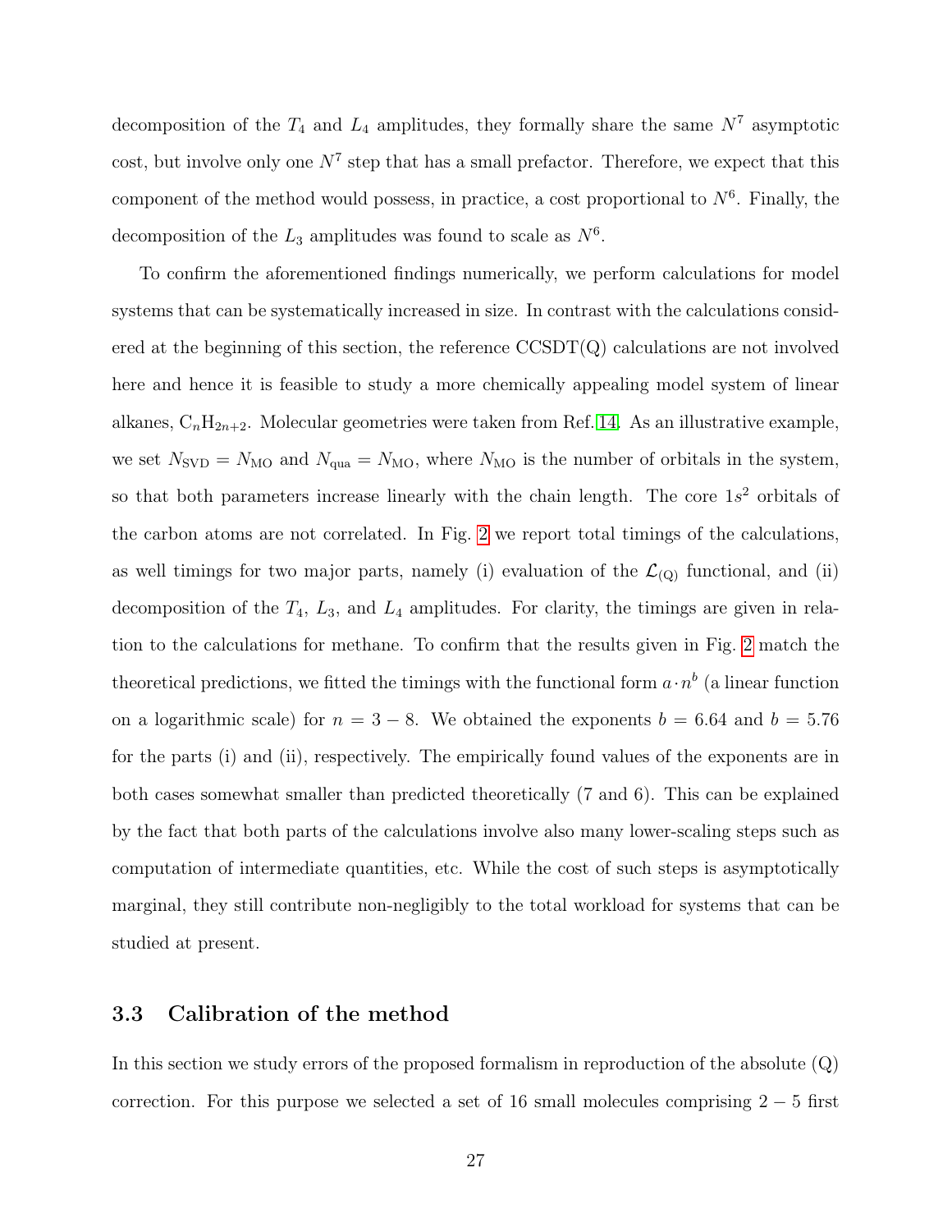decomposition of the $T_4$ and $L_4$ amplitudes, they formally share the same $N^7$ asymptotic cost, but involve only one $N^7$ step that has a small prefactor. Therefore, we expect that this component of the method would possess, in practice, a cost proportional to $N^6$. Finally, the decomposition of the $L_3$ amplitudes was found to scale as $N^6$.

To confirm the aforementioned findings numerically, we perform calculations for model systems that can be systematically increased in size. In contrast with the calculations considered at the beginning of this section, the reference CCSDT(Q) calculations are not involved here and hence it is feasible to study a more chemically appealing model system of linear alkanes, $C_nH_{2n+2}$. Molecular geometries were taken from Ref.[14]. As an illustrative example, we set $N_{\mathrm{SVD}} = N_{\mathrm{MO}}$ and $N_{\mathrm{qua}} = N_{\mathrm{MO}}$, where $N_{\mathrm{MO}}$ is the number of orbitals in the system, so that both parameters increase linearly with the chain length. The core $1s^2$ orbitals of the carbon atoms are not correlated. In Fig. 2 we report total timings of the calculations, as well timings for two major parts, namely (i) evaluation of the $\mathcal{L}_{(\mathrm{Q})}$ functional, and (ii) decomposition of the $T_4$, $L_3$, and $L_4$ amplitudes. For clarity, the timings are given in relation to the calculations for methane. To confirm that the results given in Fig. 2 match the theoretical predictions, we fitted the timings with the functional form $a \cdot n^b$ (a linear function on a logarithmic scale) for $n = 3 - 8$. We obtained the exponents $b = 6.64$ and $b = 5.76$ for the parts (i) and (ii), respectively. The empirically found values of the exponents are in both cases somewhat smaller than predicted theoretically (7 and 6). This can be explained by the fact that both parts of the calculations involve also many lower-scaling steps such as computation of intermediate quantities, etc. While the cost of such steps is asymptotically marginal, they still contribute non-negligibly to the total workload for systems that can be studied at present.

### 3.3 Calibration of the method

In this section we study errors of the proposed formalism in reproduction of the absolute (Q) correction. For this purpose we selected a set of 16 small molecules comprising $2 - 5$ first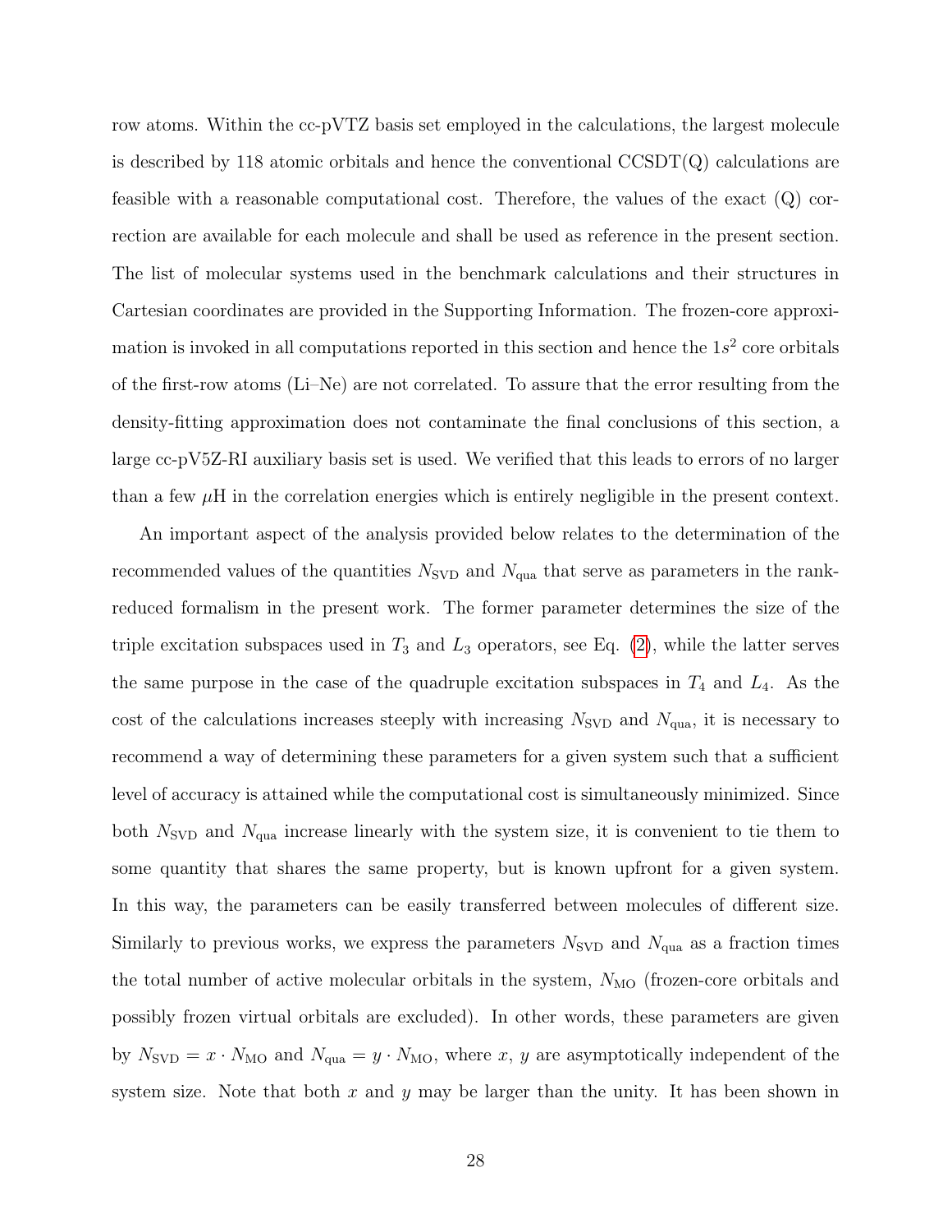row atoms. Within the cc-pVTZ basis set employed in the calculations, the largest molecule is described by 118 atomic orbitals and hence the conventional CCSDT(Q) calculations are feasible with a reasonable computational cost. Therefore, the values of the exact (Q) correction are available for each molecule and shall be used as reference in the present section. The list of molecular systems used in the benchmark calculations and their structures in Cartesian coordinates are provided in the Supporting Information. The frozen-core approximation is invoked in all computations reported in this section and hence the $1s^2$ core orbitals of the first-row atoms (Li–Ne) are not correlated. To assure that the error resulting from the density-fitting approximation does not contaminate the final conclusions of this section, a large cc-pV5Z-RI auxiliary basis set is used. We verified that this leads to errors of no larger than a few $\mu$H in the correlation energies which is entirely negligible in the present context.

An important aspect of the analysis provided below relates to the determination of the recommended values of the quantities $N_{\mathrm{SVD}}$ and $N_{\mathrm{qua}}$ that serve as parameters in the rank-reduced formalism in the present work. The former parameter determines the size of the triple excitation subspaces used in $T_3$ and $L_3$ operators, see Eq. (2), while the latter serves the same purpose in the case of the quadruple excitation subspaces in $T_4$ and $L_4$. As the cost of the calculations increases steeply with increasing $N_{\mathrm{SVD}}$ and $N_{\mathrm{qua}}$, it is necessary to recommend a way of determining these parameters for a given system such that a sufficient level of accuracy is attained while the computational cost is simultaneously minimized. Since both $N_{\mathrm{SVD}}$ and $N_{\mathrm{qua}}$ increase linearly with the system size, it is convenient to tie them to some quantity that shares the same property, but is known upfront for a given system. In this way, the parameters can be easily transferred between molecules of different size. Similarly to previous works, we express the parameters $N_{\mathrm{SVD}}$ and $N_{\mathrm{qua}}$ as a fraction times the total number of active molecular orbitals in the system, $N_{\mathrm{MO}}$ (frozen-core orbitals and possibly frozen virtual orbitals are excluded). In other words, these parameters are given by $N_{\mathrm{SVD}} = x \cdot N_{\mathrm{MO}}$ and $N_{\mathrm{qua}} = y \cdot N_{\mathrm{MO}}$, where $x$, $y$ are asymptotically independent of the system size. Note that both $x$ and $y$ may be larger than the unity. It has been shown in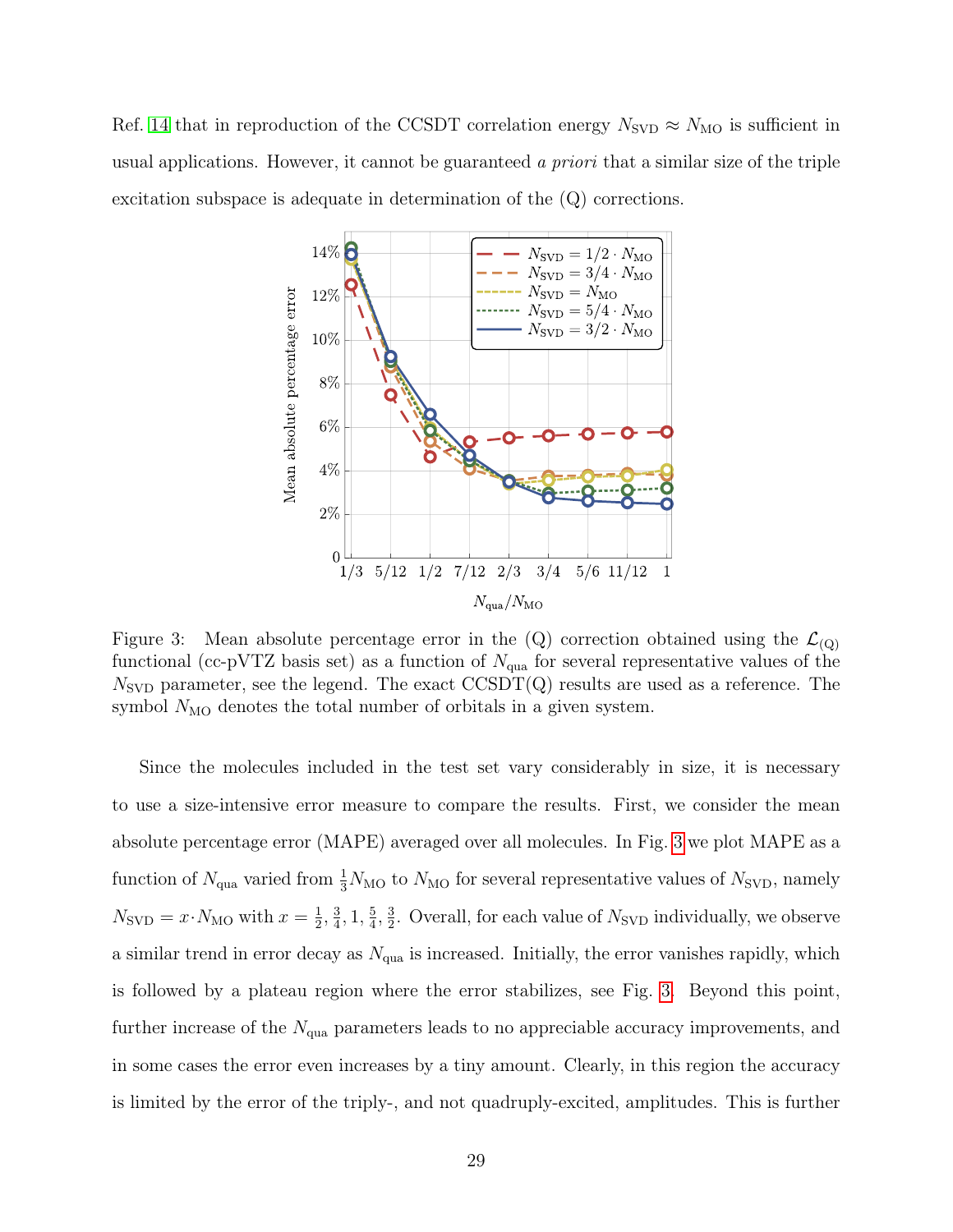Ref. 14 that in reproduction of the CCSDT correlation energy $N_{\text{SVD}} \approx N_{\text{MO}}$ is sufficient in usual applications. However, it cannot be guaranteed *a priori* that a similar size of the triple excitation subspace is adequate in determination of the (Q) corrections.

14%
12%
10%
8%
6%
4%
2%
0
Mean absolute percentage error

1/3 5/12 1/2 7/12 2/3 3/4 5/6 11/12 1

$N_{\text{qua}}/N_{\text{MO}}$

$N_{\text{SVD}} = 1/2 \cdot N_{\text{MO}}$
$N_{\text{SVD}} = 3/4 \cdot N_{\text{MO}}$
$N_{\text{SVD}} = N_{\text{MO}}$
$N_{\text{SVD}} = 5/4 \cdot N_{\text{MO}}$
$N_{\text{SVD}} = 3/2 \cdot N_{\text{MO}}$

Figure 3: Mean absolute percentage error in the (Q) correction obtained using the $\mathcal{L}_{(\text{Q})}$ functional (cc-pVTZ basis set) as a function of $N_{\text{qua}}$ for several representative values of the $N_{\text{SVD}}$ parameter, see the legend. The exact CCSDT(Q) results are used as a reference. The symbol $N_{\text{MO}}$ denotes the total number of orbitals in a given system.

Since the molecules included in the test set vary considerably in size, it is necessary to use a size-intensive error measure to compare the results. First, we consider the mean absolute percentage error (MAPE) averaged over all molecules. In Fig. 3 we plot MAPE as a function of $N_{\text{qua}}$ varied from $\frac{1}{3}N_{\text{MO}}$ to $N_{\text{MO}}$ for several representative values of $N_{\text{SVD}}$, namely $N_{\text{SVD}} = x \cdot N_{\text{MO}}$ with $x = \frac{1}{2}, \frac{3}{4}, 1, \frac{5}{4}, \frac{3}{2}$. Overall, for each value of $N_{\text{SVD}}$ individually, we observe a similar trend in error decay as $N_{\text{qua}}$ is increased. Initially, the error vanishes rapidly, which is followed by a plateau region where the error stabilizes, see Fig. 3. Beyond this point, further increase of the $N_{\text{qua}}$ parameters leads to no appreciable accuracy improvements, and in some cases the error even increases by a tiny amount. Clearly, in this region the accuracy is limited by the error of the triply-, and not quadruply-excited, amplitudes. This is further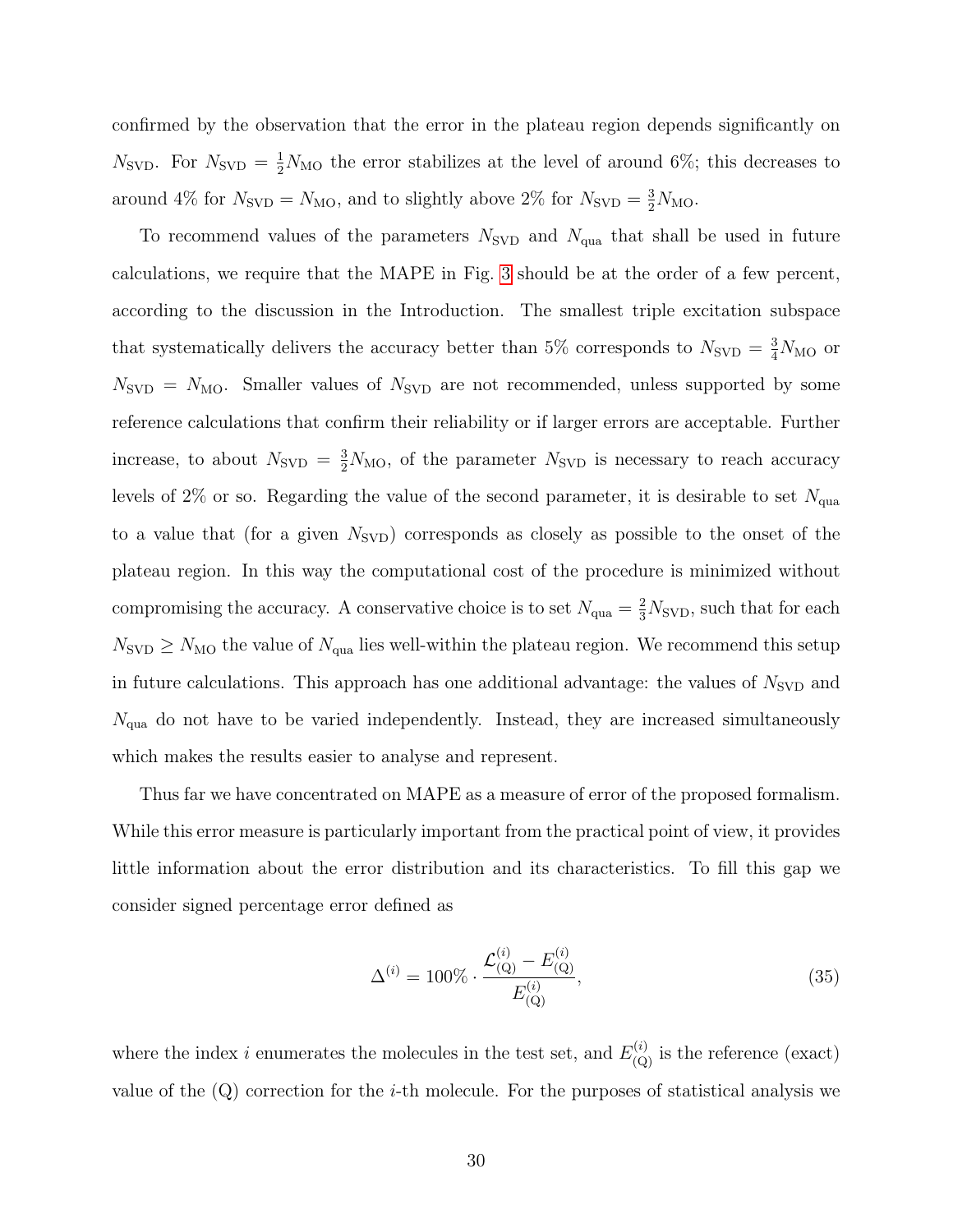confirmed by the observation that the error in the plateau region depends significantly on $N_{\mathrm{SVD}}$. For $N_{\mathrm{SVD}} = \frac{1}{2}N_{\mathrm{MO}}$ the error stabilizes at the level of around 6%; this decreases to around 4% for $N_{\mathrm{SVD}} = N_{\mathrm{MO}}$, and to slightly above 2% for $N_{\mathrm{SVD}} = \frac{3}{2}N_{\mathrm{MO}}$.

To recommend values of the parameters $N_{\mathrm{SVD}}$ and $N_{\mathrm{qua}}$ that shall be used in future calculations, we require that the MAPE in Fig. 3 should be at the order of a few percent, according to the discussion in the Introduction. The smallest triple excitation subspace that systematically delivers the accuracy better than 5% corresponds to $N_{\mathrm{SVD}} = \frac{3}{4}N_{\mathrm{MO}}$ or $N_{\mathrm{SVD}} = N_{\mathrm{MO}}$. Smaller values of $N_{\mathrm{SVD}}$ are not recommended, unless supported by some reference calculations that confirm their reliability or if larger errors are acceptable. Further increase, to about $N_{\mathrm{SVD}} = \frac{3}{2}N_{\mathrm{MO}}$, of the parameter $N_{\mathrm{SVD}}$ is necessary to reach accuracy levels of 2% or so. Regarding the value of the second parameter, it is desirable to set $N_{\mathrm{qua}}$ to a value that (for a given $N_{\mathrm{SVD}}$) corresponds as closely as possible to the onset of the plateau region. In this way the computational cost of the procedure is minimized without compromising the accuracy. A conservative choice is to set $N_{\mathrm{qua}} = \frac{2}{3}N_{\mathrm{SVD}}$, such that for each $N_{\mathrm{SVD}} \geq N_{\mathrm{MO}}$ the value of $N_{\mathrm{qua}}$ lies well-within the plateau region. We recommend this setup in future calculations. This approach has one additional advantage: the values of $N_{\mathrm{SVD}}$ and $N_{\mathrm{qua}}$ do not have to be varied independently. Instead, they are increased simultaneously which makes the results easier to analyse and represent.

Thus far we have concentrated on MAPE as a measure of error of the proposed formalism. While this error measure is particularly important from the practical point of view, it provides little information about the error distribution and its characteristics. To fill this gap we consider signed percentage error defined as

$$\Delta^{(i)} = 100\% \cdot \frac{\mathcal{L}^{(i)}_{(\mathrm{Q})} - E^{(i)}_{(\mathrm{Q})}}{E^{(i)}_{(\mathrm{Q})}}, \tag{35}$$

where the index $i$ enumerates the molecules in the test set, and $E^{(i)}_{(\mathrm{Q})}$ is the reference (exact) value of the (Q) correction for the $i$-th molecule. For the purposes of statistical analysis we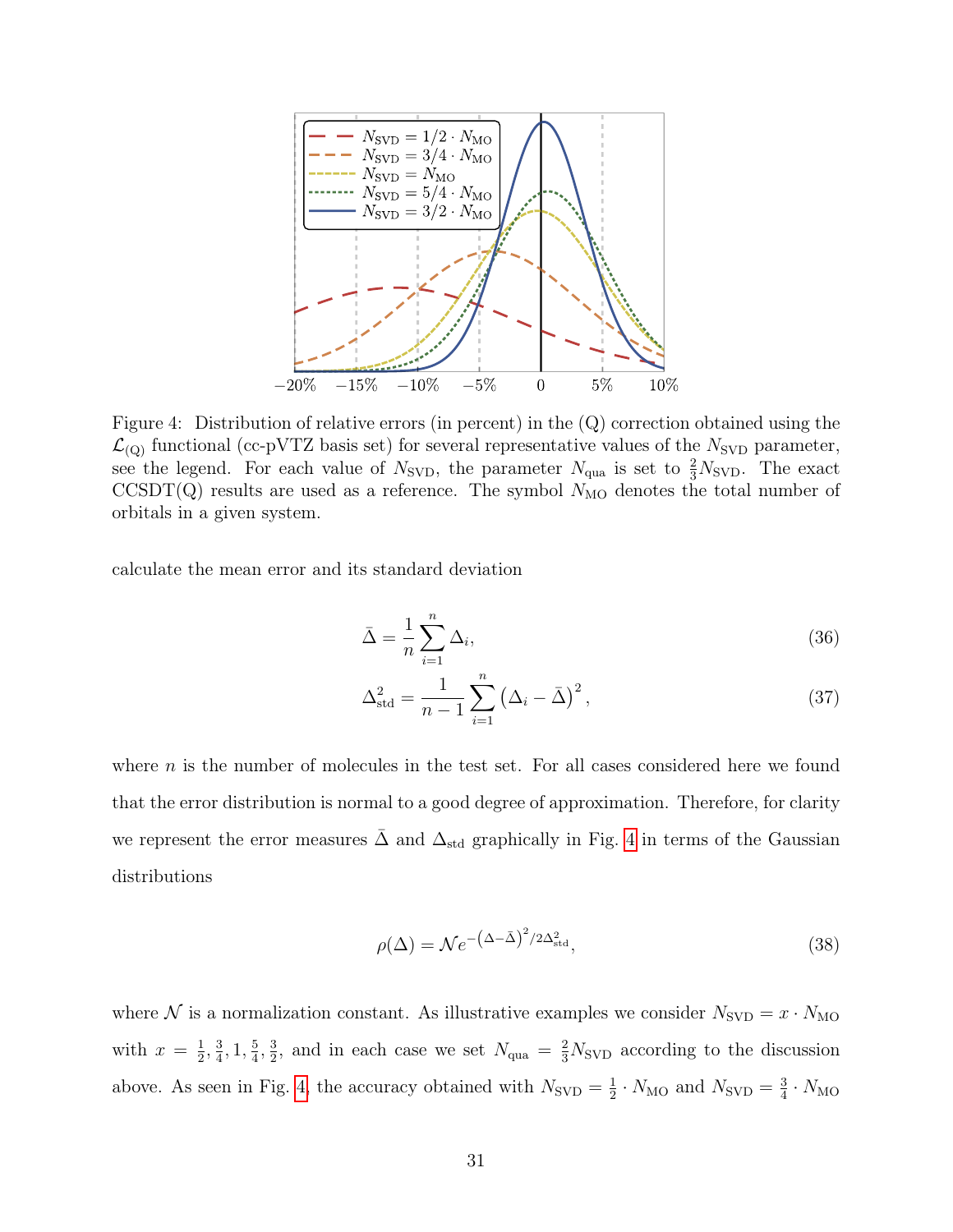Figure 4: Distribution of relative errors (in percent) in the (Q) correction obtained using the $\mathcal{L}_{(Q)}$ functional (cc-pVTZ basis set) for several representative values of the $N_{\text{SVD}}$ parameter, see the legend. For each value of $N_{\text{SVD}}$, the parameter $N_{\text{qua}}$ is set to $\frac{2}{3}N_{\text{SVD}}$. The exact CCSDT(Q) results are used as a reference. The symbol $N_{\text{MO}}$ denotes the total number of orbitals in a given system.

calculate the mean error and its standard deviation

$$\bar{\Delta} = \frac{1}{n}\sum_{i=1}^{n} \Delta_i, \tag{36}$$

$$\Delta_{\text{std}}^2 = \frac{1}{n-1}\sum_{i=1}^{n} \left(\Delta_i - \bar{\Delta}\right)^2, \tag{37}$$

where $n$ is the number of molecules in the test set. For all cases considered here we found that the error distribution is normal to a good degree of approximation. Therefore, for clarity we represent the error measures $\bar{\Delta}$ and $\Delta_{\text{std}}$ graphically in Fig. 4 in terms of the Gaussian distributions

$$\rho(\Delta) = \mathcal{N} e^{-\left(\Delta-\bar{\Delta}\right)^2/2\Delta_{\text{std}}^2}, \tag{38}$$

where $\mathcal{N}$ is a normalization constant. As illustrative examples we consider $N_{\text{SVD}} = x \cdot N_{\text{MO}}$ with $x = \frac{1}{2}, \frac{3}{4}, 1, \frac{5}{4}, \frac{3}{2}$, and in each case we set $N_{\text{qua}} = \frac{2}{3}N_{\text{SVD}}$ according to the discussion above. As seen in Fig. 4, the accuracy obtained with $N_{\text{SVD}} = \frac{1}{2} \cdot N_{\text{MO}}$ and $N_{\text{SVD}} = \frac{3}{4} \cdot N_{\text{MO}}$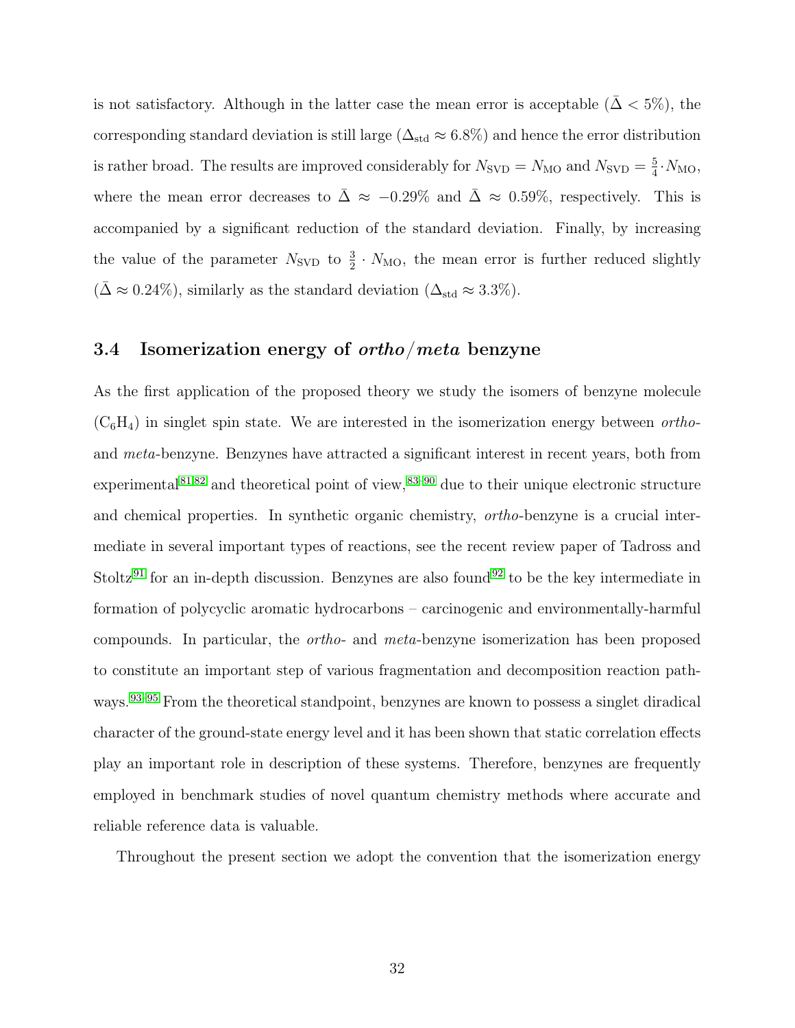is not satisfactory. Although in the latter case the mean error is acceptable ($\bar{\Delta} < 5\%$), the corresponding standard deviation is still large ($\Delta_{\text{std}} \approx 6.8\%$) and hence the error distribution is rather broad. The results are improved considerably for $N_{\text{SVD}} = N_{\text{MO}}$ and $N_{\text{SVD}} = \frac{5}{4} \cdot N_{\text{MO}}$, where the mean error decreases to $\bar{\Delta} \approx -0.29\%$ and $\bar{\Delta} \approx 0.59\%$, respectively. This is accompanied by a significant reduction of the standard deviation. Finally, by increasing the value of the parameter $N_{\text{SVD}}$ to $\frac{3}{2} \cdot N_{\text{MO}}$, the mean error is further reduced slightly ($\bar{\Delta} \approx 0.24\%$), similarly as the standard deviation ($\Delta_{\text{std}} \approx 3.3\%$).

### 3.4 Isomerization energy of *ortho*/*meta* benzyne

As the first application of the proposed theory we study the isomers of benzyne molecule ($C_6H_4$) in singlet spin state. We are interested in the isomerization energy between *ortho*- and *meta*-benzyne. Benzynes have attracted a significant interest in recent years, both from experimental[81,82] and theoretical point of view,[83–90] due to their unique electronic structure and chemical properties. In synthetic organic chemistry, *ortho*-benzyne is a crucial intermediate in several important types of reactions, see the recent review paper of Tadross and Stoltz[91] for an in-depth discussion. Benzynes are also found[92] to be the key intermediate in formation of polycyclic aromatic hydrocarbons – carcinogenic and environmentally-harmful compounds. In particular, the *ortho*- and *meta*-benzyne isomerization has been proposed to constitute an important step of various fragmentation and decomposition reaction pathways.[93–95] From the theoretical standpoint, benzynes are known to possess a singlet diradical character of the ground-state energy level and it has been shown that static correlation effects play an important role in description of these systems. Therefore, benzynes are frequently employed in benchmark studies of novel quantum chemistry methods where accurate and reliable reference data is valuable.

Throughout the present section we adopt the convention that the isomerization energy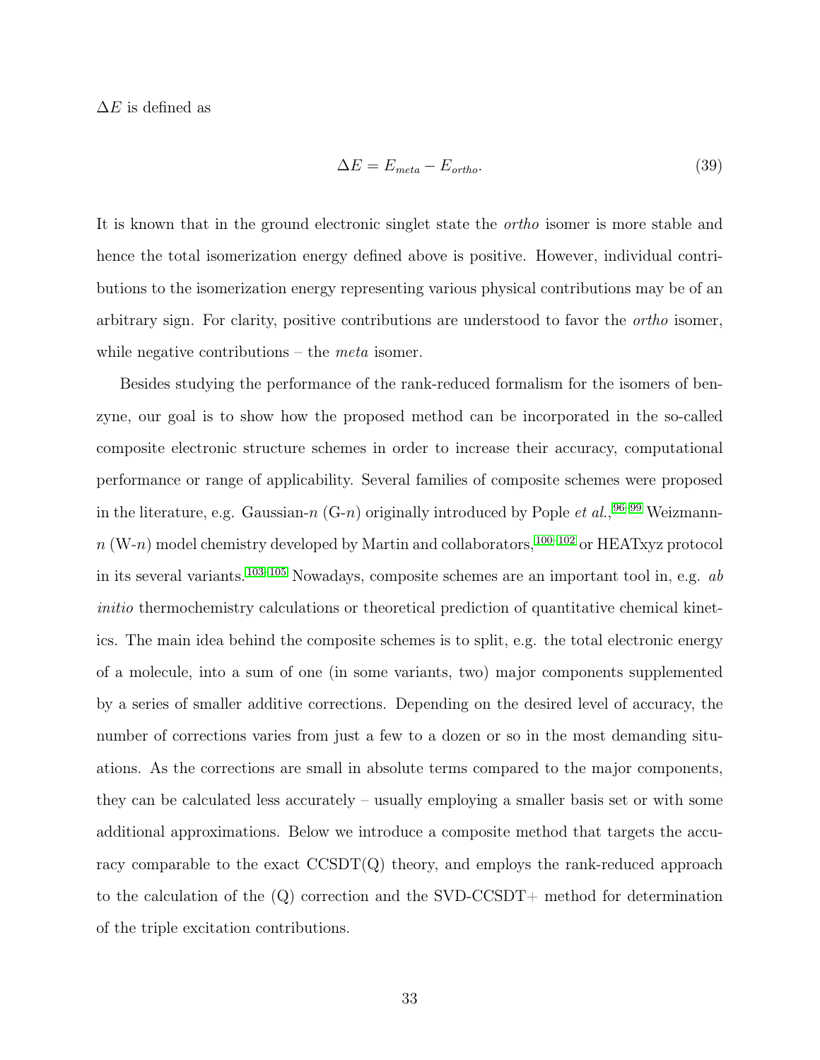$\Delta E$ is defined as

$$\Delta E = E_{meta} - E_{ortho}. \tag{39}$$

It is known that in the ground electronic singlet state the *ortho* isomer is more stable and hence the total isomerization energy defined above is positive. However, individual contributions to the isomerization energy representing various physical contributions may be of an arbitrary sign. For clarity, positive contributions are understood to favor the *ortho* isomer, while negative contributions – the *meta* isomer.

Besides studying the performance of the rank-reduced formalism for the isomers of benzyne, our goal is to show how the proposed method can be incorporated in the so-called composite electronic structure schemes in order to increase their accuracy, computational performance or range of applicability. Several families of composite schemes were proposed in the literature, e.g. Gaussian-$n$ (G-$n$) originally introduced by Pople *et al.*,[96–99] Weizmann-$n$ (W-$n$) model chemistry developed by Martin and collaborators,[100–102] or HEATxyz protocol in its several variants.[103–105] Nowadays, composite schemes are an important tool in, e.g. *ab initio* thermochemistry calculations or theoretical prediction of quantitative chemical kinetics. The main idea behind the composite schemes is to split, e.g. the total electronic energy of a molecule, into a sum of one (in some variants, two) major components supplemented by a series of smaller additive corrections. Depending on the desired level of accuracy, the number of corrections varies from just a few to a dozen or so in the most demanding situations. As the corrections are small in absolute terms compared to the major components, they can be calculated less accurately – usually employing a smaller basis set or with some additional approximations. Below we introduce a composite method that targets the accuracy comparable to the exact CCSDT(Q) theory, and employs the rank-reduced approach to the calculation of the (Q) correction and the SVD-CCSDT+ method for determination of the triple excitation contributions.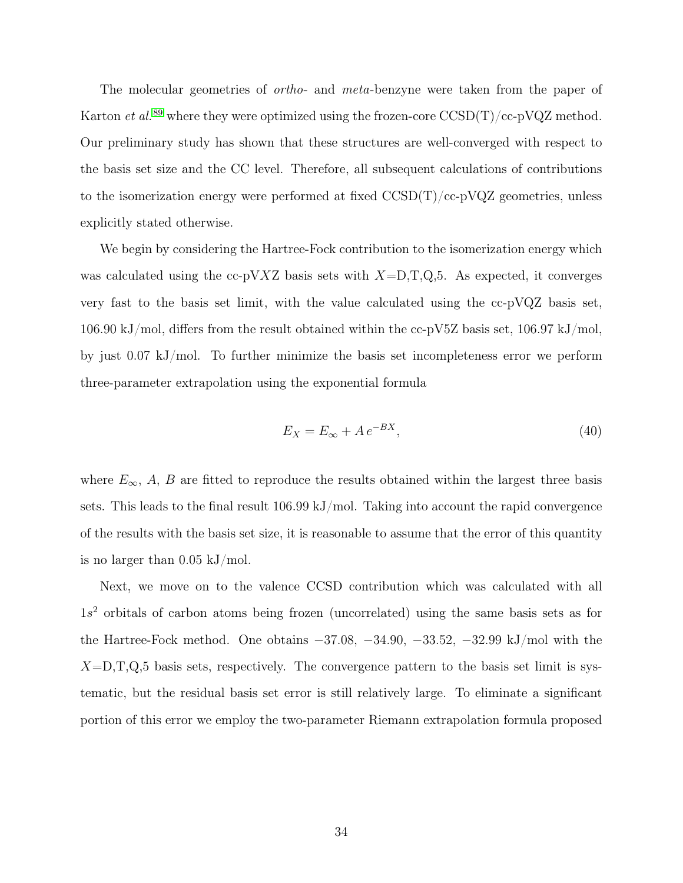The molecular geometries of *ortho*- and *meta*-benzyne were taken from the paper of Karton *et al.*[89] where they were optimized using the frozen-core CCSD(T)/cc-pVQZ method. Our preliminary study has shown that these structures are well-converged with respect to the basis set size and the CC level. Therefore, all subsequent calculations of contributions to the isomerization energy were performed at fixed CCSD(T)/cc-pVQZ geometries, unless explicitly stated otherwise.

We begin by considering the Hartree-Fock contribution to the isomerization energy which was calculated using the cc-pV$X$Z basis sets with $X$=D,T,Q,5. As expected, it converges very fast to the basis set limit, with the value calculated using the cc-pVQZ basis set, 106.90 kJ/mol, differs from the result obtained within the cc-pV5Z basis set, 106.97 kJ/mol, by just 0.07 kJ/mol. To further minimize the basis set incompleteness error we perform three-parameter extrapolation using the exponential formula

$$E_X = E_\infty + A\,e^{-BX}, \tag{40}$$

where $E_\infty$, $A$, $B$ are fitted to reproduce the results obtained within the largest three basis sets. This leads to the final result 106.99 kJ/mol. Taking into account the rapid convergence of the results with the basis set size, it is reasonable to assume that the error of this quantity is no larger than 0.05 kJ/mol.

Next, we move on to the valence CCSD contribution which was calculated with all $1s^2$ orbitals of carbon atoms being frozen (uncorrelated) using the same basis sets as for the Hartree-Fock method. One obtains $-37.08$, $-34.90$, $-33.52$, $-32.99$ kJ/mol with the $X$=D,T,Q,5 basis sets, respectively. The convergence pattern to the basis set limit is systematic, but the residual basis set error is still relatively large. To eliminate a significant portion of this error we employ the two-parameter Riemann extrapolation formula proposed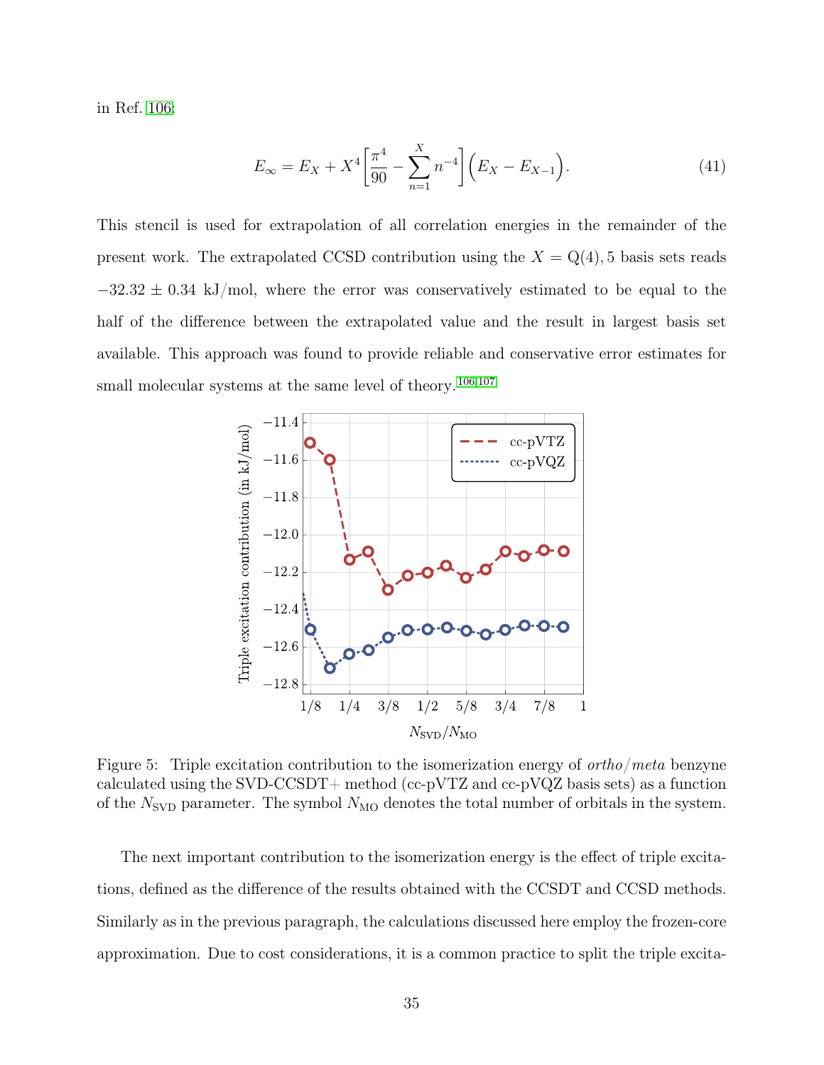in Ref. [106]:

$$E_\infty = E_X + X^4\left[\frac{\pi^4}{90} - \sum_{n=1}^{X} n^{-4}\right]\Big(E_X - E_{X-1}\Big). \tag{41}$$

This stencil is used for extrapolation of all correlation energies in the remainder of the present work. The extrapolated CCSD contribution using the $X = \mathrm{Q}(4), 5$ basis sets reads $-32.32 \pm 0.34$ kJ/mol, where the error was conservatively estimated to be equal to the half of the difference between the extrapolated value and the result in largest basis set available. This approach was found to provide reliable and conservative error estimates for small molecular systems at the same level of theory.[106,107]

Triple excitation contribution (in kJ/mol)

−11.4
−11.6
−11.8
−12.0
−12.2
−12.4
−12.6
−12.8

1/8
1/4
3/8
1/2
5/8
3/4
7/8
1

$N_{\mathrm{SVD}}/N_{\mathrm{MO}}$

cc-pVTZ
cc-pVQZ

Figure 5: Triple excitation contribution to the isomerization energy of *ortho*/*meta* benzyne calculated using the SVD-CCSDT+ method (cc-pVTZ and cc-pVQZ basis sets) as a function of the $N_{\mathrm{SVD}}$ parameter. The symbol $N_{\mathrm{MO}}$ denotes the total number of orbitals in the system.

The next important contribution to the isomerization energy is the effect of triple excitations, defined as the difference of the results obtained with the CCSDT and CCSD methods. Similarly as in the previous paragraph, the calculations discussed here employ the frozen-core approximation. Due to cost considerations, it is a common practice to split the triple excita-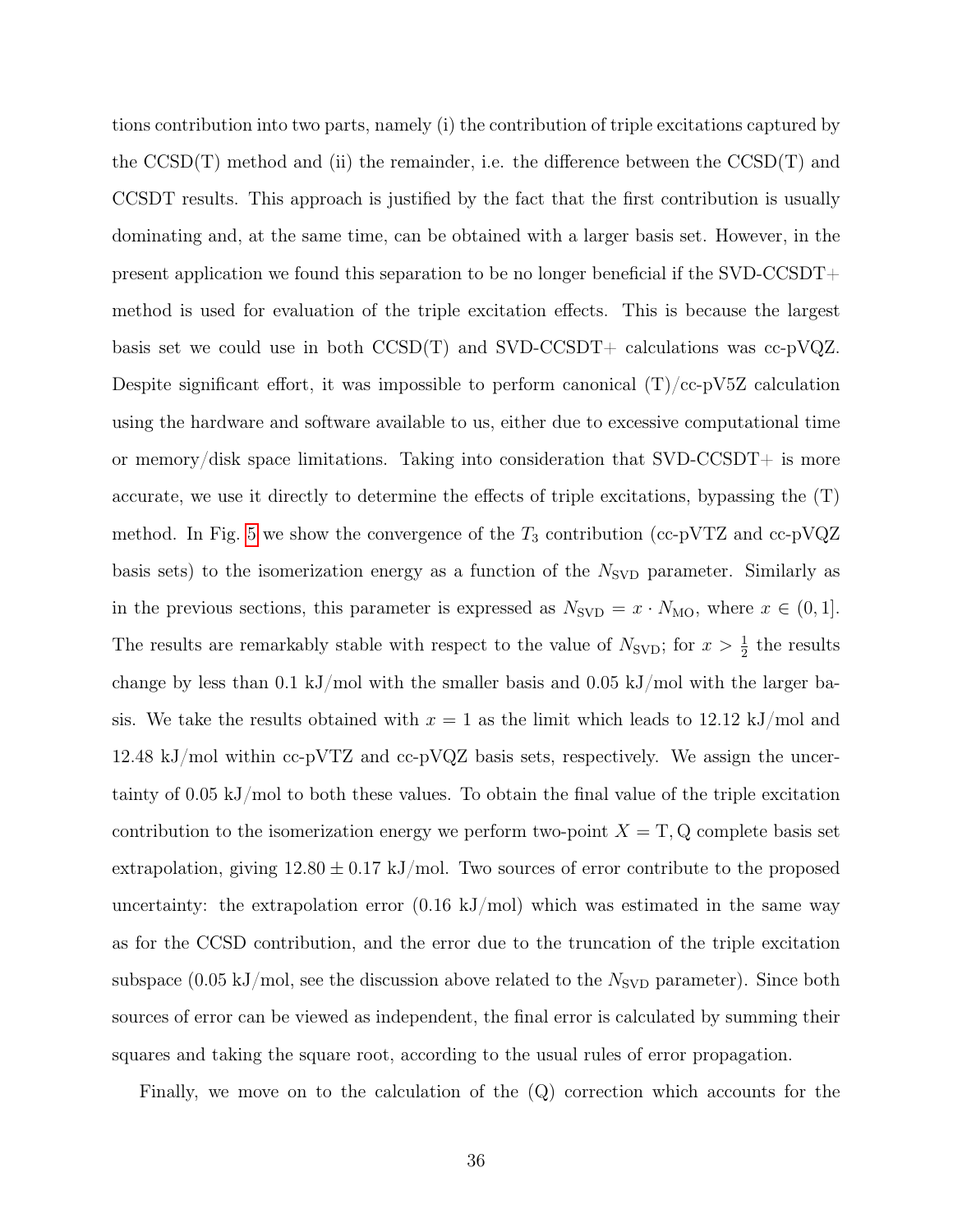tions contribution into two parts, namely (i) the contribution of triple excitations captured by the CCSD(T) method and (ii) the remainder, i.e. the difference between the CCSD(T) and CCSDT results. This approach is justified by the fact that the first contribution is usually dominating and, at the same time, can be obtained with a larger basis set. However, in the present application we found this separation to be no longer beneficial if the SVD-CCSDT+ method is used for evaluation of the triple excitation effects. This is because the largest basis set we could use in both CCSD(T) and SVD-CCSDT+ calculations was cc-pVQZ. Despite significant effort, it was impossible to perform canonical (T)/cc-pV5Z calculation using the hardware and software available to us, either due to excessive computational time or memory/disk space limitations. Taking into consideration that SVD-CCSDT+ is more accurate, we use it directly to determine the effects of triple excitations, bypassing the (T) method. In Fig. 5 we show the convergence of the $T_3$ contribution (cc-pVTZ and cc-pVQZ basis sets) to the isomerization energy as a function of the $N_{\mathrm{SVD}}$ parameter. Similarly as in the previous sections, this parameter is expressed as $N_{\mathrm{SVD}} = x \cdot N_{\mathrm{MO}}$, where $x \in (0, 1]$. The results are remarkably stable with respect to the value of $N_{\mathrm{SVD}}$; for $x > \frac{1}{2}$ the results change by less than 0.1 kJ/mol with the smaller basis and 0.05 kJ/mol with the larger basis. We take the results obtained with $x = 1$ as the limit which leads to 12.12 kJ/mol and 12.48 kJ/mol within cc-pVTZ and cc-pVQZ basis sets, respectively. We assign the uncertainty of 0.05 kJ/mol to both these values. To obtain the final value of the triple excitation contribution to the isomerization energy we perform two-point $X = \mathrm{T}, \mathrm{Q}$ complete basis set extrapolation, giving $12.80 \pm 0.17$ kJ/mol. Two sources of error contribute to the proposed uncertainty: the extrapolation error (0.16 kJ/mol) which was estimated in the same way as for the CCSD contribution, and the error due to the truncation of the triple excitation subspace (0.05 kJ/mol, see the discussion above related to the $N_{\mathrm{SVD}}$ parameter). Since both sources of error can be viewed as independent, the final error is calculated by summing their squares and taking the square root, according to the usual rules of error propagation.

Finally, we move on to the calculation of the (Q) correction which accounts for the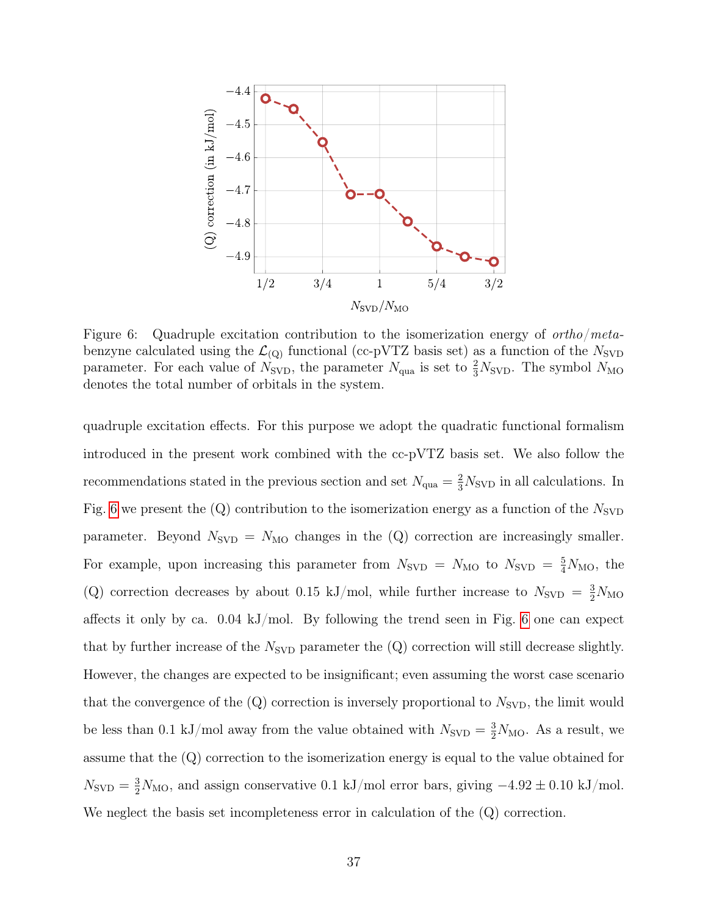−4.4
−4.5
−4.6
−4.7
−4.8
−4.9
(Q) correction (in kJ/mol)
1/2
3/4
1
5/4
3/2
$N_{\mathrm{SVD}}/N_{\mathrm{MO}}$

Figure 6: Quadruple excitation contribution to the isomerization energy of *ortho*/*meta*-benzyne calculated using the $\mathcal{L}_{(\mathrm{Q})}$ functional (cc-pVTZ basis set) as a function of the $N_{\mathrm{SVD}}$ parameter. For each value of $N_{\mathrm{SVD}}$, the parameter $N_{\mathrm{qua}}$ is set to $\frac{2}{3}N_{\mathrm{SVD}}$. The symbol $N_{\mathrm{MO}}$ denotes the total number of orbitals in the system.

quadruple excitation effects. For this purpose we adopt the quadratic functional formalism introduced in the present work combined with the cc-pVTZ basis set. We also follow the recommendations stated in the previous section and set $N_{\mathrm{qua}} = \frac{2}{3}N_{\mathrm{SVD}}$ in all calculations. In Fig. 6 we present the (Q) contribution to the isomerization energy as a function of the $N_{\mathrm{SVD}}$ parameter. Beyond $N_{\mathrm{SVD}} = N_{\mathrm{MO}}$ changes in the (Q) correction are increasingly smaller. For example, upon increasing this parameter from $N_{\mathrm{SVD}} = N_{\mathrm{MO}}$ to $N_{\mathrm{SVD}} = \frac{5}{4}N_{\mathrm{MO}}$, the (Q) correction decreases by about 0.15 kJ/mol, while further increase to $N_{\mathrm{SVD}} = \frac{3}{2}N_{\mathrm{MO}}$ affects it only by ca. 0.04 kJ/mol. By following the trend seen in Fig. 6 one can expect that by further increase of the $N_{\mathrm{SVD}}$ parameter the (Q) correction will still decrease slightly. However, the changes are expected to be insignificant; even assuming the worst case scenario that the convergence of the (Q) correction is inversely proportional to $N_{\mathrm{SVD}}$, the limit would be less than 0.1 kJ/mol away from the value obtained with $N_{\mathrm{SVD}} = \frac{3}{2}N_{\mathrm{MO}}$. As a result, we assume that the (Q) correction to the isomerization energy is equal to the value obtained for $N_{\mathrm{SVD}} = \frac{3}{2}N_{\mathrm{MO}}$, and assign conservative 0.1 kJ/mol error bars, giving $-4.92 \pm 0.10$ kJ/mol. We neglect the basis set incompleteness error in calculation of the (Q) correction.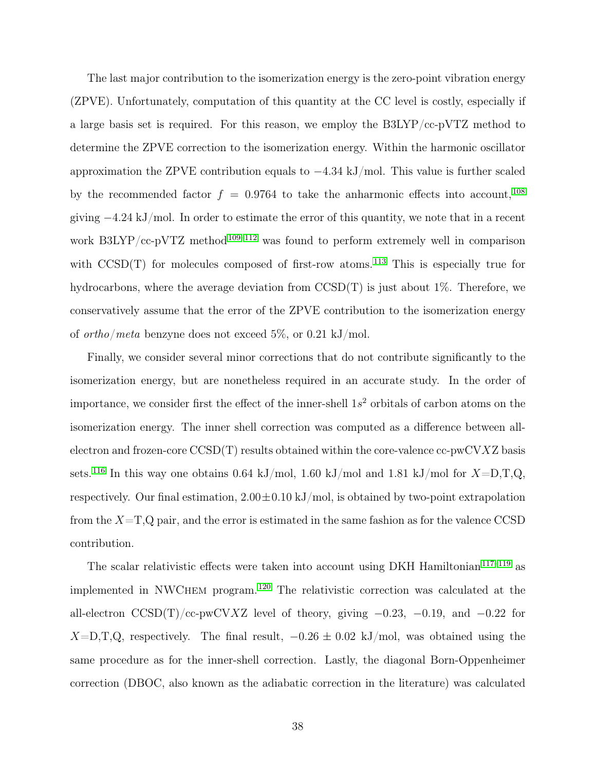The last major contribution to the isomerization energy is the zero-point vibration energy (ZPVE). Unfortunately, computation of this quantity at the CC level is costly, especially if a large basis set is required. For this reason, we employ the B3LYP/cc-pVTZ method to determine the ZPVE correction to the isomerization energy. Within the harmonic oscillator approximation the ZPVE contribution equals to $-4.34$ kJ/mol. This value is further scaled by the recommended factor $f = 0.9764$ to take the anharmonic effects into account,[108] giving $-4.24$ kJ/mol. In order to estimate the error of this quantity, we note that in a recent work B3LYP/cc-pVTZ method[109–112] was found to perform extremely well in comparison with CCSD(T) for molecules composed of first-row atoms.[113] This is especially true for hydrocarbons, where the average deviation from CCSD(T) is just about 1%. Therefore, we conservatively assume that the error of the ZPVE contribution to the isomerization energy of *ortho*/*meta* benzyne does not exceed 5%, or 0.21 kJ/mol.

Finally, we consider several minor corrections that do not contribute significantly to the isomerization energy, but are nonetheless required in an accurate study. In the order of importance, we consider first the effect of the inner-shell $1s^2$ orbitals of carbon atoms on the isomerization energy. The inner shell correction was computed as a difference between all-electron and frozen-core CCSD(T) results obtained within the core-valence cc-pwCV$XZ$ basis sets.[116] In this way one obtains 0.64 kJ/mol, 1.60 kJ/mol and 1.81 kJ/mol for $X$=D,T,Q, respectively. Our final estimation, $2.00 \pm 0.10$ kJ/mol, is obtained by two-point extrapolation from the $X$=T,Q pair, and the error is estimated in the same fashion as for the valence CCSD contribution.

The scalar relativistic effects were taken into account using DKH Hamiltonian[117–119] as implemented in NWChem program.[120] The relativistic correction was calculated at the all-electron CCSD(T)/cc-pwCV$XZ$ level of theory, giving $-0.23$, $-0.19$, and $-0.22$ for $X$=D,T,Q, respectively. The final result, $-0.26 \pm 0.02$ kJ/mol, was obtained using the same procedure as for the inner-shell correction. Lastly, the diagonal Born-Oppenheimer correction (DBOC, also known as the adiabatic correction in the literature) was calculated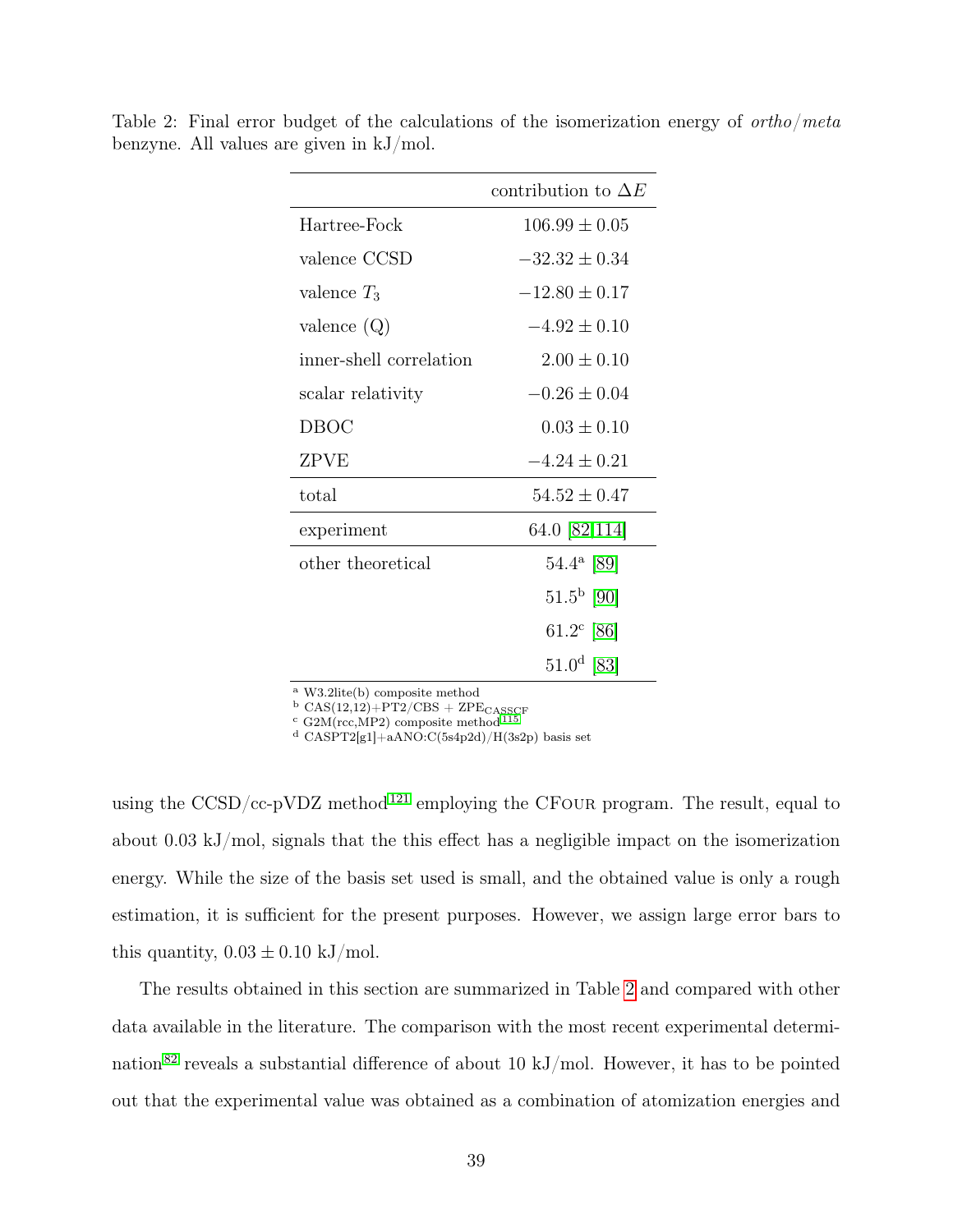Table 2: Final error budget of the calculations of the isomerization energy of *ortho*/*meta* benzyne. All values are given in kJ/mol.

| | contribution to $\Delta E$ |
|---|---|
| Hartree-Fock | $106.99 \pm 0.05$ |
| valence CCSD | $-32.32 \pm 0.34$ |
| valence $T_3$ | $-12.80 \pm 0.17$ |
| valence (Q) | $-4.92 \pm 0.10$ |
| inner-shell correlation | $2.00 \pm 0.10$ |
| scalar relativity | $-0.26 \pm 0.04$ |
| DBOC | $0.03 \pm 0.10$ |
| ZPVE | $-4.24 \pm 0.21$ |
| total | $54.52 \pm 0.47$ |
| experiment | 64.0 [82,114] |
| other theoretical | 54.4[a] [89] |
| | 51.5[b] [90] |
| | 61.2[c] [86] |
| | 51.0[d] [83] |

[a] W3.2lite(b) composite method
[b] CAS(12,12)+PT2/CBS + $ZPE_{CASSCF}$
[c] G2M(rcc,MP2) composite method[115]
[d] CASPT2[g1]+aANO:C(5s4p2d)/H(3s2p) basis set

using the CCSD/cc-pVDZ method[121] employing the CFOUR program. The result, equal to about 0.03 kJ/mol, signals that the this effect has a negligible impact on the isomerization energy. While the size of the basis set used is small, and the obtained value is only a rough estimation, it is sufficient for the present purposes. However, we assign large error bars to this quantity, $0.03 \pm 0.10$ kJ/mol.

The results obtained in this section are summarized in Table 2 and compared with other data available in the literature. The comparison with the most recent experimental determination[82] reveals a substantial difference of about 10 kJ/mol. However, it has to be pointed out that the experimental value was obtained as a combination of atomization energies and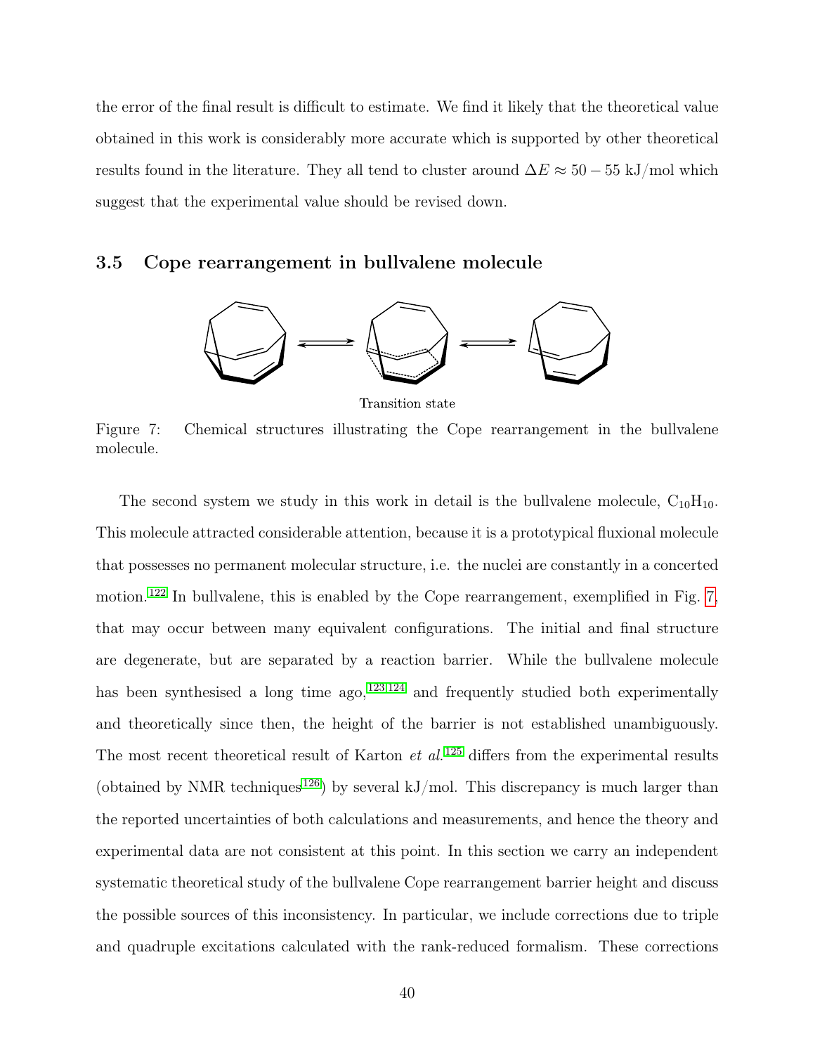the error of the final result is difficult to estimate. We find it likely that the theoretical value obtained in this work is considerably more accurate which is supported by other theoretical results found in the literature. They all tend to cluster around $\Delta E \approx 50-55$ kJ/mol which suggest that the experimental value should be revised down.

### 3.5 Cope rearrangement in bullvalene molecule

Transition state

Figure 7: Chemical structures illustrating the Cope rearrangement in the bullvalene molecule.

The second system we study in this work in detail is the bullvalene molecule, $C_{10}H_{10}$. This molecule attracted considerable attention, because it is a prototypical fluxional molecule that possesses no permanent molecular structure, i.e. the nuclei are constantly in a concerted motion.[122] In bullvalene, this is enabled by the Cope rearrangement, exemplified in Fig. 7, that may occur between many equivalent configurations. The initial and final structure are degenerate, but are separated by a reaction barrier. While the bullvalene molecule has been synthesised a long time ago,[123,124] and frequently studied both experimentally and theoretically since then, the height of the barrier is not established unambiguously. The most recent theoretical result of Karton *et al.*[125] differs from the experimental results (obtained by NMR techniques[126]) by several kJ/mol. This discrepancy is much larger than the reported uncertainties of both calculations and measurements, and hence the theory and experimental data are not consistent at this point. In this section we carry an independent systematic theoretical study of the bullvalene Cope rearrangement barrier height and discuss the possible sources of this inconsistency. In particular, we include corrections due to triple and quadruple excitations calculated with the rank-reduced formalism. These corrections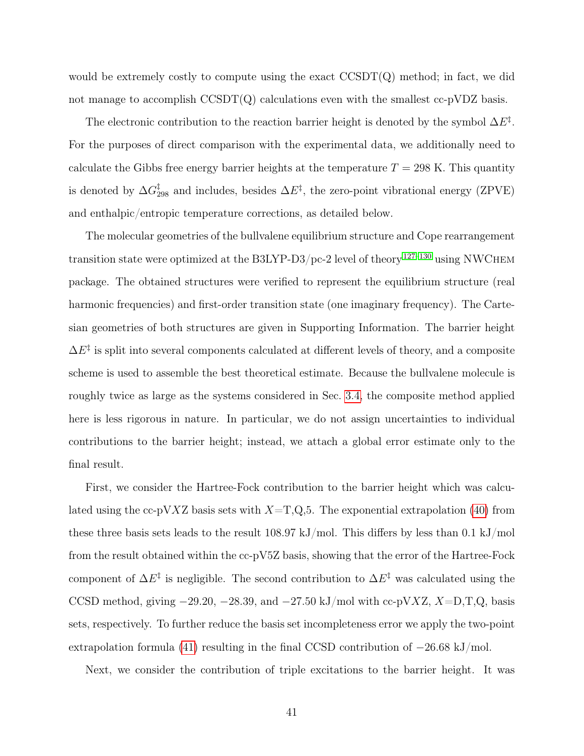would be extremely costly to compute using the exact CCSDT(Q) method; in fact, we did not manage to accomplish CCSDT(Q) calculations even with the smallest cc-pVDZ basis.

The electronic contribution to the reaction barrier height is denoted by the symbol $\Delta E^{\ddagger}$. For the purposes of direct comparison with the experimental data, we additionally need to calculate the Gibbs free energy barrier heights at the temperature $T = 298$ K. This quantity is denoted by $\Delta G^{\ddagger}_{298}$ and includes, besides $\Delta E^{\ddagger}$, the zero-point vibrational energy (ZPVE) and enthalpic/entropic temperature corrections, as detailed below.

The molecular geometries of the bullvalene equilibrium structure and Cope rearrangement transition state were optimized at the B3LYP-D3/pc-2 level of theory[127–130] using NWChem package. The obtained structures were verified to represent the equilibrium structure (real harmonic frequencies) and first-order transition state (one imaginary frequency). The Cartesian geometries of both structures are given in Supporting Information. The barrier height $\Delta E^{\ddagger}$ is split into several components calculated at different levels of theory, and a composite scheme is used to assemble the best theoretical estimate. Because the bullvalene molecule is roughly twice as large as the systems considered in Sec. 3.4, the composite method applied here is less rigorous in nature. In particular, we do not assign uncertainties to individual contributions to the barrier height; instead, we attach a global error estimate only to the final result.

First, we consider the Hartree-Fock contribution to the barrier height which was calculated using the cc-pV$X$Z basis sets with $X$=T,Q,5. The exponential extrapolation (40) from these three basis sets leads to the result 108.97 kJ/mol. This differs by less than 0.1 kJ/mol from the result obtained within the cc-pV5Z basis, showing that the error of the Hartree-Fock component of $\Delta E^{\ddagger}$ is negligible. The second contribution to $\Delta E^{\ddagger}$ was calculated using the CCSD method, giving −29.20, −28.39, and −27.50 kJ/mol with cc-pV$X$Z, $X$=D,T,Q, basis sets, respectively. To further reduce the basis set incompleteness error we apply the two-point extrapolation formula (41) resulting in the final CCSD contribution of −26.68 kJ/mol.

Next, we consider the contribution of triple excitations to the barrier height. It was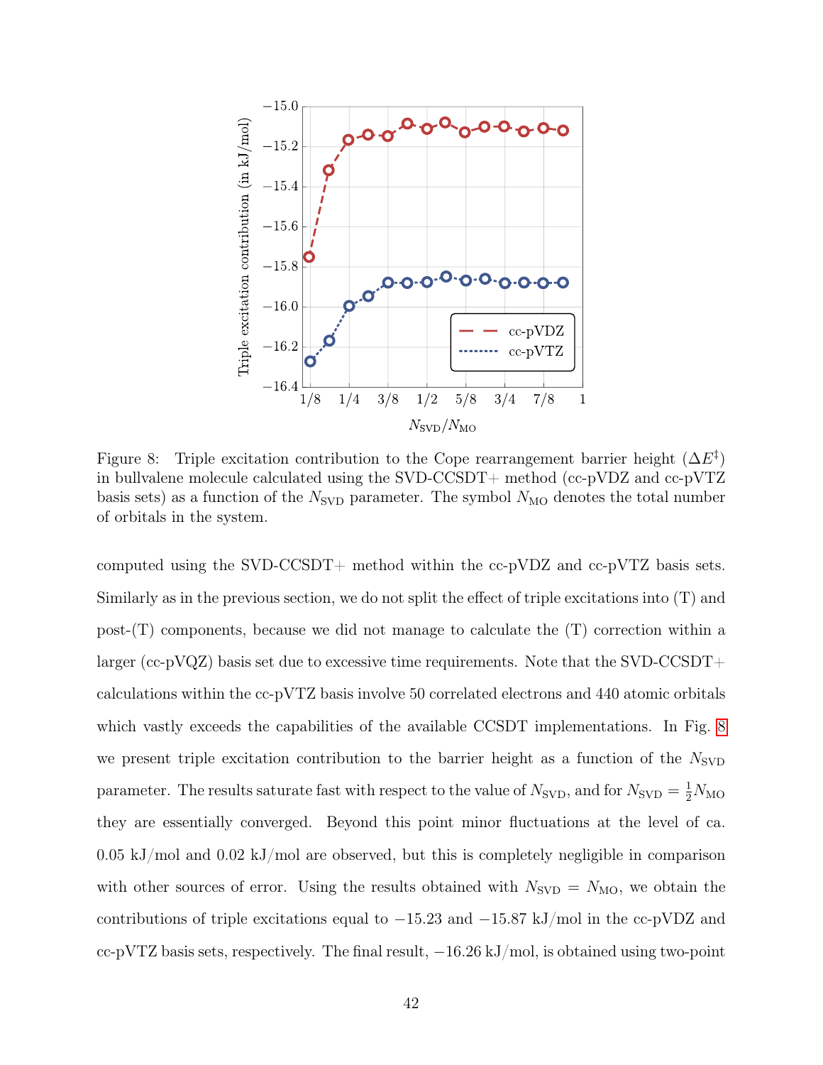−15.0
−15.2
−15.4
−15.6
−15.8
−16.0
−16.2
−16.4

Triple excitation contribution (in kJ/mol)

1/8 1/4 3/8 1/2 5/8 3/4 7/8 1

$N_{\mathrm{SVD}}/N_{\mathrm{MO}}$

cc-pVDZ
cc-pVTZ

Figure 8: Triple excitation contribution to the Cope rearrangement barrier height ($\Delta E^{\ddagger}$) in bullvalene molecule calculated using the SVD-CCSDT+ method (cc-pVDZ and cc-pVTZ basis sets) as a function of the $N_{\mathrm{SVD}}$ parameter. The symbol $N_{\mathrm{MO}}$ denotes the total number of orbitals in the system.

computed using the SVD-CCSDT+ method within the cc-pVDZ and cc-pVTZ basis sets. Similarly as in the previous section, we do not split the effect of triple excitations into (T) and post-(T) components, because we did not manage to calculate the (T) correction within a larger (cc-pVQZ) basis set due to excessive time requirements. Note that the SVD-CCSDT+ calculations within the cc-pVTZ basis involve 50 correlated electrons and 440 atomic orbitals which vastly exceeds the capabilities of the available CCSDT implementations. In Fig. 8 we present triple excitation contribution to the barrier height as a function of the $N_{\mathrm{SVD}}$ parameter. The results saturate fast with respect to the value of $N_{\mathrm{SVD}}$, and for $N_{\mathrm{SVD}} = \frac{1}{2}N_{\mathrm{MO}}$ they are essentially converged. Beyond this point minor fluctuations at the level of ca. 0.05 kJ/mol and 0.02 kJ/mol are observed, but this is completely negligible in comparison with other sources of error. Using the results obtained with $N_{\mathrm{SVD}} = N_{\mathrm{MO}}$, we obtain the contributions of triple excitations equal to −15.23 and −15.87 kJ/mol in the cc-pVDZ and cc-pVTZ basis sets, respectively. The final result, −16.26 kJ/mol, is obtained using two-point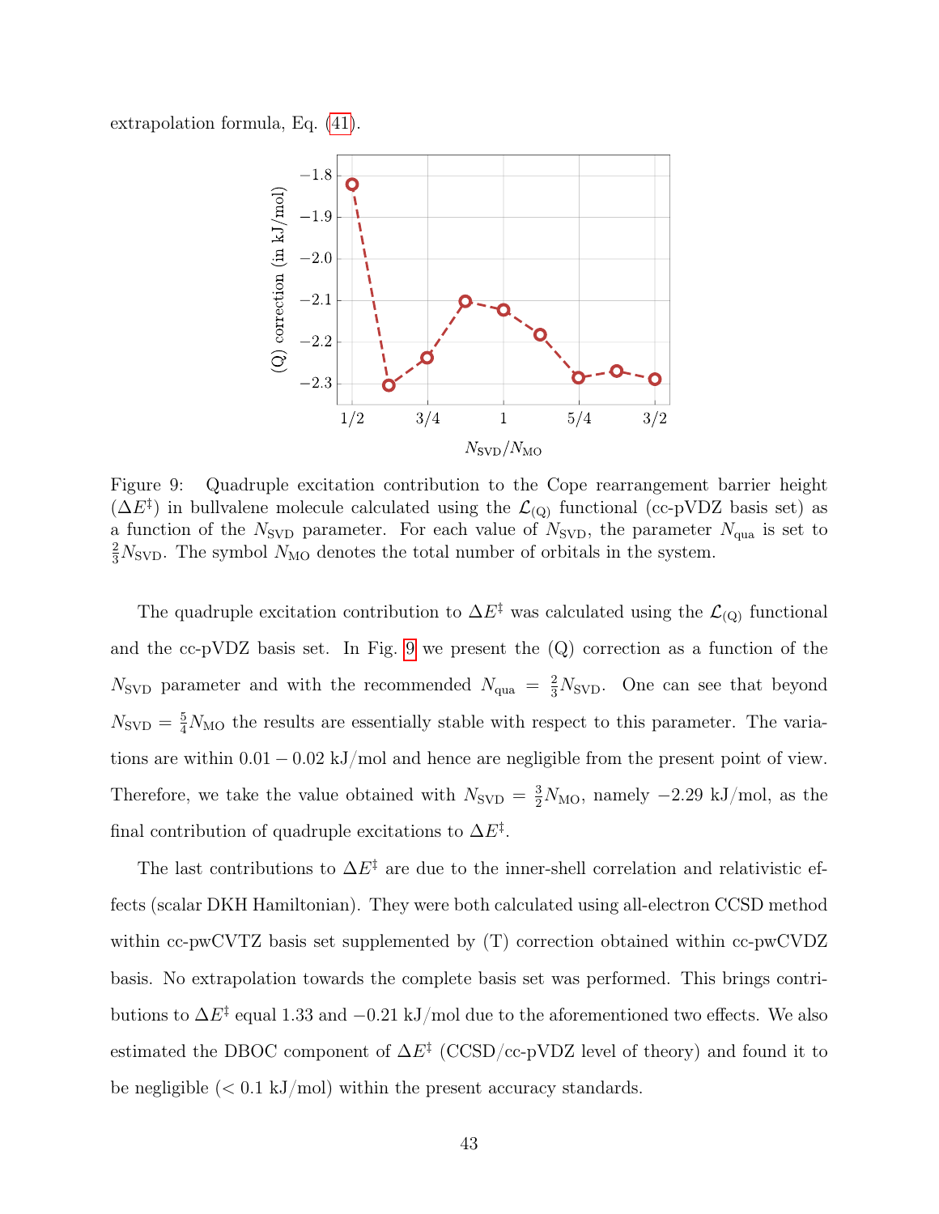extrapolation formula, Eq. (41).

−1.8
−1.9
−2.0
−2.1
−2.2
−2.3
(Q) correction (in kJ/mol)
1/2
3/4
1
5/4
3/2
$N_{\text{SVD}}/N_{\text{MO}}$

Figure 9: Quadruple excitation contribution to the Cope rearrangement barrier height ($\Delta E^{\ddagger}$) in bullvalene molecule calculated using the $\mathcal{L}_{(\text{Q})}$ functional (cc-pVDZ basis set) as a function of the $N_{\text{SVD}}$ parameter. For each value of $N_{\text{SVD}}$, the parameter $N_{\text{qua}}$ is set to $\frac{2}{3}N_{\text{SVD}}$. The symbol $N_{\text{MO}}$ denotes the total number of orbitals in the system.

The quadruple excitation contribution to $\Delta E^{\ddagger}$ was calculated using the $\mathcal{L}_{(\text{Q})}$ functional and the cc-pVDZ basis set. In Fig. 9 we present the (Q) correction as a function of the $N_{\text{SVD}}$ parameter and with the recommended $N_{\text{qua}} = \frac{2}{3}N_{\text{SVD}}$. One can see that beyond $N_{\text{SVD}} = \frac{5}{4}N_{\text{MO}}$ the results are essentially stable with respect to this parameter. The variations are within $0.01 - 0.02$ kJ/mol and hence are negligible from the present point of view. Therefore, we take the value obtained with $N_{\text{SVD}} = \frac{3}{2}N_{\text{MO}}$, namely $-2.29$ kJ/mol, as the final contribution of quadruple excitations to $\Delta E^{\ddagger}$.

The last contributions to $\Delta E^{\ddagger}$ are due to the inner-shell correlation and relativistic effects (scalar DKH Hamiltonian). They were both calculated using all-electron CCSD method within cc-pwCVTZ basis set supplemented by (T) correction obtained within cc-pwCVDZ basis. No extrapolation towards the complete basis set was performed. This brings contributions to $\Delta E^{\ddagger}$ equal 1.33 and $-0.21$ kJ/mol due to the aforementioned two effects. We also estimated the DBOC component of $\Delta E^{\ddagger}$ (CCSD/cc-pVDZ level of theory) and found it to be negligible ($< 0.1$ kJ/mol) within the present accuracy standards.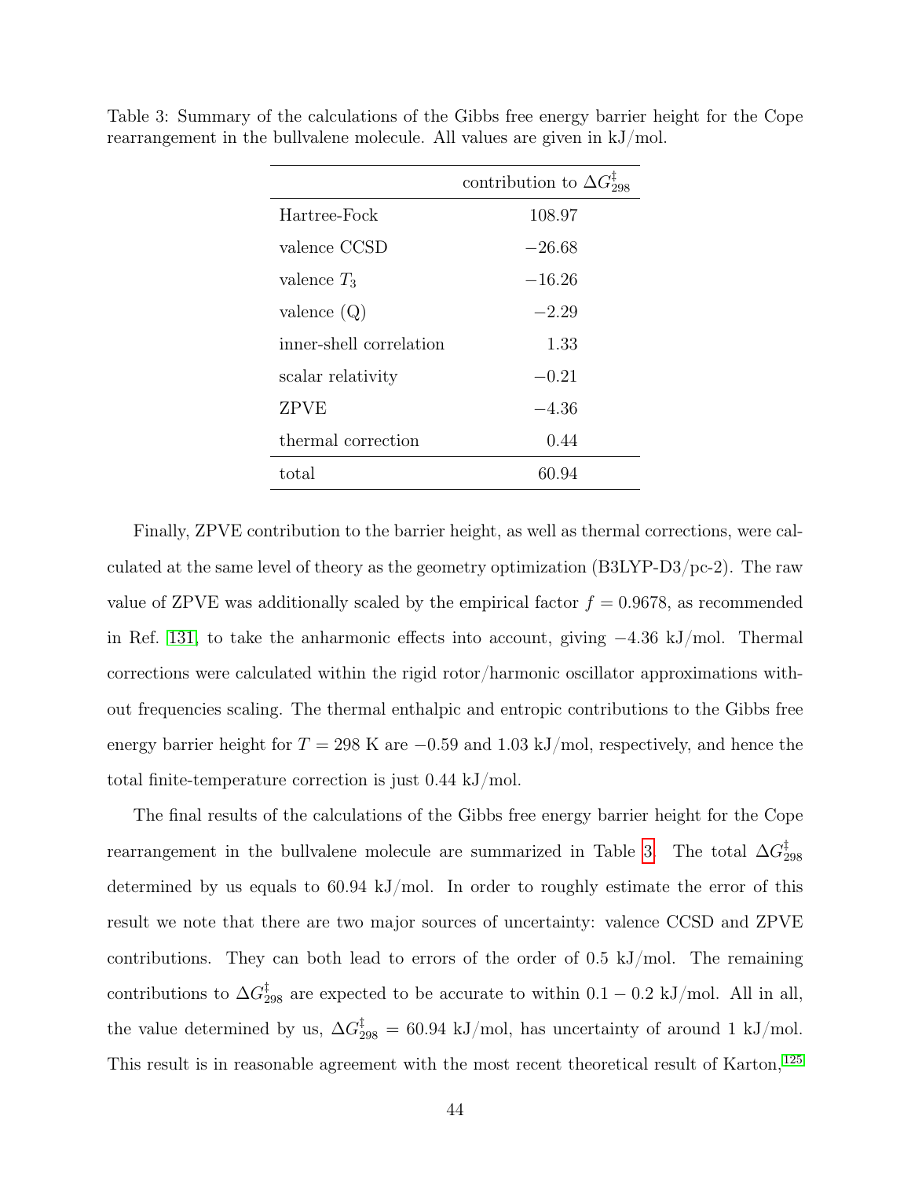Table 3: Summary of the calculations of the Gibbs free energy barrier height for the Cope rearrangement in the bullvalene molecule. All values are given in kJ/mol.

| | contribution to $\Delta G^{\ddagger}_{298}$ |
|---|---|
| Hartree-Fock | 108.97 |
| valence CCSD | $-26.68$ |
| valence $T_3$ | $-16.26$ |
| valence (Q) | $-2.29$ |
| inner-shell correlation | 1.33 |
| scalar relativity | $-0.21$ |
| ZPVE | $-4.36$ |
| thermal correction | 0.44 |
| total | 60.94 |

Finally, ZPVE contribution to the barrier height, as well as thermal corrections, were calculated at the same level of theory as the geometry optimization (B3LYP-D3/pc-2). The raw value of ZPVE was additionally scaled by the empirical factor $f = 0.9678$, as recommended in Ref. [131], to take the anharmonic effects into account, giving $-4.36$ kJ/mol. Thermal corrections were calculated within the rigid rotor/harmonic oscillator approximations without frequencies scaling. The thermal enthalpic and entropic contributions to the Gibbs free energy barrier height for $T = 298$ K are $-0.59$ and $1.03$ kJ/mol, respectively, and hence the total finite-temperature correction is just 0.44 kJ/mol.

The final results of the calculations of the Gibbs free energy barrier height for the Cope rearrangement in the bullvalene molecule are summarized in Table 3. The total $\Delta G^{\ddagger}_{298}$ determined by us equals to 60.94 kJ/mol. In order to roughly estimate the error of this result we note that there are two major sources of uncertainty: valence CCSD and ZPVE contributions. They can both lead to errors of the order of 0.5 kJ/mol. The remaining contributions to $\Delta G^{\ddagger}_{298}$ are expected to be accurate to within $0.1 - 0.2$ kJ/mol. All in all, the value determined by us, $\Delta G^{\ddagger}_{298} = 60.94$ kJ/mol, has uncertainty of around 1 kJ/mol. This result is in reasonable agreement with the most recent theoretical result of Karton,[125]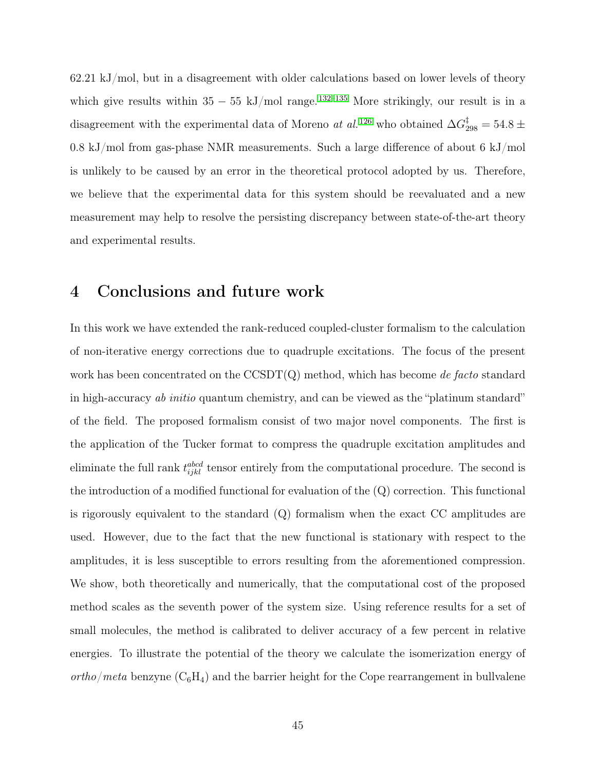62.21 kJ/mol, but in a disagreement with older calculations based on lower levels of theory which give results within 35 − 55 kJ/mol range.[132–135] More strikingly, our result is in a disagreement with the experimental data of Moreno *at al.*[126] who obtained $\Delta G^{\ddagger}_{298} = 54.8 \pm 0.8$ kJ/mol from gas-phase NMR measurements. Such a large difference of about 6 kJ/mol is unlikely to be caused by an error in the theoretical protocol adopted by us. Therefore, we believe that the experimental data for this system should be reevaluated and a new measurement may help to resolve the persisting discrepancy between state-of-the-art theory and experimental results.

# 4 Conclusions and future work

In this work we have extended the rank-reduced coupled-cluster formalism to the calculation of non-iterative energy corrections due to quadruple excitations. The focus of the present work has been concentrated on the CCSDT(Q) method, which has become *de facto* standard in high-accuracy *ab initio* quantum chemistry, and can be viewed as the "platinum standard" of the field. The proposed formalism consist of two major novel components. The first is the application of the Tucker format to compress the quadruple excitation amplitudes and eliminate the full rank $t_{ijkl}^{abcd}$ tensor entirely from the computational procedure. The second is the introduction of a modified functional for evaluation of the (Q) correction. This functional is rigorously equivalent to the standard (Q) formalism when the exact CC amplitudes are used. However, due to the fact that the new functional is stationary with respect to the amplitudes, it is less susceptible to errors resulting from the aforementioned compression. We show, both theoretically and numerically, that the computational cost of the proposed method scales as the seventh power of the system size. Using reference results for a set of small molecules, the method is calibrated to deliver accuracy of a few percent in relative energies. To illustrate the potential of the theory we calculate the isomerization energy of *ortho*/*meta* benzyne ($C_6H_4$) and the barrier height for the Cope rearrangement in bullvalene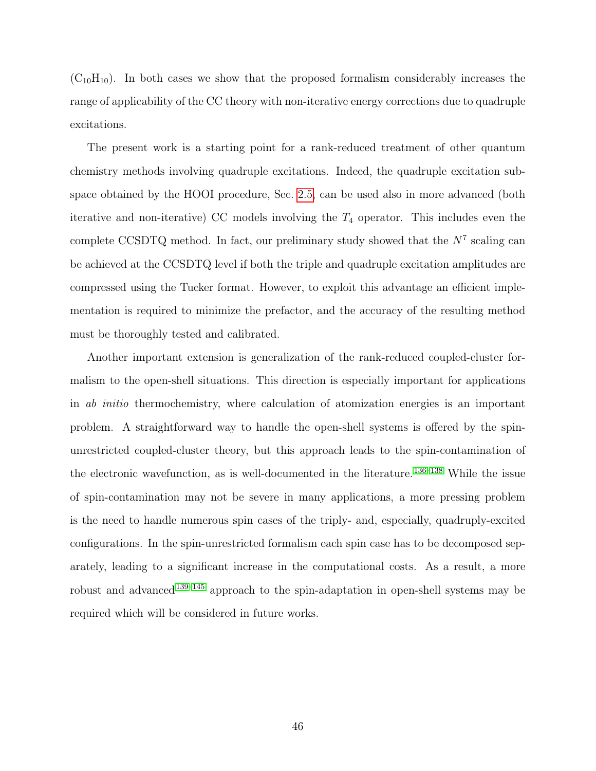($C_{10}H_{10}$). In both cases we show that the proposed formalism considerably increases the range of applicability of the CC theory with non-iterative energy corrections due to quadruple excitations.

The present work is a starting point for a rank-reduced treatment of other quantum chemistry methods involving quadruple excitations. Indeed, the quadruple excitation subspace obtained by the HOOI procedure, Sec. 2.5, can be used also in more advanced (both iterative and non-iterative) CC models involving the $T_4$ operator. This includes even the complete CCSDTQ method. In fact, our preliminary study showed that the $N^7$ scaling can be achieved at the CCSDTQ level if both the triple and quadruple excitation amplitudes are compressed using the Tucker format. However, to exploit this advantage an efficient implementation is required to minimize the prefactor, and the accuracy of the resulting method must be thoroughly tested and calibrated.

Another important extension is generalization of the rank-reduced coupled-cluster formalism to the open-shell situations. This direction is especially important for applications in *ab initio* thermochemistry, where calculation of atomization energies is an important problem. A straightforward way to handle the open-shell systems is offered by the spin-unrestricted coupled-cluster theory, but this approach leads to the spin-contamination of the electronic wavefunction, as is well-documented in the literature.[136–138] While the issue of spin-contamination may not be severe in many applications, a more pressing problem is the need to handle numerous spin cases of the triply- and, especially, quadruply-excited configurations. In the spin-unrestricted formalism each spin case has to be decomposed separately, leading to a significant increase in the computational costs. As a result, a more robust and advanced[139–145] approach to the spin-adaptation in open-shell systems may be required which will be considered in future works.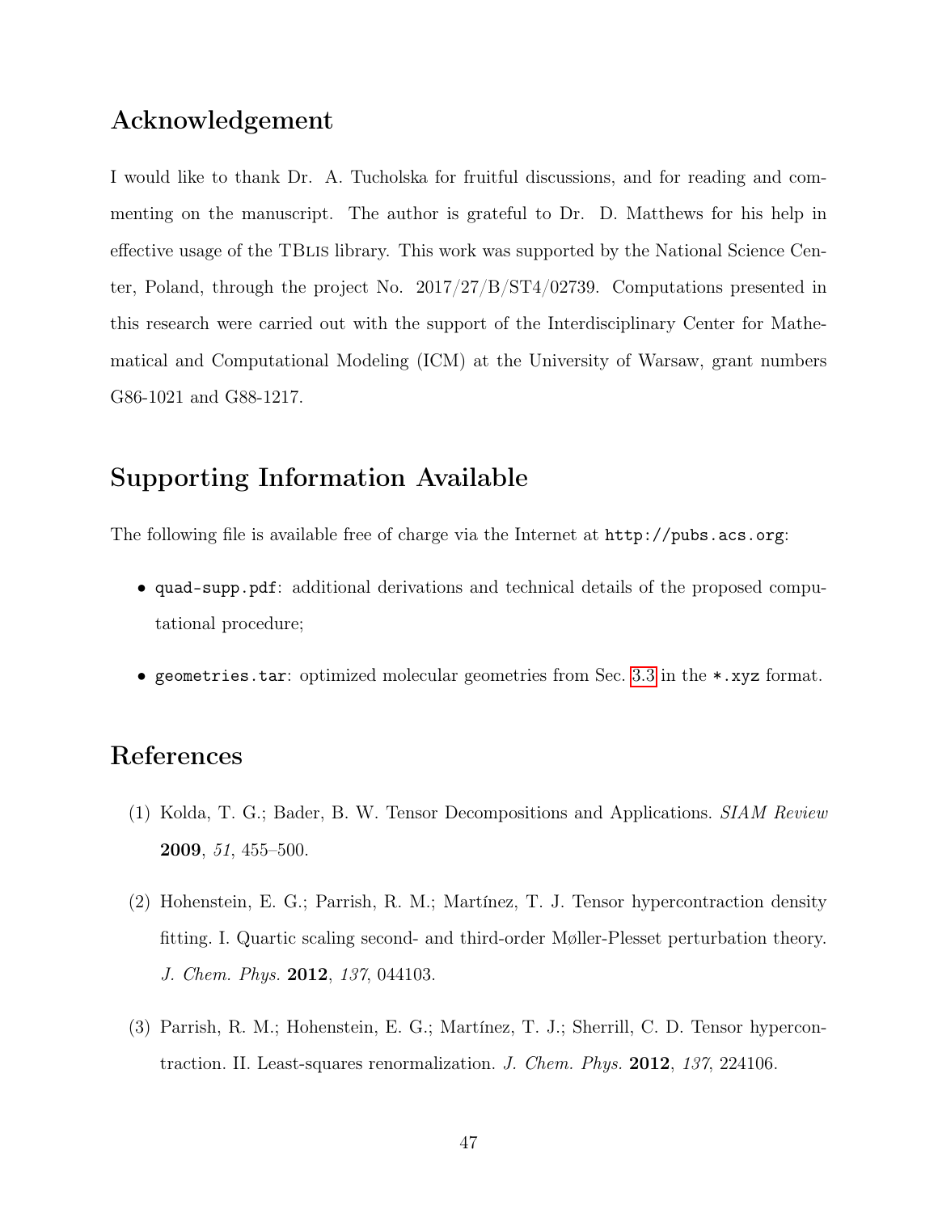## Acknowledgement

I would like to thank Dr. A. Tucholska for fruitful discussions, and for reading and commenting on the manuscript. The author is grateful to Dr. D. Matthews for his help in effective usage of the TBLIS library. This work was supported by the National Science Center, Poland, through the project No. 2017/27/B/ST4/02739. Computations presented in this research were carried out with the support of the Interdisciplinary Center for Mathematical and Computational Modeling (ICM) at the University of Warsaw, grant numbers G86-1021 and G88-1217.

## Supporting Information Available

The following file is available free of charge via the Internet at `http://pubs.acs.org`:

- `quad-supp.pdf`: additional derivations and technical details of the proposed computational procedure;
- `geometries.tar`: optimized molecular geometries from Sec. 3.3 in the `*.xyz` format.

## References

(1) Kolda, T. G.; Bader, B. W. Tensor Decompositions and Applications. *SIAM Review* **2009**, *51*, 455–500.

(2) Hohenstein, E. G.; Parrish, R. M.; Martínez, T. J. Tensor hypercontraction density fitting. I. Quartic scaling second- and third-order Møller-Plesset perturbation theory. *J. Chem. Phys.* **2012**, *137*, 044103.

(3) Parrish, R. M.; Hohenstein, E. G.; Martínez, T. J.; Sherrill, C. D. Tensor hypercontraction. II. Least-squares renormalization. *J. Chem. Phys.* **2012**, *137*, 224106.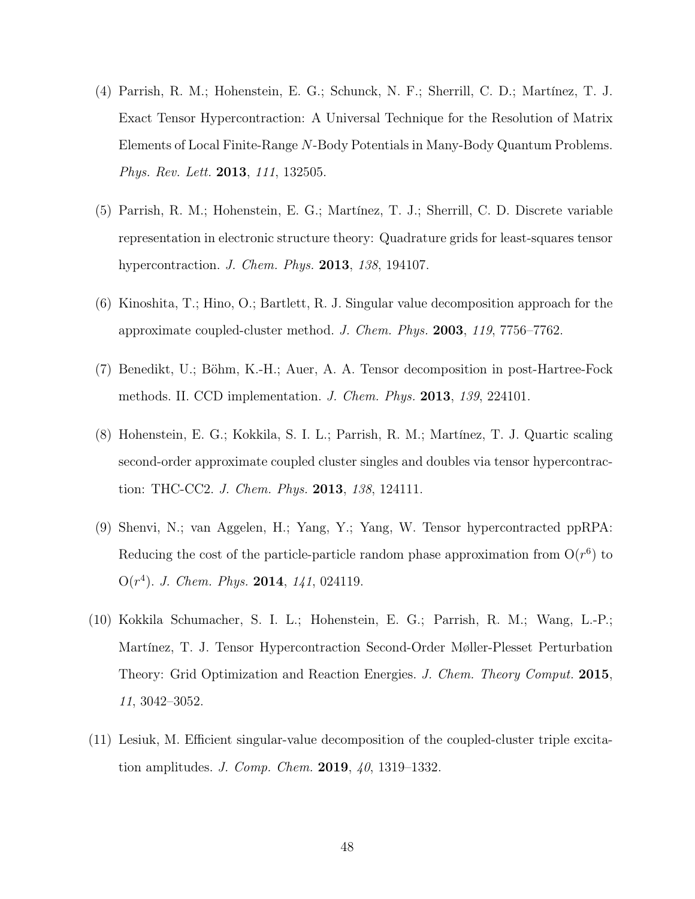(4) Parrish, R. M.; Hohenstein, E. G.; Schunck, N. F.; Sherrill, C. D.; Martínez, T. J. Exact Tensor Hypercontraction: A Universal Technique for the Resolution of Matrix Elements of Local Finite-Range $N$-Body Potentials in Many-Body Quantum Problems. *Phys. Rev. Lett.* **2013**, *111*, 132505.

(5) Parrish, R. M.; Hohenstein, E. G.; Martínez, T. J.; Sherrill, C. D. Discrete variable representation in electronic structure theory: Quadrature grids for least-squares tensor hypercontraction. *J. Chem. Phys.* **2013**, *138*, 194107.

(6) Kinoshita, T.; Hino, O.; Bartlett, R. J. Singular value decomposition approach for the approximate coupled-cluster method. *J. Chem. Phys.* **2003**, *119*, 7756–7762.

(7) Benedikt, U.; Böhm, K.-H.; Auer, A. A. Tensor decomposition in post-Hartree-Fock methods. II. CCD implementation. *J. Chem. Phys.* **2013**, *139*, 224101.

(8) Hohenstein, E. G.; Kokkila, S. I. L.; Parrish, R. M.; Martínez, T. J. Quartic scaling second-order approximate coupled cluster singles and doubles via tensor hypercontraction: THC-CC2. *J. Chem. Phys.* **2013**, *138*, 124111.

(9) Shenvi, N.; van Aggelen, H.; Yang, Y.; Yang, W. Tensor hypercontracted ppRPA: Reducing the cost of the particle-particle random phase approximation from $O(r^6)$ to $O(r^4)$. *J. Chem. Phys.* **2014**, *141*, 024119.

(10) Kokkila Schumacher, S. I. L.; Hohenstein, E. G.; Parrish, R. M.; Wang, L.-P.; Martínez, T. J. Tensor Hypercontraction Second-Order Møller-Plesset Perturbation Theory: Grid Optimization and Reaction Energies. *J. Chem. Theory Comput.* **2015**, *11*, 3042–3052.

(11) Lesiuk, M. Efficient singular-value decomposition of the coupled-cluster triple excitation amplitudes. *J. Comp. Chem.* **2019**, *40*, 1319–1332.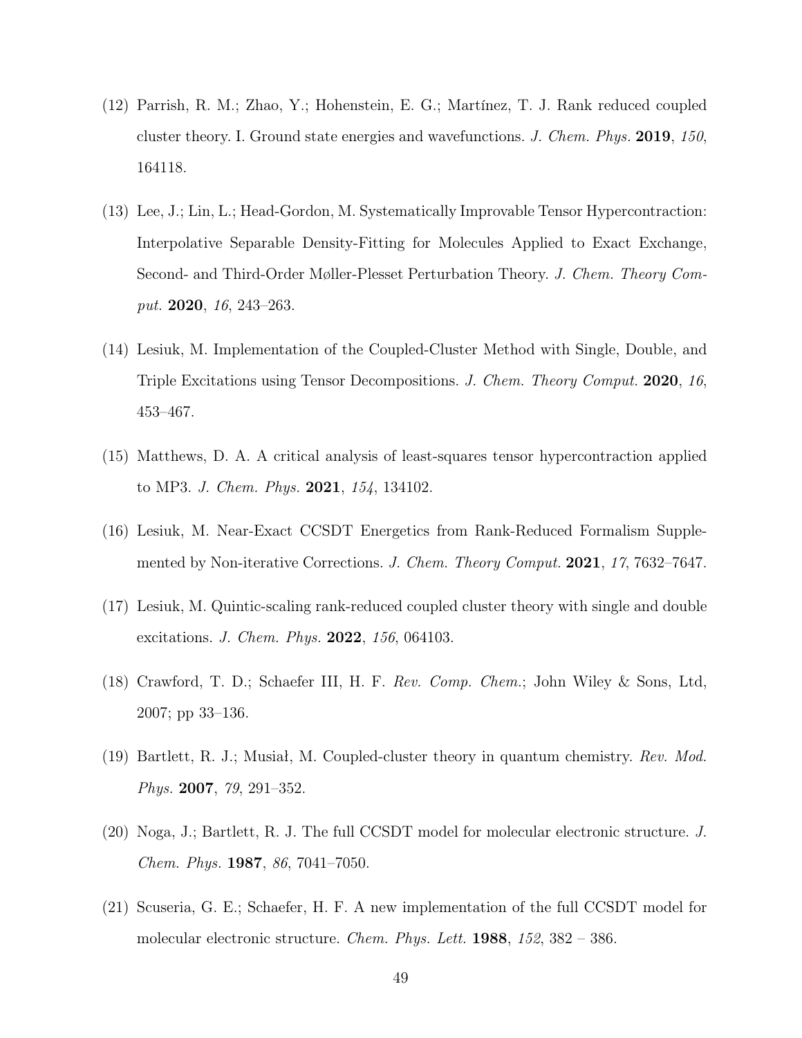(12) Parrish, R. M.; Zhao, Y.; Hohenstein, E. G.; Martínez, T. J. Rank reduced coupled cluster theory. I. Ground state energies and wavefunctions. *J. Chem. Phys.* **2019**, *150*, 164118.

(13) Lee, J.; Lin, L.; Head-Gordon, M. Systematically Improvable Tensor Hypercontraction: Interpolative Separable Density-Fitting for Molecules Applied to Exact Exchange, Second- and Third-Order Møller-Plesset Perturbation Theory. *J. Chem. Theory Comput.* **2020**, *16*, 243–263.

(14) Lesiuk, M. Implementation of the Coupled-Cluster Method with Single, Double, and Triple Excitations using Tensor Decompositions. *J. Chem. Theory Comput.* **2020**, *16*, 453–467.

(15) Matthews, D. A. A critical analysis of least-squares tensor hypercontraction applied to MP3. *J. Chem. Phys.* **2021**, *154*, 134102.

(16) Lesiuk, M. Near-Exact CCSDT Energetics from Rank-Reduced Formalism Supplemented by Non-iterative Corrections. *J. Chem. Theory Comput.* **2021**, *17*, 7632–7647.

(17) Lesiuk, M. Quintic-scaling rank-reduced coupled cluster theory with single and double excitations. *J. Chem. Phys.* **2022**, *156*, 064103.

(18) Crawford, T. D.; Schaefer III, H. F. *Rev. Comp. Chem.*; John Wiley & Sons, Ltd, 2007; pp 33–136.

(19) Bartlett, R. J.; Musiał, M. Coupled-cluster theory in quantum chemistry. *Rev. Mod. Phys.* **2007**, *79*, 291–352.

(20) Noga, J.; Bartlett, R. J. The full CCSDT model for molecular electronic structure. *J. Chem. Phys.* **1987**, *86*, 7041–7050.

(21) Scuseria, G. E.; Schaefer, H. F. A new implementation of the full CCSDT model for molecular electronic structure. *Chem. Phys. Lett.* **1988**, *152*, 382 – 386.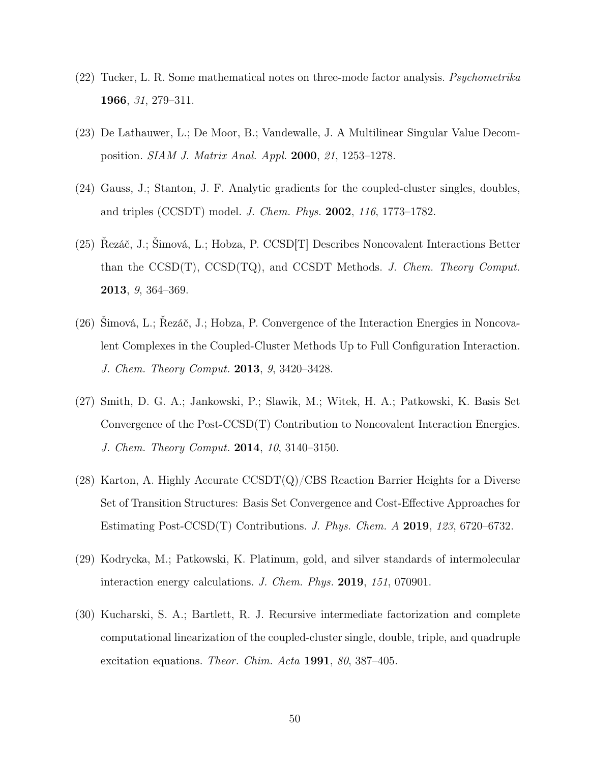(22) Tucker, L. R. Some mathematical notes on three-mode factor analysis. *Psychometrika* **1966**, *31*, 279–311.

(23) De Lathauwer, L.; De Moor, B.; Vandewalle, J. A Multilinear Singular Value Decomposition. *SIAM J. Matrix Anal. Appl.* **2000**, *21*, 1253–1278.

(24) Gauss, J.; Stanton, J. F. Analytic gradients for the coupled-cluster singles, doubles, and triples (CCSDT) model. *J. Chem. Phys.* **2002**, *116*, 1773–1782.

(25) Řezáč, J.; Šimová, L.; Hobza, P. CCSD[T] Describes Noncovalent Interactions Better than the CCSD(T), CCSD(TQ), and CCSDT Methods. *J. Chem. Theory Comput.* **2013**, *9*, 364–369.

(26) Šimová, L.; Řezáč, J.; Hobza, P. Convergence of the Interaction Energies in Noncovalent Complexes in the Coupled-Cluster Methods Up to Full Configuration Interaction. *J. Chem. Theory Comput.* **2013**, *9*, 3420–3428.

(27) Smith, D. G. A.; Jankowski, P.; Slawik, M.; Witek, H. A.; Patkowski, K. Basis Set Convergence of the Post-CCSD(T) Contribution to Noncovalent Interaction Energies. *J. Chem. Theory Comput.* **2014**, *10*, 3140–3150.

(28) Karton, A. Highly Accurate CCSDT(Q)/CBS Reaction Barrier Heights for a Diverse Set of Transition Structures: Basis Set Convergence and Cost-Effective Approaches for Estimating Post-CCSD(T) Contributions. *J. Phys. Chem. A* **2019**, *123*, 6720–6732.

(29) Kodrycka, M.; Patkowski, K. Platinum, gold, and silver standards of intermolecular interaction energy calculations. *J. Chem. Phys.* **2019**, *151*, 070901.

(30) Kucharski, S. A.; Bartlett, R. J. Recursive intermediate factorization and complete computational linearization of the coupled-cluster single, double, triple, and quadruple excitation equations. *Theor. Chim. Acta* **1991**, *80*, 387–405.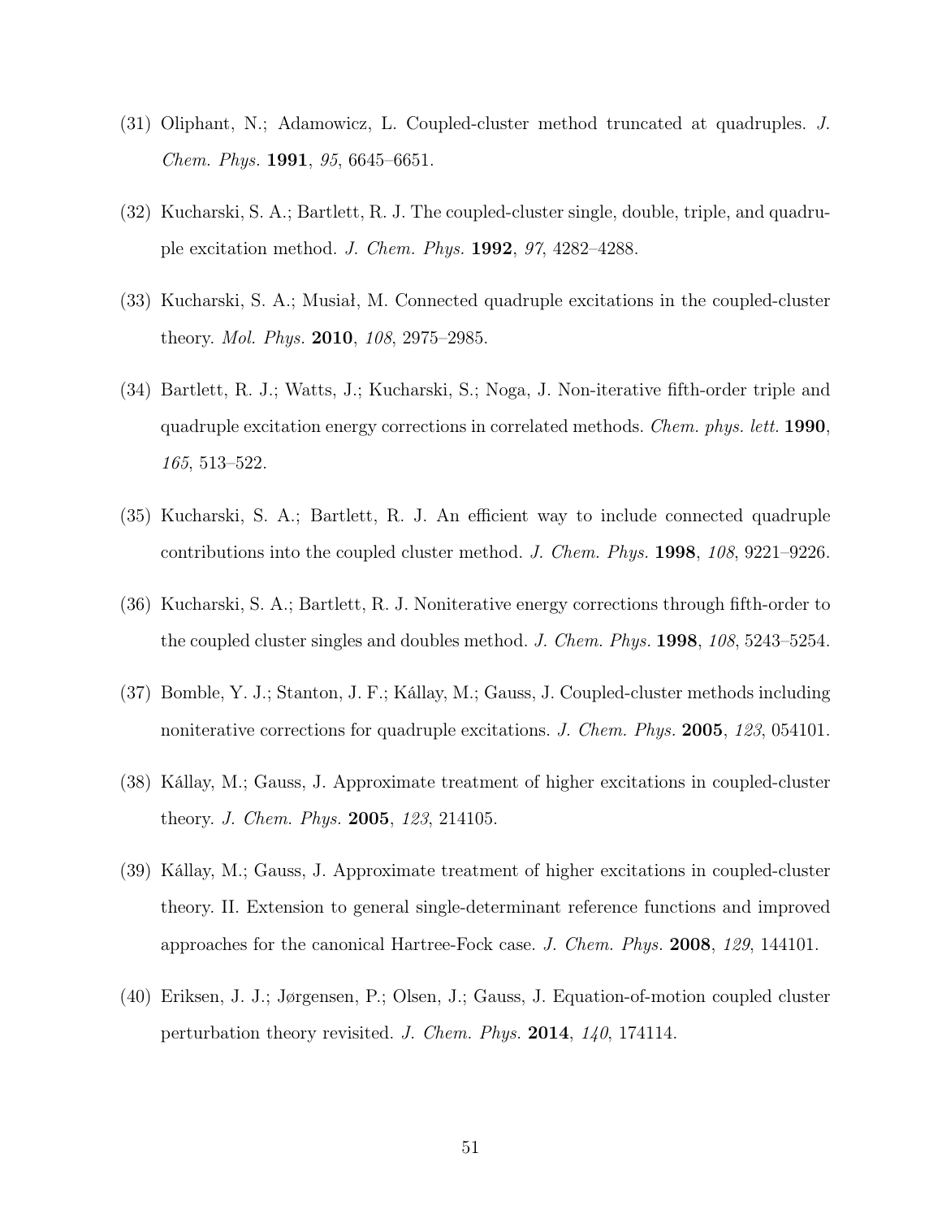(31) Oliphant, N.; Adamowicz, L. Coupled-cluster method truncated at quadruples. *J. Chem. Phys.* **1991**, *95*, 6645–6651.

(32) Kucharski, S. A.; Bartlett, R. J. The coupled-cluster single, double, triple, and quadruple excitation method. *J. Chem. Phys.* **1992**, *97*, 4282–4288.

(33) Kucharski, S. A.; Musiał, M. Connected quadruple excitations in the coupled-cluster theory. *Mol. Phys.* **2010**, *108*, 2975–2985.

(34) Bartlett, R. J.; Watts, J.; Kucharski, S.; Noga, J. Non-iterative fifth-order triple and quadruple excitation energy corrections in correlated methods. *Chem. phys. lett.* **1990**, *165*, 513–522.

(35) Kucharski, S. A.; Bartlett, R. J. An efficient way to include connected quadruple contributions into the coupled cluster method. *J. Chem. Phys.* **1998**, *108*, 9221–9226.

(36) Kucharski, S. A.; Bartlett, R. J. Noniterative energy corrections through fifth-order to the coupled cluster singles and doubles method. *J. Chem. Phys.* **1998**, *108*, 5243–5254.

(37) Bomble, Y. J.; Stanton, J. F.; Kállay, M.; Gauss, J. Coupled-cluster methods including noniterative corrections for quadruple excitations. *J. Chem. Phys.* **2005**, *123*, 054101.

(38) Kállay, M.; Gauss, J. Approximate treatment of higher excitations in coupled-cluster theory. *J. Chem. Phys.* **2005**, *123*, 214105.

(39) Kállay, M.; Gauss, J. Approximate treatment of higher excitations in coupled-cluster theory. II. Extension to general single-determinant reference functions and improved approaches for the canonical Hartree-Fock case. *J. Chem. Phys.* **2008**, *129*, 144101.

(40) Eriksen, J. J.; Jørgensen, P.; Olsen, J.; Gauss, J. Equation-of-motion coupled cluster perturbation theory revisited. *J. Chem. Phys.* **2014**, *140*, 174114.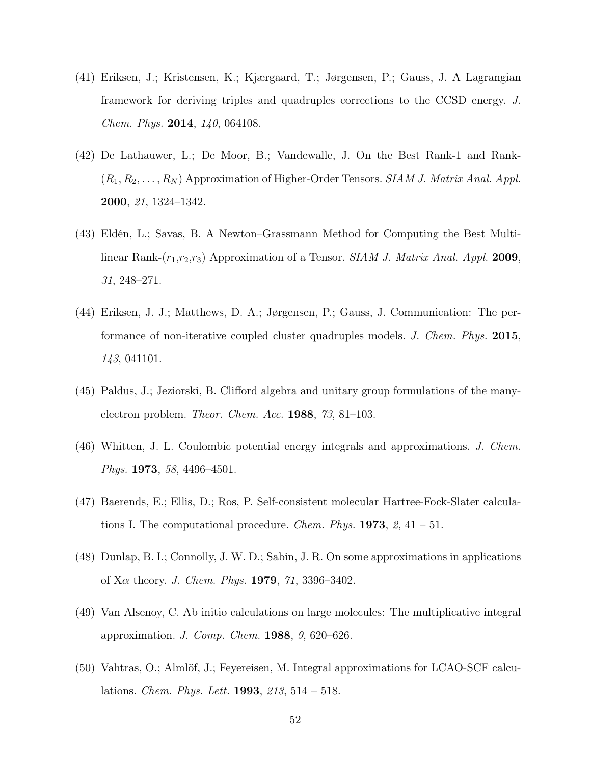(41) Eriksen, J.; Kristensen, K.; Kjærgaard, T.; Jørgensen, P.; Gauss, J. A Lagrangian framework for deriving triples and quadruples corrections to the CCSD energy. *J. Chem. Phys.* **2014**, *140*, 064108.

(42) De Lathauwer, L.; De Moor, B.; Vandewalle, J. On the Best Rank-1 and Rank-$(R_1, R_2, \ldots, R_N)$ Approximation of Higher-Order Tensors. *SIAM J. Matrix Anal. Appl.* **2000**, *21*, 1324–1342.

(43) Eldén, L.; Savas, B. A Newton–Grassmann Method for Computing the Best Multilinear Rank-$(r_1,r_2,r_3)$ Approximation of a Tensor. *SIAM J. Matrix Anal. Appl.* **2009**, *31*, 248–271.

(44) Eriksen, J. J.; Matthews, D. A.; Jørgensen, P.; Gauss, J. Communication: The performance of non-iterative coupled cluster quadruples models. *J. Chem. Phys.* **2015**, *143*, 041101.

(45) Paldus, J.; Jeziorski, B. Clifford algebra and unitary group formulations of the many-electron problem. *Theor. Chem. Acc.* **1988**, *73*, 81–103.

(46) Whitten, J. L. Coulombic potential energy integrals and approximations. *J. Chem. Phys.* **1973**, *58*, 4496–4501.

(47) Baerends, E.; Ellis, D.; Ros, P. Self-consistent molecular Hartree-Fock-Slater calculations I. The computational procedure. *Chem. Phys.* **1973**, *2*, 41 – 51.

(48) Dunlap, B. I.; Connolly, J. W. D.; Sabin, J. R. On some approximations in applications of X$\alpha$ theory. *J. Chem. Phys.* **1979**, *71*, 3396–3402.

(49) Van Alsenoy, C. Ab initio calculations on large molecules: The multiplicative integral approximation. *J. Comp. Chem.* **1988**, *9*, 620–626.

(50) Vahtras, O.; Almlöf, J.; Feyereisen, M. Integral approximations for LCAO-SCF calculations. *Chem. Phys. Lett.* **1993**, *213*, 514 – 518.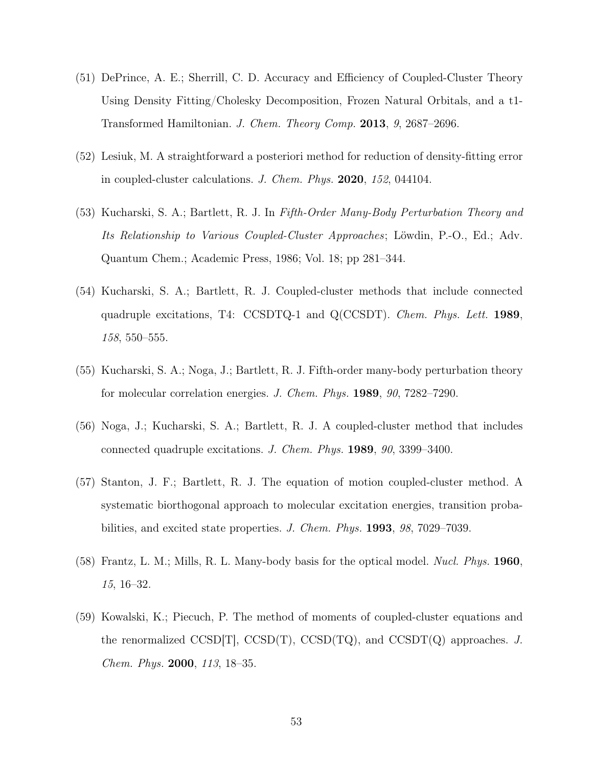(51) DePrince, A. E.; Sherrill, C. D. Accuracy and Efficiency of Coupled-Cluster Theory Using Density Fitting/Cholesky Decomposition, Frozen Natural Orbitals, and a t1-Transformed Hamiltonian. *J. Chem. Theory Comp.* **2013**, *9*, 2687–2696.

(52) Lesiuk, M. A straightforward a posteriori method for reduction of density-fitting error in coupled-cluster calculations. *J. Chem. Phys.* **2020**, *152*, 044104.

(53) Kucharski, S. A.; Bartlett, R. J. In *Fifth-Order Many-Body Perturbation Theory and Its Relationship to Various Coupled-Cluster Approaches*; Löwdin, P.-O., Ed.; Adv. Quantum Chem.; Academic Press, 1986; Vol. 18; pp 281–344.

(54) Kucharski, S. A.; Bartlett, R. J. Coupled-cluster methods that include connected quadruple excitations, T4: CCSDTQ-1 and Q(CCSDT). *Chem. Phys. Lett.* **1989**, *158*, 550–555.

(55) Kucharski, S. A.; Noga, J.; Bartlett, R. J. Fifth-order many-body perturbation theory for molecular correlation energies. *J. Chem. Phys.* **1989**, *90*, 7282–7290.

(56) Noga, J.; Kucharski, S. A.; Bartlett, R. J. A coupled-cluster method that includes connected quadruple excitations. *J. Chem. Phys.* **1989**, *90*, 3399–3400.

(57) Stanton, J. F.; Bartlett, R. J. The equation of motion coupled-cluster method. A systematic biorthogonal approach to molecular excitation energies, transition probabilities, and excited state properties. *J. Chem. Phys.* **1993**, *98*, 7029–7039.

(58) Frantz, L. M.; Mills, R. L. Many-body basis for the optical model. *Nucl. Phys.* **1960**, *15*, 16–32.

(59) Kowalski, K.; Piecuch, P. The method of moments of coupled-cluster equations and the renormalized CCSD[T], CCSD(T), CCSD(TQ), and CCSDT(Q) approaches. *J. Chem. Phys.* **2000**, *113*, 18–35.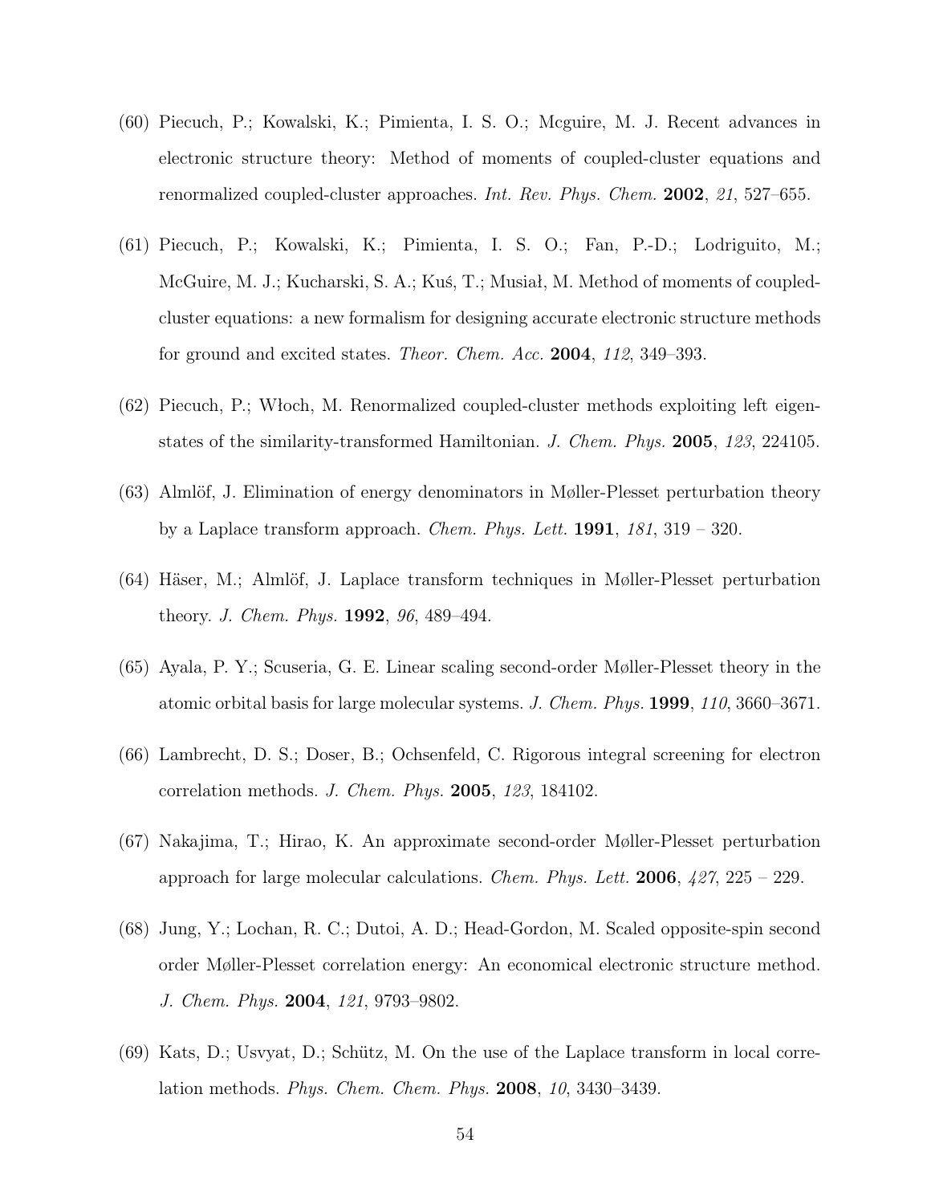(60) Piecuch, P.; Kowalski, K.; Pimienta, I. S. O.; Mcguire, M. J. Recent advances in electronic structure theory: Method of moments of coupled-cluster equations and renormalized coupled-cluster approaches. *Int. Rev. Phys. Chem.* **2002**, *21*, 527–655.

(61) Piecuch, P.; Kowalski, K.; Pimienta, I. S. O.; Fan, P.-D.; Lodriguito, M.; McGuire, M. J.; Kucharski, S. A.; Kuś, T.; Musiał, M. Method of moments of coupled-cluster equations: a new formalism for designing accurate electronic structure methods for ground and excited states. *Theor. Chem. Acc.* **2004**, *112*, 349–393.

(62) Piecuch, P.; Włoch, M. Renormalized coupled-cluster methods exploiting left eigenstates of the similarity-transformed Hamiltonian. *J. Chem. Phys.* **2005**, *123*, 224105.

(63) Almlöf, J. Elimination of energy denominators in Møller-Plesset perturbation theory by a Laplace transform approach. *Chem. Phys. Lett.* **1991**, *181*, 319 – 320.

(64) Häser, M.; Almlöf, J. Laplace transform techniques in Møller-Plesset perturbation theory. *J. Chem. Phys.* **1992**, *96*, 489–494.

(65) Ayala, P. Y.; Scuseria, G. E. Linear scaling second-order Møller-Plesset theory in the atomic orbital basis for large molecular systems. *J. Chem. Phys.* **1999**, *110*, 3660–3671.

(66) Lambrecht, D. S.; Doser, B.; Ochsenfeld, C. Rigorous integral screening for electron correlation methods. *J. Chem. Phys.* **2005**, *123*, 184102.

(67) Nakajima, T.; Hirao, K. An approximate second-order Møller-Plesset perturbation approach for large molecular calculations. *Chem. Phys. Lett.* **2006**, *427*, 225 – 229.

(68) Jung, Y.; Lochan, R. C.; Dutoi, A. D.; Head-Gordon, M. Scaled opposite-spin second order Møller-Plesset correlation energy: An economical electronic structure method. *J. Chem. Phys.* **2004**, *121*, 9793–9802.

(69) Kats, D.; Usvyat, D.; Schütz, M. On the use of the Laplace transform in local correlation methods. *Phys. Chem. Chem. Phys.* **2008**, *10*, 3430–3439.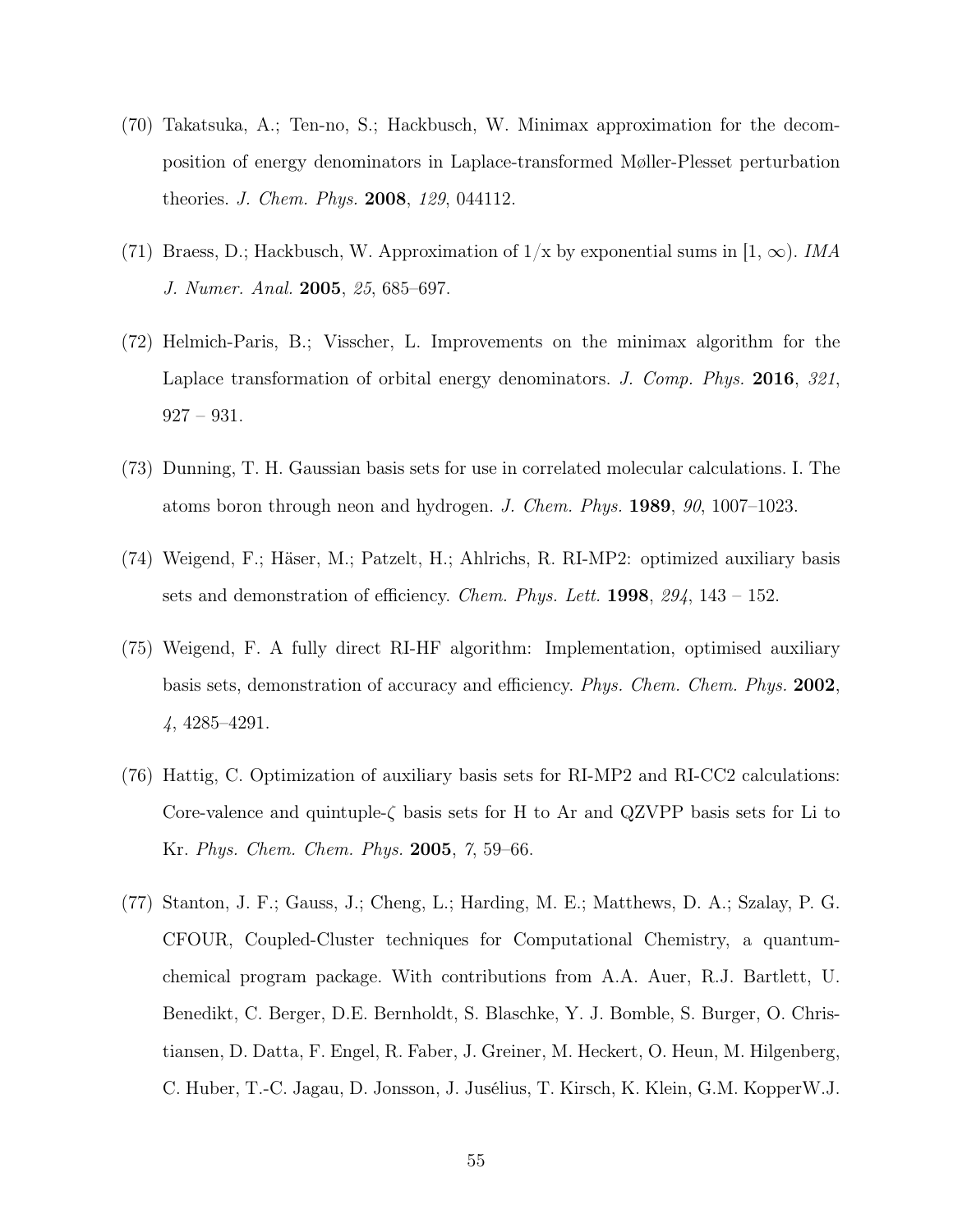(70) Takatsuka, A.; Ten-no, S.; Hackbusch, W. Minimax approximation for the decomposition of energy denominators in Laplace-transformed Møller-Plesset perturbation theories. *J. Chem. Phys.* **2008**, *129*, 044112.

(71) Braess, D.; Hackbusch, W. Approximation of 1/x by exponential sums in $[1, \infty)$. *IMA J. Numer. Anal.* **2005**, *25*, 685–697.

(72) Helmich-Paris, B.; Visscher, L. Improvements on the minimax algorithm for the Laplace transformation of orbital energy denominators. *J. Comp. Phys.* **2016**, *321*, 927 – 931.

(73) Dunning, T. H. Gaussian basis sets for use in correlated molecular calculations. I. The atoms boron through neon and hydrogen. *J. Chem. Phys.* **1989**, *90*, 1007–1023.

(74) Weigend, F.; Häser, M.; Patzelt, H.; Ahlrichs, R. RI-MP2: optimized auxiliary basis sets and demonstration of efficiency. *Chem. Phys. Lett.* **1998**, *294*, 143 – 152.

(75) Weigend, F. A fully direct RI-HF algorithm: Implementation, optimised auxiliary basis sets, demonstration of accuracy and efficiency. *Phys. Chem. Chem. Phys.* **2002**, *4*, 4285–4291.

(76) Hattig, C. Optimization of auxiliary basis sets for RI-MP2 and RI-CC2 calculations: Core-valence and quintuple-$\zeta$ basis sets for H to Ar and QZVPP basis sets for Li to Kr. *Phys. Chem. Chem. Phys.* **2005**, *7*, 59–66.

(77) Stanton, J. F.; Gauss, J.; Cheng, L.; Harding, M. E.; Matthews, D. A.; Szalay, P. G. CFOUR, Coupled-Cluster techniques for Computational Chemistry, a quantum-chemical program package. With contributions from A.A. Auer, R.J. Bartlett, U. Benedikt, C. Berger, D.E. Bernholdt, S. Blaschke, Y. J. Bomble, S. Burger, O. Christiansen, D. Datta, F. Engel, R. Faber, J. Greiner, M. Heckert, O. Heun, M. Hilgenberg, C. Huber, T.-C. Jagau, D. Jonsson, J. Jusélius, T. Kirsch, K. Klein, G.M. KopperW.J.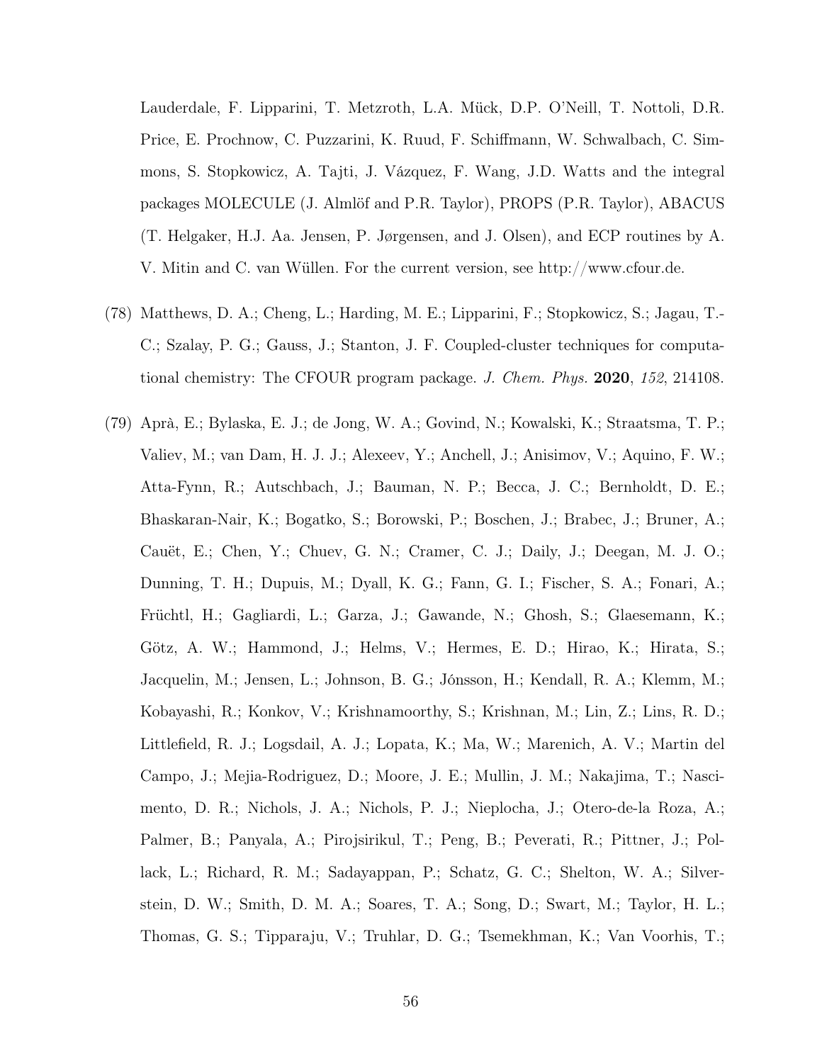Lauderdale, F. Lipparini, T. Metzroth, L.A. Mück, D.P. O'Neill, T. Nottoli, D.R. Price, E. Prochnow, C. Puzzarini, K. Ruud, F. Schiffmann, W. Schwalbach, C. Simmons, S. Stopkowicz, A. Tajti, J. Vázquez, F. Wang, J.D. Watts and the integral packages MOLECULE (J. Almlöf and P.R. Taylor), PROPS (P.R. Taylor), ABACUS (T. Helgaker, H.J. Aa. Jensen, P. Jørgensen, and J. Olsen), and ECP routines by A. V. Mitin and C. van Wüllen. For the current version, see http://www.cfour.de.

(78) Matthews, D. A.; Cheng, L.; Harding, M. E.; Lipparini, F.; Stopkowicz, S.; Jagau, T.-C.; Szalay, P. G.; Gauss, J.; Stanton, J. F. Coupled-cluster techniques for computational chemistry: The CFOUR program package. *J. Chem. Phys.* **2020**, *152*, 214108.

(79) Aprà, E.; Bylaska, E. J.; de Jong, W. A.; Govind, N.; Kowalski, K.; Straatsma, T. P.; Valiev, M.; van Dam, H. J. J.; Alexeev, Y.; Anchell, J.; Anisimov, V.; Aquino, F. W.; Atta-Fynn, R.; Autschbach, J.; Bauman, N. P.; Becca, J. C.; Bernholdt, D. E.; Bhaskaran-Nair, K.; Bogatko, S.; Borowski, P.; Boschen, J.; Brabec, J.; Bruner, A.; Cauët, E.; Chen, Y.; Chuev, G. N.; Cramer, C. J.; Daily, J.; Deegan, M. J. O.; Dunning, T. H.; Dupuis, M.; Dyall, K. G.; Fann, G. I.; Fischer, S. A.; Fonari, A.; Früchtl, H.; Gagliardi, L.; Garza, J.; Gawande, N.; Ghosh, S.; Glaesemann, K.; Götz, A. W.; Hammond, J.; Helms, V.; Hermes, E. D.; Hirao, K.; Hirata, S.; Jacquelin, M.; Jensen, L.; Johnson, B. G.; Jónsson, H.; Kendall, R. A.; Klemm, M.; Kobayashi, R.; Konkov, V.; Krishnamoorthy, S.; Krishnan, M.; Lin, Z.; Lins, R. D.; Littlefield, R. J.; Logsdail, A. J.; Lopata, K.; Ma, W.; Marenich, A. V.; Martin del Campo, J.; Mejia-Rodriguez, D.; Moore, J. E.; Mullin, J. M.; Nakajima, T.; Nascimento, D. R.; Nichols, J. A.; Nichols, P. J.; Nieplocha, J.; Otero-de-la Roza, A.; Palmer, B.; Panyala, A.; Pirojsirikul, T.; Peng, B.; Peverati, R.; Pittner, J.; Pollack, L.; Richard, R. M.; Sadayappan, P.; Schatz, G. C.; Shelton, W. A.; Silverstein, D. W.; Smith, D. M. A.; Soares, T. A.; Song, D.; Swart, M.; Taylor, H. L.; Thomas, G. S.; Tipparaju, V.; Truhlar, D. G.; Tsemekhman, K.; Van Voorhis, T.;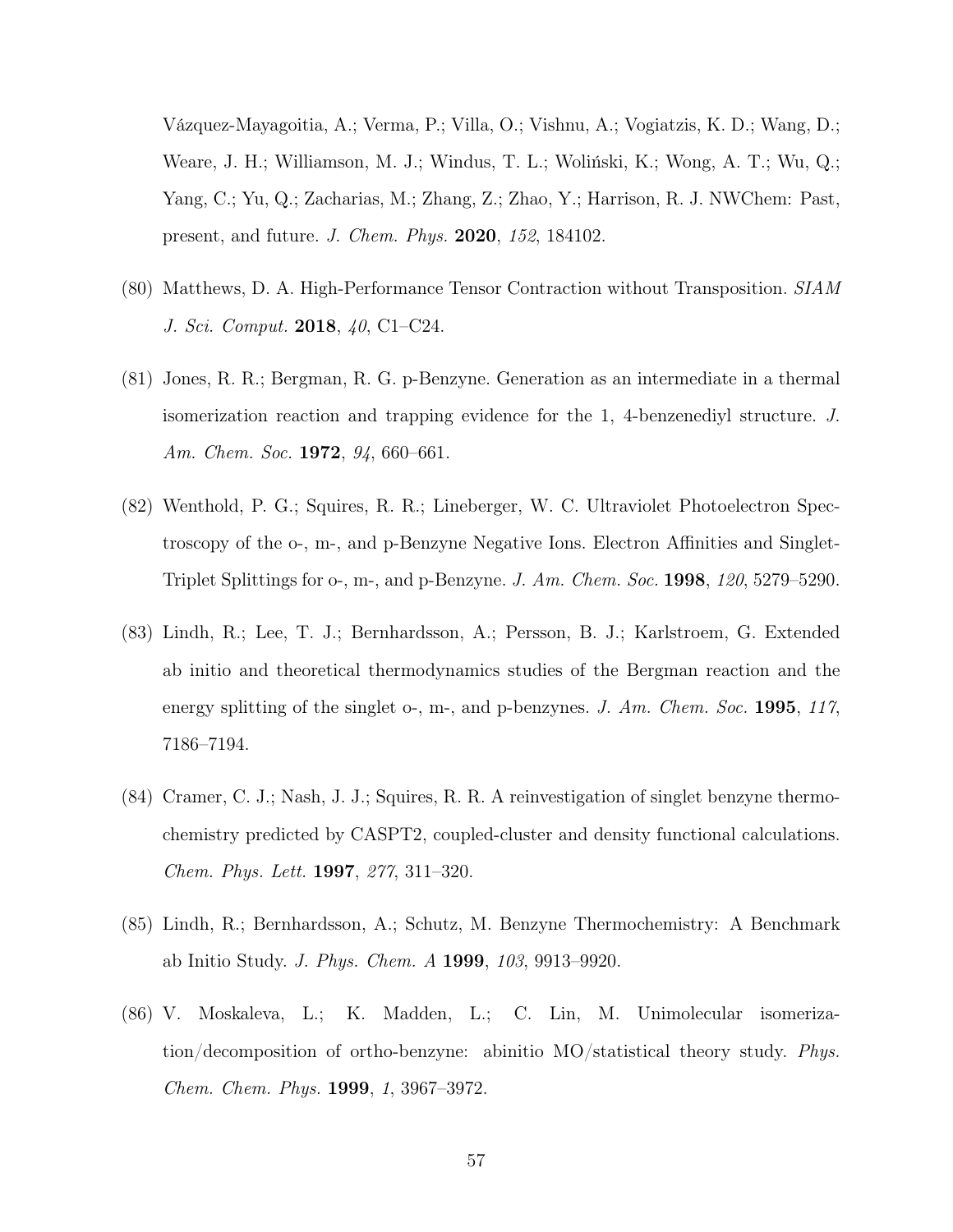Vázquez-Mayagoitia, A.; Verma, P.; Villa, O.; Vishnu, A.; Vogiatzis, K. D.; Wang, D.; Weare, J. H.; Williamson, M. J.; Windus, T. L.; Woliński, K.; Wong, A. T.; Wu, Q.; Yang, C.; Yu, Q.; Zacharias, M.; Zhang, Z.; Zhao, Y.; Harrison, R. J. NWChem: Past, present, and future. *J. Chem. Phys.* **2020**, *152*, 184102.

(80) Matthews, D. A. High-Performance Tensor Contraction without Transposition. *SIAM J. Sci. Comput.* **2018**, *40*, C1–C24.

(81) Jones, R. R.; Bergman, R. G. p-Benzyne. Generation as an intermediate in a thermal isomerization reaction and trapping evidence for the 1, 4-benzenediyl structure. *J. Am. Chem. Soc.* **1972**, *94*, 660–661.

(82) Wenthold, P. G.; Squires, R. R.; Lineberger, W. C. Ultraviolet Photoelectron Spectroscopy of the o-, m-, and p-Benzyne Negative Ions. Electron Affinities and Singlet-Triplet Splittings for o-, m-, and p-Benzyne. *J. Am. Chem. Soc.* **1998**, *120*, 5279–5290.

(83) Lindh, R.; Lee, T. J.; Bernhardsson, A.; Persson, B. J.; Karlstroem, G. Extended ab initio and theoretical thermodynamics studies of the Bergman reaction and the energy splitting of the singlet o-, m-, and p-benzynes. *J. Am. Chem. Soc.* **1995**, *117*, 7186–7194.

(84) Cramer, C. J.; Nash, J. J.; Squires, R. R. A reinvestigation of singlet benzyne thermochemistry predicted by CASPT2, coupled-cluster and density functional calculations. *Chem. Phys. Lett.* **1997**, *277*, 311–320.

(85) Lindh, R.; Bernhardsson, A.; Schutz, M. Benzyne Thermochemistry: A Benchmark ab Initio Study. *J. Phys. Chem. A* **1999**, *103*, 9913–9920.

(86) V. Moskaleva, L.; K. Madden, L.; C. Lin, M. Unimolecular isomerization/decomposition of ortho-benzyne: abinitio MO/statistical theory study. *Phys. Chem. Chem. Phys.* **1999**, *1*, 3967–3972.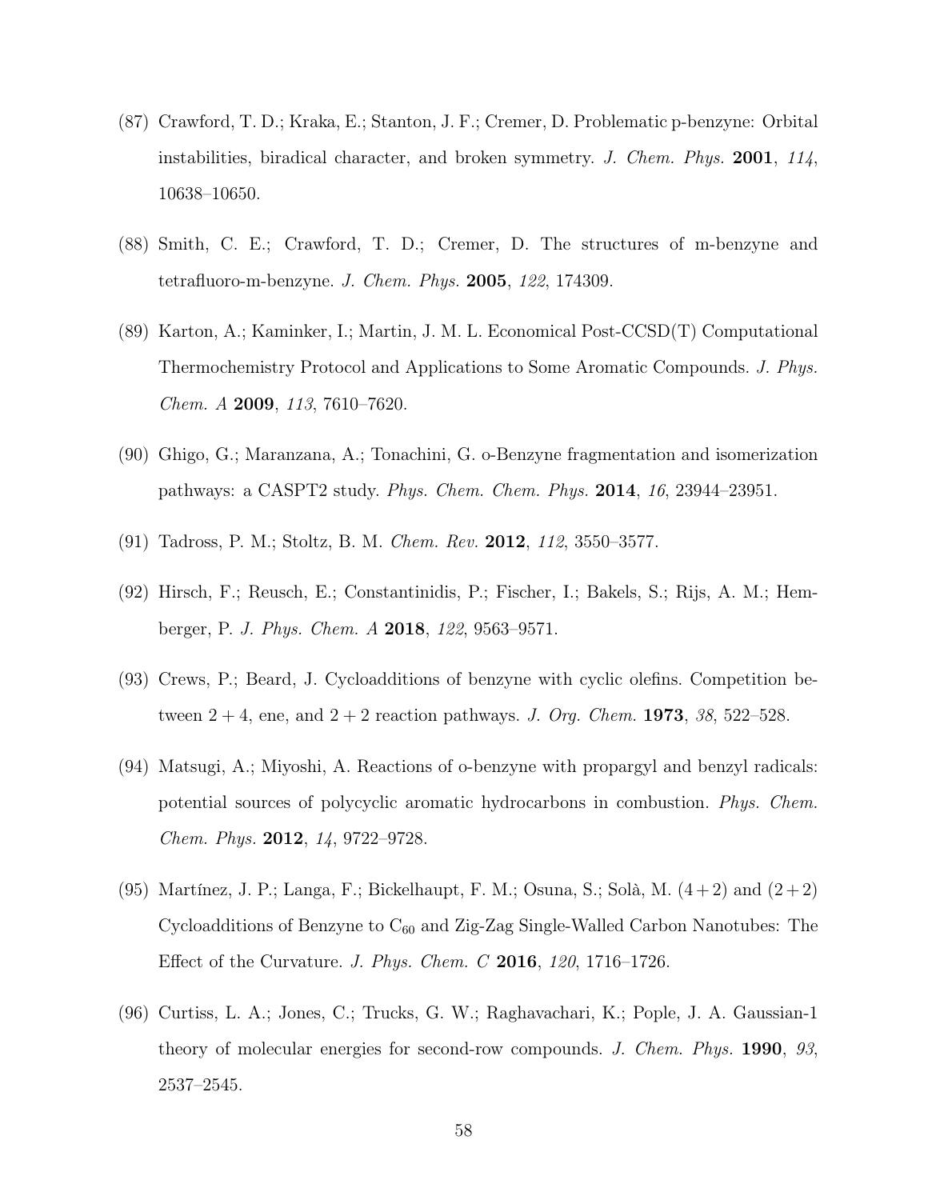(87) Crawford, T. D.; Kraka, E.; Stanton, J. F.; Cremer, D. Problematic p-benzyne: Orbital instabilities, biradical character, and broken symmetry. *J. Chem. Phys.* **2001**, *114*, 10638–10650.

(88) Smith, C. E.; Crawford, T. D.; Cremer, D. The structures of m-benzyne and tetrafluoro-m-benzyne. *J. Chem. Phys.* **2005**, *122*, 174309.

(89) Karton, A.; Kaminker, I.; Martin, J. M. L. Economical Post-CCSD(T) Computational Thermochemistry Protocol and Applications to Some Aromatic Compounds. *J. Phys. Chem. A* **2009**, *113*, 7610–7620.

(90) Ghigo, G.; Maranzana, A.; Tonachini, G. o-Benzyne fragmentation and isomerization pathways: a CASPT2 study. *Phys. Chem. Chem. Phys.* **2014**, *16*, 23944–23951.

(91) Tadross, P. M.; Stoltz, B. M. *Chem. Rev.* **2012**, *112*, 3550–3577.

(92) Hirsch, F.; Reusch, E.; Constantinidis, P.; Fischer, I.; Bakels, S.; Rijs, A. M.; Hemberger, P. *J. Phys. Chem. A* **2018**, *122*, 9563–9571.

(93) Crews, P.; Beard, J. Cycloadditions of benzyne with cyclic olefins. Competition between $2+4$, ene, and $2+2$ reaction pathways. *J. Org. Chem.* **1973**, *38*, 522–528.

(94) Matsugi, A.; Miyoshi, A. Reactions of o-benzyne with propargyl and benzyl radicals: potential sources of polycyclic aromatic hydrocarbons in combustion. *Phys. Chem. Chem. Phys.* **2012**, *14*, 9722–9728.

(95) Martínez, J. P.; Langa, F.; Bickelhaupt, F. M.; Osuna, S.; Solà, M. $(4+2)$ and $(2+2)$ Cycloadditions of Benzyne to $C_{60}$ and Zig-Zag Single-Walled Carbon Nanotubes: The Effect of the Curvature. *J. Phys. Chem. C* **2016**, *120*, 1716–1726.

(96) Curtiss, L. A.; Jones, C.; Trucks, G. W.; Raghavachari, K.; Pople, J. A. Gaussian-1 theory of molecular energies for second-row compounds. *J. Chem. Phys.* **1990**, *93*, 2537–2545.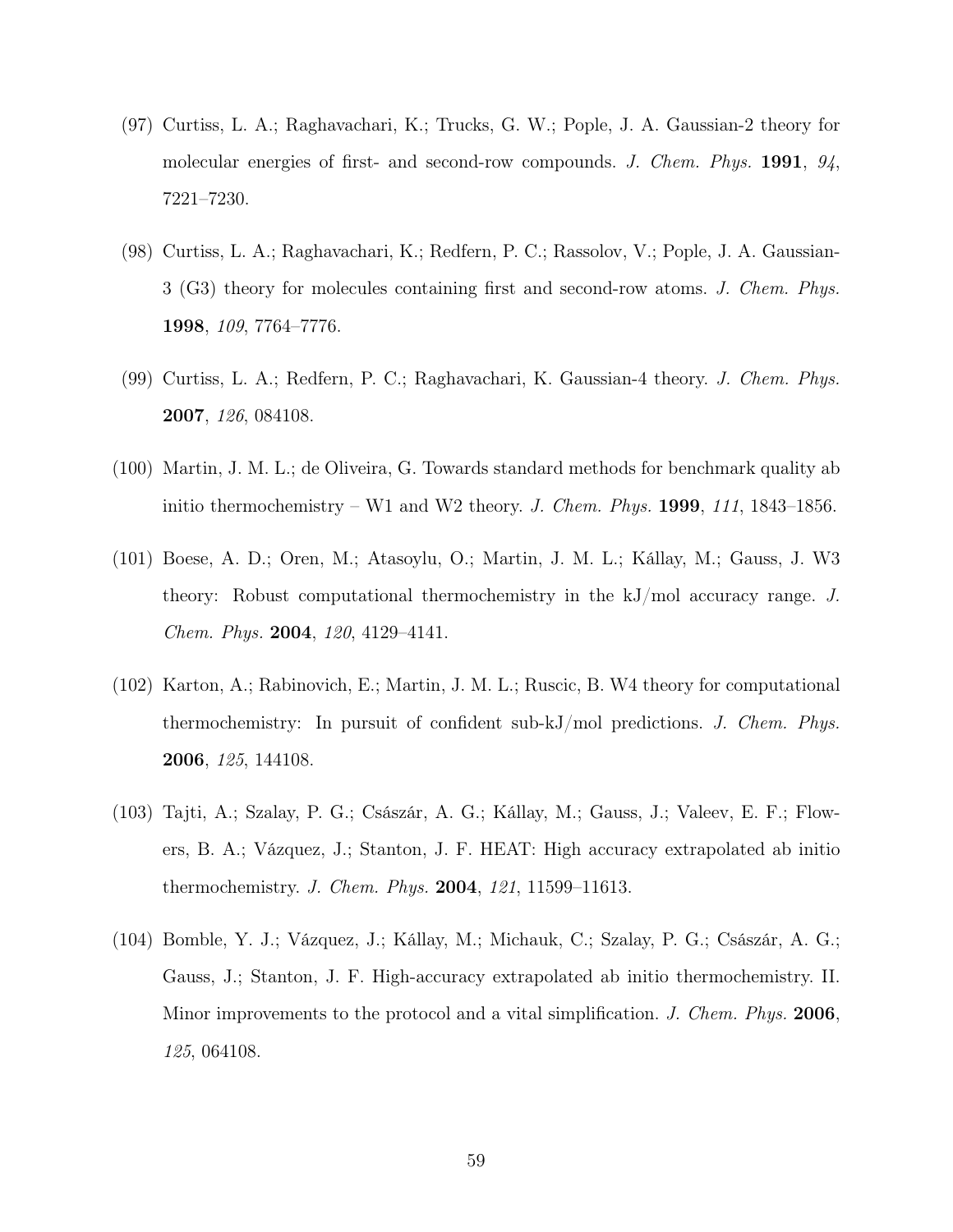(97) Curtiss, L. A.; Raghavachari, K.; Trucks, G. W.; Pople, J. A. Gaussian-2 theory for molecular energies of first- and second-row compounds. *J. Chem. Phys.* **1991**, *94*, 7221–7230.

(98) Curtiss, L. A.; Raghavachari, K.; Redfern, P. C.; Rassolov, V.; Pople, J. A. Gaussian-3 (G3) theory for molecules containing first and second-row atoms. *J. Chem. Phys.* **1998**, *109*, 7764–7776.

(99) Curtiss, L. A.; Redfern, P. C.; Raghavachari, K. Gaussian-4 theory. *J. Chem. Phys.* **2007**, *126*, 084108.

(100) Martin, J. M. L.; de Oliveira, G. Towards standard methods for benchmark quality ab initio thermochemistry – W1 and W2 theory. *J. Chem. Phys.* **1999**, *111*, 1843–1856.

(101) Boese, A. D.; Oren, M.; Atasoylu, O.; Martin, J. M. L.; Kállay, M.; Gauss, J. W3 theory: Robust computational thermochemistry in the kJ/mol accuracy range. *J. Chem. Phys.* **2004**, *120*, 4129–4141.

(102) Karton, A.; Rabinovich, E.; Martin, J. M. L.; Ruscic, B. W4 theory for computational thermochemistry: In pursuit of confident sub-kJ/mol predictions. *J. Chem. Phys.* **2006**, *125*, 144108.

(103) Tajti, A.; Szalay, P. G.; Császár, A. G.; Kállay, M.; Gauss, J.; Valeev, E. F.; Flowers, B. A.; Vázquez, J.; Stanton, J. F. HEAT: High accuracy extrapolated ab initio thermochemistry. *J. Chem. Phys.* **2004**, *121*, 11599–11613.

(104) Bomble, Y. J.; Vázquez, J.; Kállay, M.; Michauk, C.; Szalay, P. G.; Császár, A. G.; Gauss, J.; Stanton, J. F. High-accuracy extrapolated ab initio thermochemistry. II. Minor improvements to the protocol and a vital simplification. *J. Chem. Phys.* **2006**, *125*, 064108.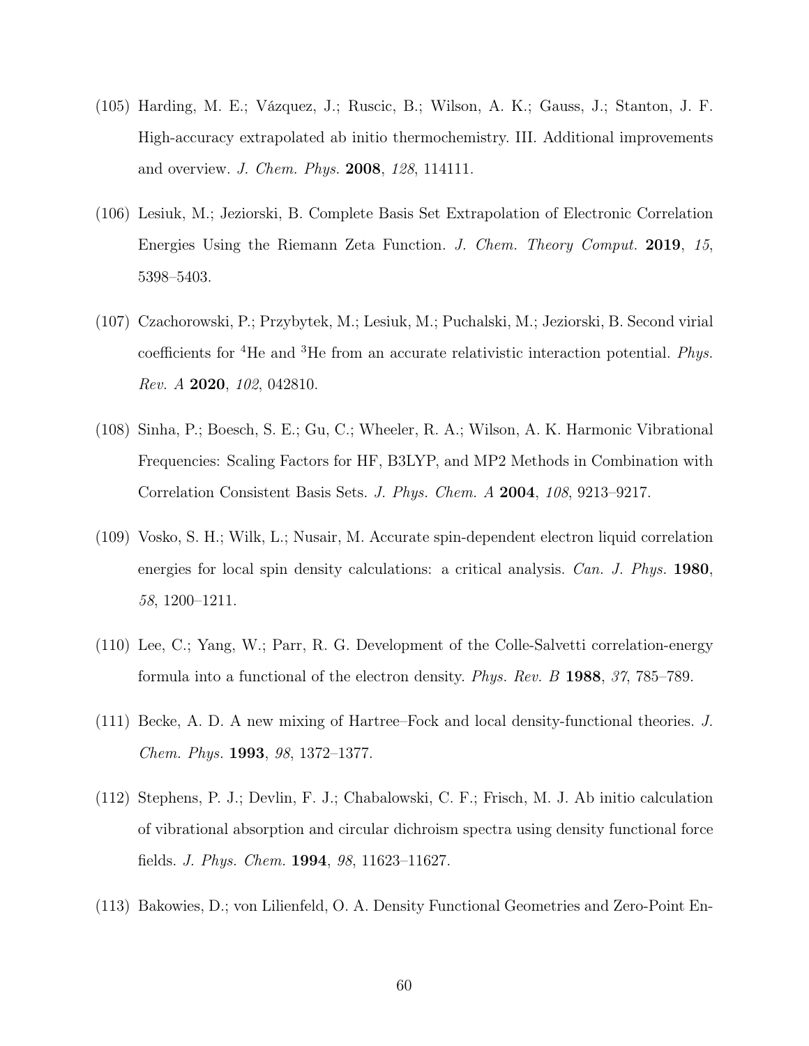(105) Harding, M. E.; Vázquez, J.; Ruscic, B.; Wilson, A. K.; Gauss, J.; Stanton, J. F. High-accuracy extrapolated ab initio thermochemistry. III. Additional improvements and overview. *J. Chem. Phys.* **2008**, *128*, 114111.

(106) Lesiuk, M.; Jeziorski, B. Complete Basis Set Extrapolation of Electronic Correlation Energies Using the Riemann Zeta Function. *J. Chem. Theory Comput.* **2019**, *15*, 5398–5403.

(107) Czachorowski, P.; Przybytek, M.; Lesiuk, M.; Puchalski, M.; Jeziorski, B. Second virial coefficients for $^4$He and $^3$He from an accurate relativistic interaction potential. *Phys. Rev. A* **2020**, *102*, 042810.

(108) Sinha, P.; Boesch, S. E.; Gu, C.; Wheeler, R. A.; Wilson, A. K. Harmonic Vibrational Frequencies: Scaling Factors for HF, B3LYP, and MP2 Methods in Combination with Correlation Consistent Basis Sets. *J. Phys. Chem. A* **2004**, *108*, 9213–9217.

(109) Vosko, S. H.; Wilk, L.; Nusair, M. Accurate spin-dependent electron liquid correlation energies for local spin density calculations: a critical analysis. *Can. J. Phys.* **1980**, *58*, 1200–1211.

(110) Lee, C.; Yang, W.; Parr, R. G. Development of the Colle-Salvetti correlation-energy formula into a functional of the electron density. *Phys. Rev. B* **1988**, *37*, 785–789.

(111) Becke, A. D. A new mixing of Hartree–Fock and local density-functional theories. *J. Chem. Phys.* **1993**, *98*, 1372–1377.

(112) Stephens, P. J.; Devlin, F. J.; Chabalowski, C. F.; Frisch, M. J. Ab initio calculation of vibrational absorption and circular dichroism spectra using density functional force fields. *J. Phys. Chem.* **1994**, *98*, 11623–11627.

(113) Bakowies, D.; von Lilienfeld, O. A. Density Functional Geometries and Zero-Point En-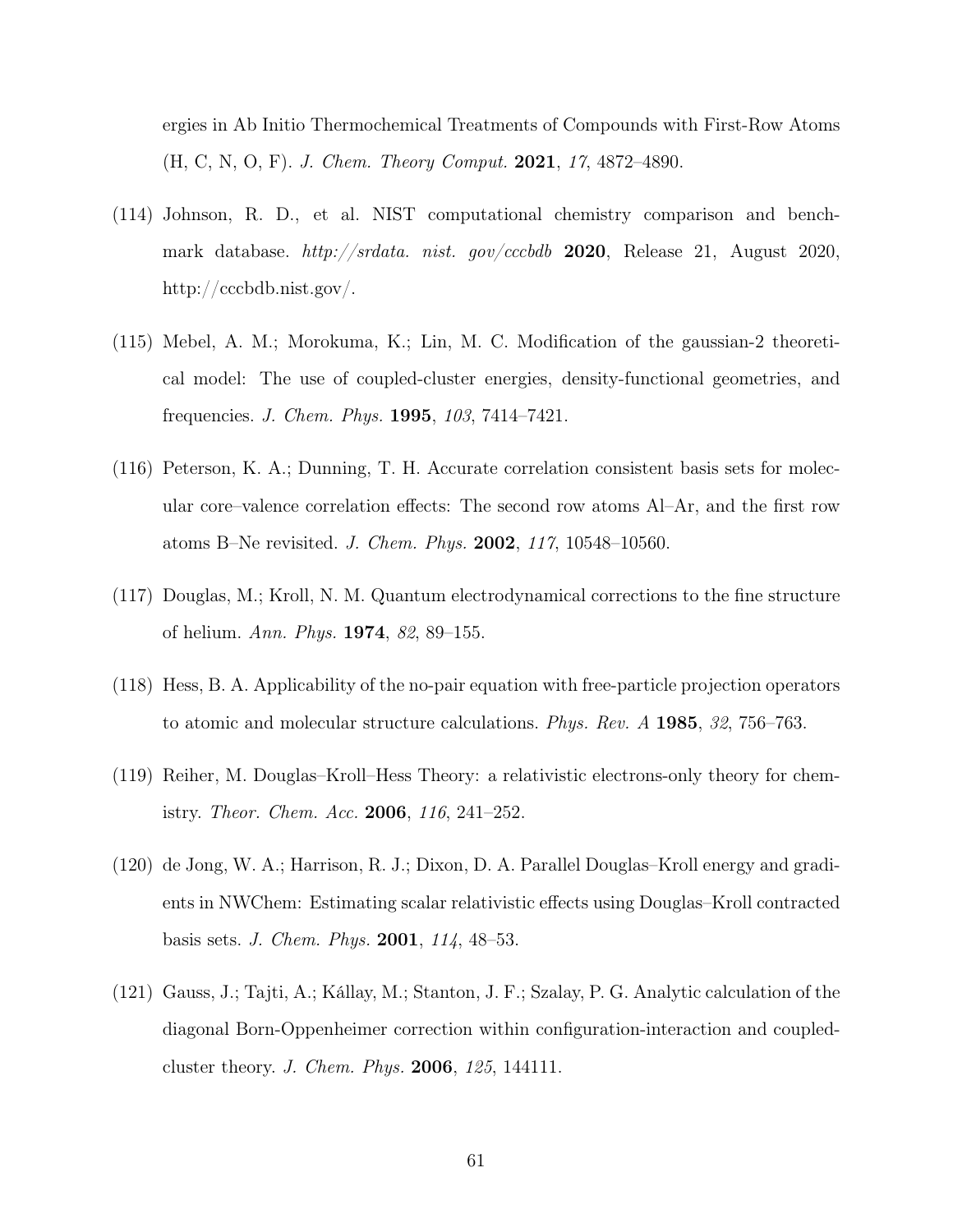ergies in Ab Initio Thermochemical Treatments of Compounds with First-Row Atoms (H, C, N, O, F). *J. Chem. Theory Comput.* **2021**, *17*, 4872–4890.

(114) Johnson, R. D., et al. NIST computational chemistry comparison and benchmark database. *http://srdata. nist. gov/cccbdb* **2020**, Release 21, August 2020, http://cccbdb.nist.gov/.

(115) Mebel, A. M.; Morokuma, K.; Lin, M. C. Modification of the gaussian-2 theoretical model: The use of coupled-cluster energies, density-functional geometries, and frequencies. *J. Chem. Phys.* **1995**, *103*, 7414–7421.

(116) Peterson, K. A.; Dunning, T. H. Accurate correlation consistent basis sets for molecular core–valence correlation effects: The second row atoms Al–Ar, and the first row atoms B–Ne revisited. *J. Chem. Phys.* **2002**, *117*, 10548–10560.

(117) Douglas, M.; Kroll, N. M. Quantum electrodynamical corrections to the fine structure of helium. *Ann. Phys.* **1974**, *82*, 89–155.

(118) Hess, B. A. Applicability of the no-pair equation with free-particle projection operators to atomic and molecular structure calculations. *Phys. Rev. A* **1985**, *32*, 756–763.

(119) Reiher, M. Douglas–Kroll–Hess Theory: a relativistic electrons-only theory for chemistry. *Theor. Chem. Acc.* **2006**, *116*, 241–252.

(120) de Jong, W. A.; Harrison, R. J.; Dixon, D. A. Parallel Douglas–Kroll energy and gradients in NWChem: Estimating scalar relativistic effects using Douglas–Kroll contracted basis sets. *J. Chem. Phys.* **2001**, *114*, 48–53.

(121) Gauss, J.; Tajti, A.; Kállay, M.; Stanton, J. F.; Szalay, P. G. Analytic calculation of the diagonal Born-Oppenheimer correction within configuration-interaction and coupled-cluster theory. *J. Chem. Phys.* **2006**, *125*, 144111.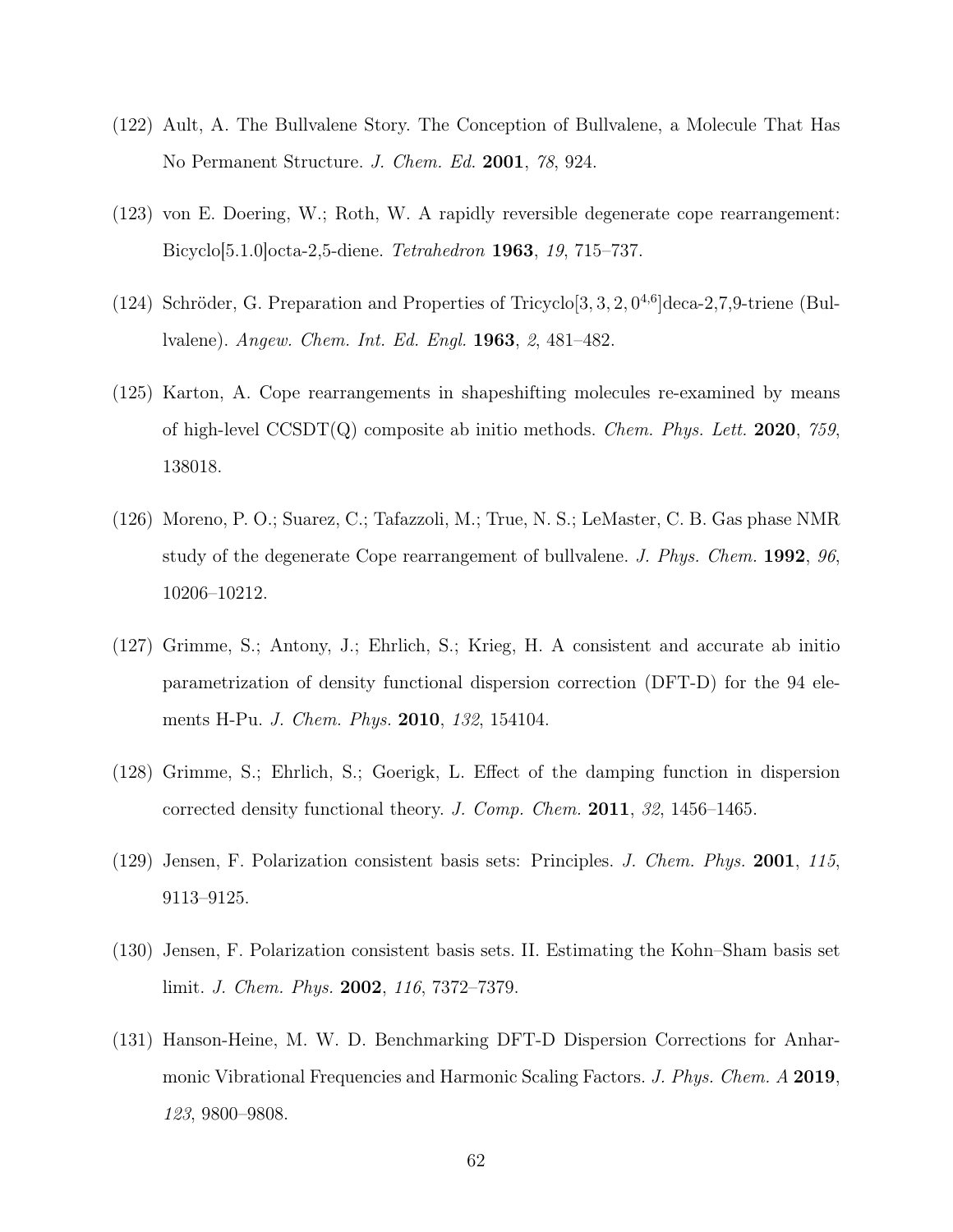(122) Ault, A. The Bullvalene Story. The Conception of Bullvalene, a Molecule That Has No Permanent Structure. *J. Chem. Ed.* **2001**, *78*, 924.

(123) von E. Doering, W.; Roth, W. A rapidly reversible degenerate cope rearrangement: Bicyclo[5.1.0]octa-2,5-diene. *Tetrahedron* **1963**, *19*, 715–737.

(124) Schröder, G. Preparation and Properties of Tricyclo[$3, 3, 2, 0^{4,6}$]deca-2,7,9-triene (Bullvalene). *Angew. Chem. Int. Ed. Engl.* **1963**, *2*, 481–482.

(125) Karton, A. Cope rearrangements in shapeshifting molecules re-examined by means of high-level CCSDT(Q) composite ab initio methods. *Chem. Phys. Lett.* **2020**, *759*, 138018.

(126) Moreno, P. O.; Suarez, C.; Tafazzoli, M.; True, N. S.; LeMaster, C. B. Gas phase NMR study of the degenerate Cope rearrangement of bullvalene. *J. Phys. Chem.* **1992**, *96*, 10206–10212.

(127) Grimme, S.; Antony, J.; Ehrlich, S.; Krieg, H. A consistent and accurate ab initio parametrization of density functional dispersion correction (DFT-D) for the 94 elements H-Pu. *J. Chem. Phys.* **2010**, *132*, 154104.

(128) Grimme, S.; Ehrlich, S.; Goerigk, L. Effect of the damping function in dispersion corrected density functional theory. *J. Comp. Chem.* **2011**, *32*, 1456–1465.

(129) Jensen, F. Polarization consistent basis sets: Principles. *J. Chem. Phys.* **2001**, *115*, 9113–9125.

(130) Jensen, F. Polarization consistent basis sets. II. Estimating the Kohn–Sham basis set limit. *J. Chem. Phys.* **2002**, *116*, 7372–7379.

(131) Hanson-Heine, M. W. D. Benchmarking DFT-D Dispersion Corrections for Anharmonic Vibrational Frequencies and Harmonic Scaling Factors. *J. Phys. Chem. A* **2019**, *123*, 9800–9808.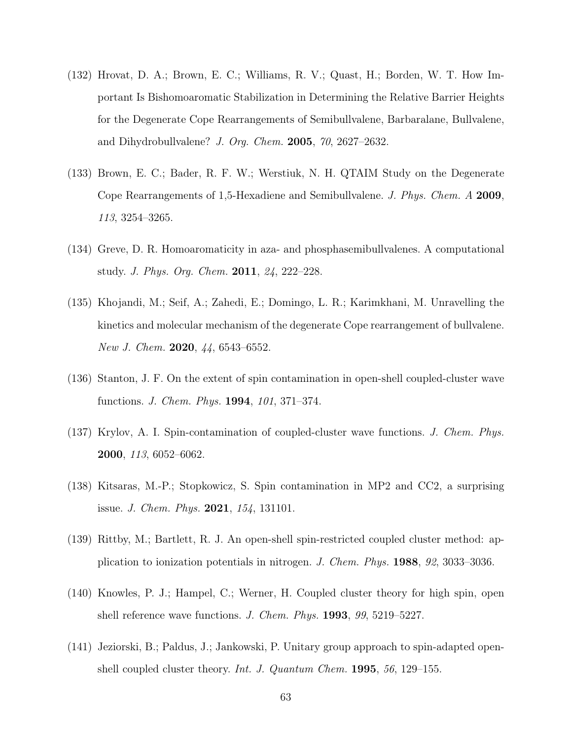(132) Hrovat, D. A.; Brown, E. C.; Williams, R. V.; Quast, H.; Borden, W. T. How Important Is Bishomoaromatic Stabilization in Determining the Relative Barrier Heights for the Degenerate Cope Rearrangements of Semibullvalene, Barbaralane, Bullvalene, and Dihydrobullvalene? *J. Org. Chem.* **2005**, *70*, 2627–2632.

(133) Brown, E. C.; Bader, R. F. W.; Werstiuk, N. H. QTAIM Study on the Degenerate Cope Rearrangements of 1,5-Hexadiene and Semibullvalene. *J. Phys. Chem. A* **2009**, *113*, 3254–3265.

(134) Greve, D. R. Homoaromaticity in aza- and phosphasemibullvalenes. A computational study. *J. Phys. Org. Chem.* **2011**, *24*, 222–228.

(135) Khojandi, M.; Seif, A.; Zahedi, E.; Domingo, L. R.; Karimkhani, M. Unravelling the kinetics and molecular mechanism of the degenerate Cope rearrangement of bullvalene. *New J. Chem.* **2020**, *44*, 6543–6552.

(136) Stanton, J. F. On the extent of spin contamination in open-shell coupled-cluster wave functions. *J. Chem. Phys.* **1994**, *101*, 371–374.

(137) Krylov, A. I. Spin-contamination of coupled-cluster wave functions. *J. Chem. Phys.* **2000**, *113*, 6052–6062.

(138) Kitsaras, M.-P.; Stopkowicz, S. Spin contamination in MP2 and CC2, a surprising issue. *J. Chem. Phys.* **2021**, *154*, 131101.

(139) Rittby, M.; Bartlett, R. J. An open-shell spin-restricted coupled cluster method: application to ionization potentials in nitrogen. *J. Chem. Phys.* **1988**, *92*, 3033–3036.

(140) Knowles, P. J.; Hampel, C.; Werner, H. Coupled cluster theory for high spin, open shell reference wave functions. *J. Chem. Phys.* **1993**, *99*, 5219–5227.

(141) Jeziorski, B.; Paldus, J.; Jankowski, P. Unitary group approach to spin-adapted open-shell coupled cluster theory. *Int. J. Quantum Chem.* **1995**, *56*, 129–155.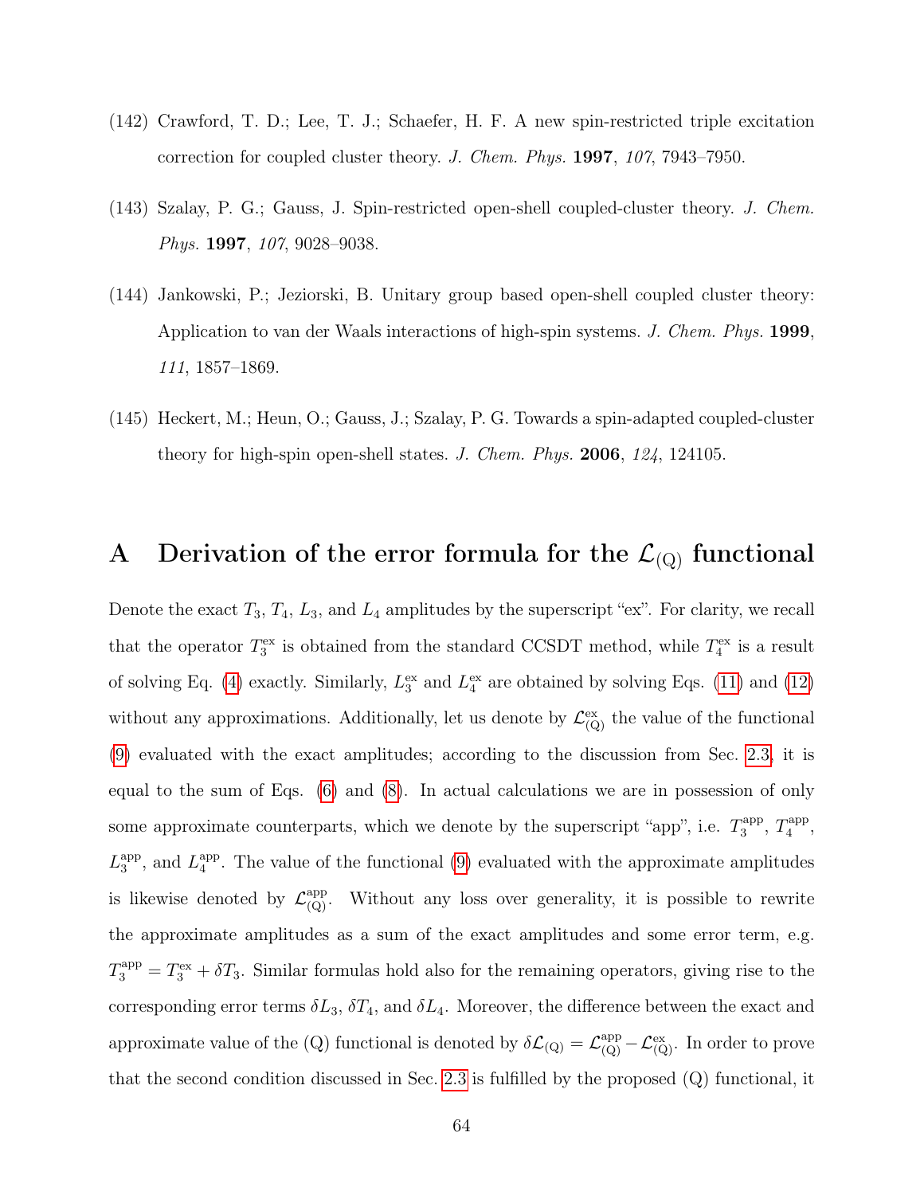(142) Crawford, T. D.; Lee, T. J.; Schaefer, H. F. A new spin-restricted triple excitation correction for coupled cluster theory. *J. Chem. Phys.* **1997**, *107*, 7943–7950.

(143) Szalay, P. G.; Gauss, J. Spin-restricted open-shell coupled-cluster theory. *J. Chem. Phys.* **1997**, *107*, 9028–9038.

(144) Jankowski, P.; Jeziorski, B. Unitary group based open-shell coupled cluster theory: Application to van der Waals interactions of high-spin systems. *J. Chem. Phys.* **1999**, *111*, 1857–1869.

(145) Heckert, M.; Heun, O.; Gauss, J.; Szalay, P. G. Towards a spin-adapted coupled-cluster theory for high-spin open-shell states. *J. Chem. Phys.* **2006**, *124*, 124105.

# A Derivation of the error formula for the $\mathcal{L}_{(\mathrm{Q})}$ functional

Denote the exact $T_3$, $T_4$, $L_3$, and $L_4$ amplitudes by the superscript "ex". For clarity, we recall that the operator $T_3^{\mathrm{ex}}$ is obtained from the standard CCSDT method, while $T_4^{\mathrm{ex}}$ is a result of solving Eq. (4) exactly. Similarly, $L_3^{\mathrm{ex}}$ and $L_4^{\mathrm{ex}}$ are obtained by solving Eqs. (11) and (12) without any approximations. Additionally, let us denote by $\mathcal{L}_{(\mathrm{Q})}^{\mathrm{ex}}$ the value of the functional (9) evaluated with the exact amplitudes; according to the discussion from Sec. 2.3, it is equal to the sum of Eqs. (6) and (8). In actual calculations we are in possession of only some approximate counterparts, which we denote by the superscript "app", i.e. $T_3^{\mathrm{app}}$, $T_4^{\mathrm{app}}$, $L_3^{\mathrm{app}}$, and $L_4^{\mathrm{app}}$. The value of the functional (9) evaluated with the approximate amplitudes is likewise denoted by $\mathcal{L}_{(\mathrm{Q})}^{\mathrm{app}}$. Without any loss over generality, it is possible to rewrite the approximate amplitudes as a sum of the exact amplitudes and some error term, e.g. $T_3^{\mathrm{app}} = T_3^{\mathrm{ex}} + \delta T_3$. Similar formulas hold also for the remaining operators, giving rise to the corresponding error terms $\delta L_3$, $\delta T_4$, and $\delta L_4$. Moreover, the difference between the exact and approximate value of the (Q) functional is denoted by $\delta\mathcal{L}_{(\mathrm{Q})} = \mathcal{L}_{(\mathrm{Q})}^{\mathrm{app}} - \mathcal{L}_{(\mathrm{Q})}^{\mathrm{ex}}$. In order to prove that the second condition discussed in Sec. 2.3 is fulfilled by the proposed (Q) functional, it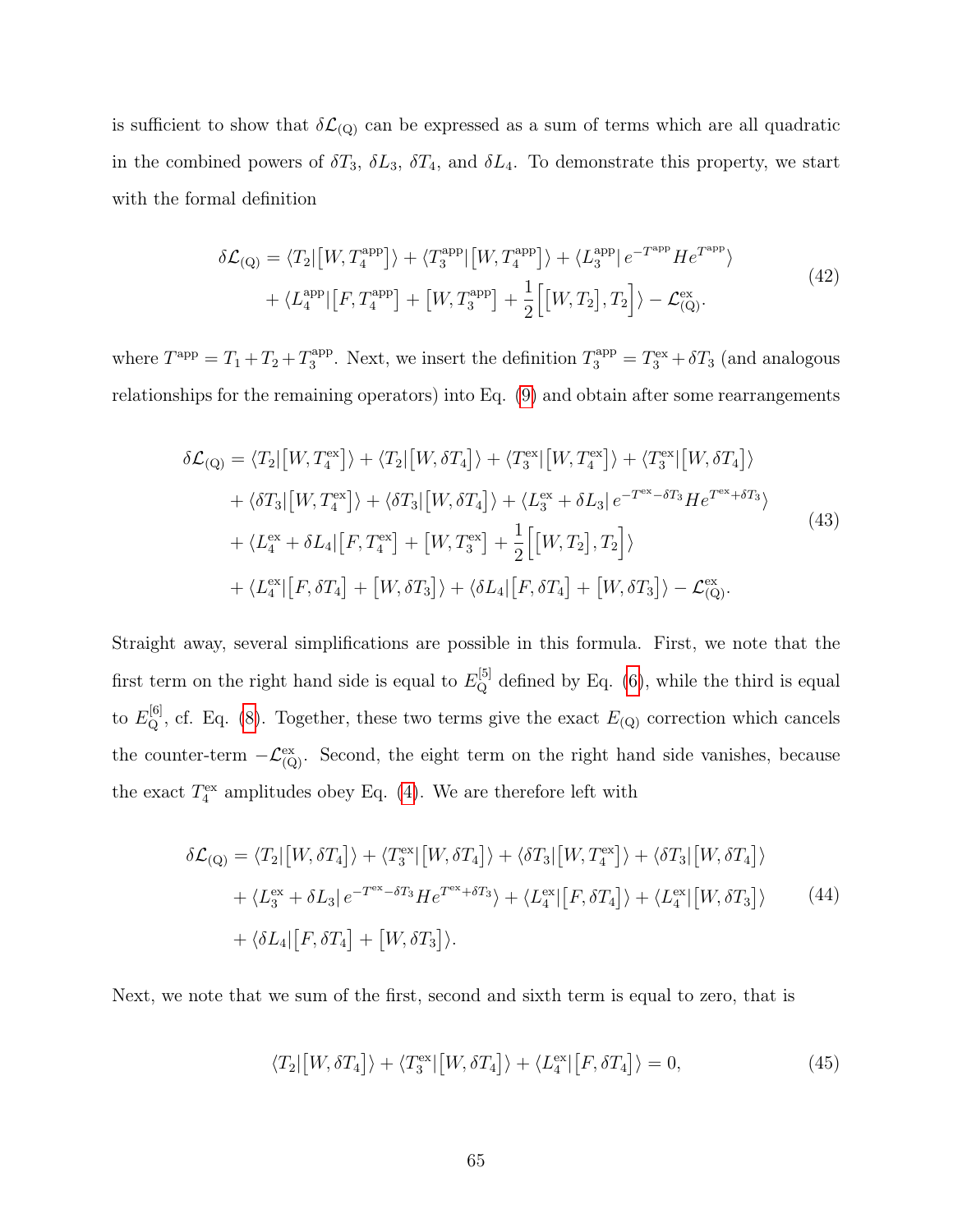is sufficient to show that $\delta\mathcal{L}_{(\mathrm{Q})}$ can be expressed as a sum of terms which are all quadratic in the combined powers of $\delta T_3$, $\delta L_3$, $\delta T_4$, and $\delta L_4$. To demonstrate this property, we start with the formal definition

$$
\begin{aligned}
\delta\mathcal{L}_{(\mathrm{Q})} &= \langle T_2|\big[W, T_4^{\mathrm{app}}\big]\rangle + \langle T_3^{\mathrm{app}}|\big[W, T_4^{\mathrm{app}}\big]\rangle + \langle L_3^{\mathrm{app}}|\, e^{-T^{\mathrm{app}}} H e^{T^{\mathrm{app}}}\rangle \\
&\quad + \langle L_4^{\mathrm{app}}|\big[F, T_4^{\mathrm{app}}\big] + \big[W, T_3^{\mathrm{app}}\big] + \frac{1}{2}\Big[\big[W, T_2\big], T_2\Big]\rangle - \mathcal{L}_{(\mathrm{Q})}^{\mathrm{ex}}.
\end{aligned}
\tag{42}
$$

where $T^{\mathrm{app}} = T_1 + T_2 + T_3^{\mathrm{app}}$. Next, we insert the definition $T_3^{\mathrm{app}} = T_3^{\mathrm{ex}} + \delta T_3$ (and analogous relationships for the remaining operators) into Eq. (9) and obtain after some rearrangements

$$
\begin{aligned}
\delta\mathcal{L}_{(\mathrm{Q})} &= \langle T_2|\big[W, T_4^{\mathrm{ex}}\big]\rangle + \langle T_2|\big[W, \delta T_4\big]\rangle + \langle T_3^{\mathrm{ex}}|\big[W, T_4^{\mathrm{ex}}\big]\rangle + \langle T_3^{\mathrm{ex}}|\big[W, \delta T_4\big]\rangle \\
&\quad + \langle \delta T_3|\big[W, T_4^{\mathrm{ex}}\big]\rangle + \langle \delta T_3|\big[W, \delta T_4\big]\rangle + \langle L_3^{\mathrm{ex}} + \delta L_3|\, e^{-T^{\mathrm{ex}}-\delta T_3} H e^{T^{\mathrm{ex}}+\delta T_3}\rangle \\
&\quad + \langle L_4^{\mathrm{ex}} + \delta L_4|\big[F, T_4^{\mathrm{ex}}\big] + \big[W, T_3^{\mathrm{ex}}\big] + \frac{1}{2}\Big[\big[W, T_2\big], T_2\Big]\rangle \\
&\quad + \langle L_4^{\mathrm{ex}}|\big[F, \delta T_4\big] + \big[W, \delta T_3\big]\rangle + \langle \delta L_4|\big[F, \delta T_4\big] + \big[W, \delta T_3\big]\rangle - \mathcal{L}_{(\mathrm{Q})}^{\mathrm{ex}}.
\end{aligned}
\tag{43}
$$

Straight away, several simplifications are possible in this formula. First, we note that the first term on the right hand side is equal to $E_{\mathrm{Q}}^{[5]}$ defined by Eq. (6), while the third is equal to $E_{\mathrm{Q}}^{[6]}$, cf. Eq. (8). Together, these two terms give the exact $E_{(\mathrm{Q})}$ correction which cancels the counter-term $-\mathcal{L}_{(\mathrm{Q})}^{\mathrm{ex}}$. Second, the eight term on the right hand side vanishes, because the exact $T_4^{\mathrm{ex}}$ amplitudes obey Eq. (4). We are therefore left with

$$
\begin{aligned}
\delta\mathcal{L}_{(\mathrm{Q})} &= \langle T_2|\big[W, \delta T_4\big]\rangle + \langle T_3^{\mathrm{ex}}|\big[W, \delta T_4\big]\rangle + \langle \delta T_3|\big[W, T_4^{\mathrm{ex}}\big]\rangle + \langle \delta T_3|\big[W, \delta T_4\big]\rangle \\
&\quad + \langle L_3^{\mathrm{ex}} + \delta L_3|\, e^{-T^{\mathrm{ex}}-\delta T_3} H e^{T^{\mathrm{ex}}+\delta T_3}\rangle + \langle L_4^{\mathrm{ex}}|\big[F, \delta T_4\big]\rangle + \langle L_4^{\mathrm{ex}}|\big[W, \delta T_3\big]\rangle \\
&\quad + \langle \delta L_4|\big[F, \delta T_4\big] + \big[W, \delta T_3\big]\rangle.
\end{aligned}
\tag{44}
$$

Next, we note that we sum of the first, second and sixth term is equal to zero, that is

$$
\langle T_2|\big[W, \delta T_4\big]\rangle + \langle T_3^{\mathrm{ex}}|\big[W, \delta T_4\big]\rangle + \langle L_4^{\mathrm{ex}}|\big[F, \delta T_4\big]\rangle = 0,
\tag{45}
$$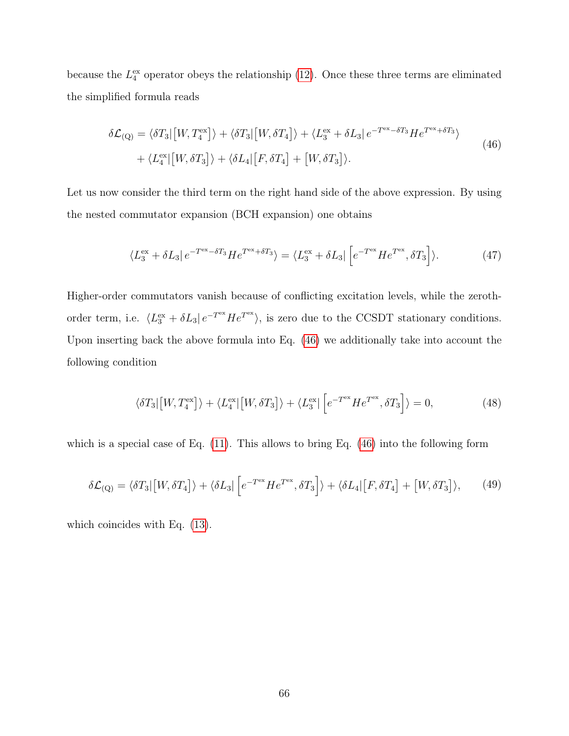because the $L_4^{\text{ex}}$ operator obeys the relationship (12). Once these three terms are eliminated the simplified formula reads

$$
\begin{aligned}
\delta\mathcal{L}_{(\mathrm{Q})} = \langle \delta T_3 | \big[W, T_4^{\text{ex}}\big] \rangle + \langle \delta T_3 | \big[W, \delta T_4\big] \rangle + \langle L_3^{\text{ex}} + \delta L_3 |\, e^{-T^{\text{ex}}-\delta T_3} H e^{T^{\text{ex}}+\delta T_3} \rangle \\
+ \langle L_4^{\text{ex}} | \big[W, \delta T_3\big] \rangle + \langle \delta L_4 | \big[F, \delta T_4\big] + \big[W, \delta T_3\big] \rangle.
\end{aligned}
\tag{46}
$$

Let us now consider the third term on the right hand side of the above expression. By using the nested commutator expansion (BCH expansion) one obtains

$$
\langle L_3^{\text{ex}} + \delta L_3 |\, e^{-T^{\text{ex}}-\delta T_3} H e^{T^{\text{ex}}+\delta T_3} \rangle = \langle L_3^{\text{ex}} + \delta L_3 | \Big[ e^{-T^{\text{ex}}} H e^{T^{\text{ex}}}, \delta T_3 \Big] \rangle.
\tag{47}
$$

Higher-order commutators vanish because of conflicting excitation levels, while the zeroth-order term, i.e. $\langle L_3^{\text{ex}} + \delta L_3 |\, e^{-T^{\text{ex}}} H e^{T^{\text{ex}}} \rangle$, is zero due to the CCSDT stationary conditions. Upon inserting back the above formula into Eq. (46) we additionally take into account the following condition

$$
\langle \delta T_3 | \big[W, T_4^{\text{ex}}\big] \rangle + \langle L_4^{\text{ex}} | \big[W, \delta T_3\big] \rangle + \langle L_3^{\text{ex}} | \Big[ e^{-T^{\text{ex}}} H e^{T^{\text{ex}}}, \delta T_3 \Big] \rangle = 0,
\tag{48}
$$

which is a special case of Eq. (11). This allows to bring Eq. (46) into the following form

$$
\delta\mathcal{L}_{(\mathrm{Q})} = \langle \delta T_3 | \big[W, \delta T_4\big] \rangle + \langle \delta L_3 | \Big[ e^{-T^{\text{ex}}} H e^{T^{\text{ex}}}, \delta T_3 \Big] \rangle + \langle \delta L_4 | \big[F, \delta T_4\big] + \big[W, \delta T_3\big] \rangle,
\tag{49}
$$

which coincides with Eq. (13).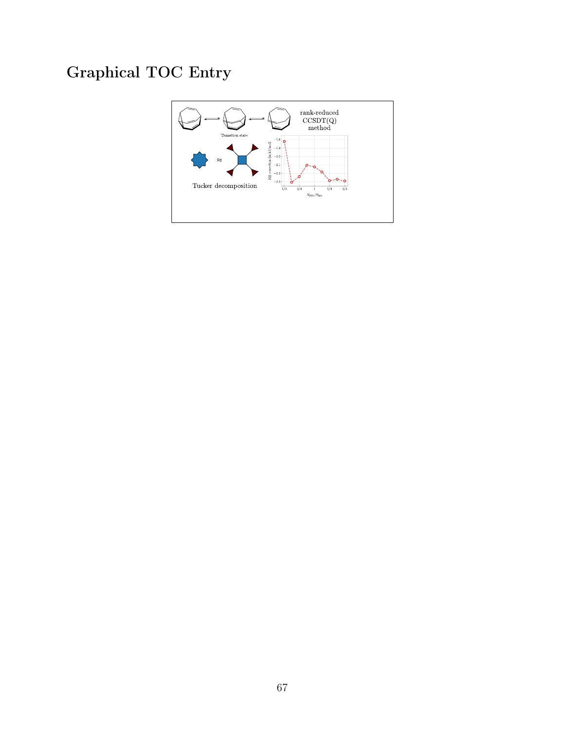# Graphical TOC Entry

Transition state

rank-reduced CCSDT(Q) method

≈

Tucker decomposition

(Q) correction (in kJ/mol)

−1.8

−1.9

−2.0

−2.1

−2.2

−2.3

1/2

3/4

1

5/4

3/2

$N_{\mathrm{OVL}}/N_{\mathrm{MO}}$